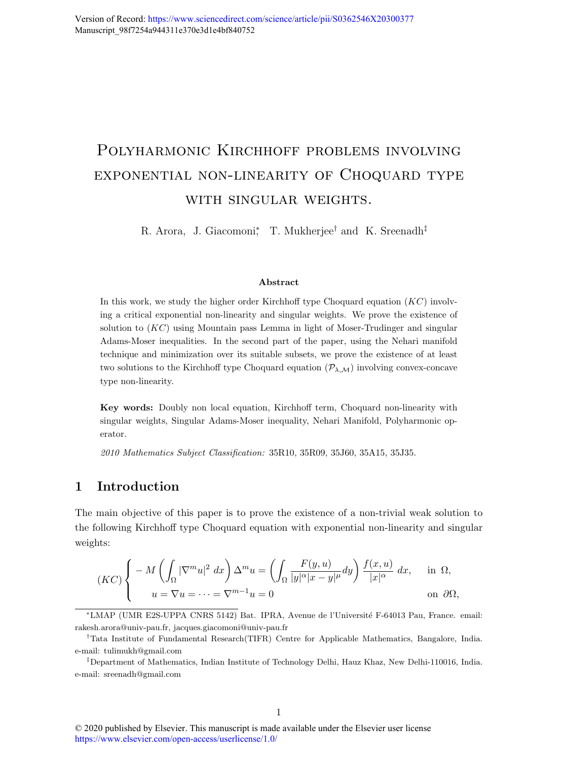# Polyharmonic Kirchhoff problems involving exponential non-linearity of Choquard type with singular weights.

R. Arora, J. Giacomoni[*], T. Mukherjee[†] and K. Sreenadh[‡]

### Abstract

In this work, we study the higher order Kirchhoff type Choquard equation $(KC)$ involving a critical exponential non-linearity and singular weights. We prove the existence of solution to $(KC)$ using Mountain pass Lemma in light of Moser-Trudinger and singular Adams-Moser inequalities. In the second part of the paper, using the Nehari manifold technique and minimization over its suitable subsets, we prove the existence of at least two solutions to the Kirchhoff type Choquard equation $(\mathcal{P}_{\lambda,\mathcal{M}})$ involving convex-concave type non-linearity.

**Key words:** Doubly non local equation, Kirchhoff term, Choquard non-linearity with singular weights, Singular Adams-Moser inequality, Nehari Manifold, Polyharmonic operator.

*2010 Mathematics Subject Classification:* 35R10, 35R09, 35J60, 35A15, 35J35.

## 1 Introduction

The main objective of this paper is to prove the existence of a non-trivial weak solution to the following Kirchhoff type Choquard equation with exponential non-linearity and singular weights:

$$
(KC)\begin{cases} -M\left(\displaystyle\int_\Omega |\nabla^m u|^2\,dx\right)\Delta^m u = \left(\displaystyle\int_\Omega \frac{F(y,u)}{|y|^\alpha|x-y|^\mu}dy\right)\frac{f(x,u)}{|x|^\alpha}\,dx, & \text{in } \Omega,\\ \quad u = \nabla u = \cdots = \nabla^{m-1}u = 0 & \text{on } \partial\Omega, \end{cases}
$$

[*]LMAP (UMR E2S-UPPA CNRS 5142) Bat. IPRA, Avenue de l'Université F-64013 Pau, France. email: rakesh.arora@univ-pau.fr, jacques.giacomoni@univ-pau.fr

[†]Tata Institute of Fundamental Research(TIFR) Centre for Applicable Mathematics, Bangalore, India. e-mail: tulimukh@gmail.com

[‡]Department of Mathematics, Indian Institute of Technology Delhi, Hauz Khaz, New Delhi-110016, India. e-mail: sreenadh@gmail.com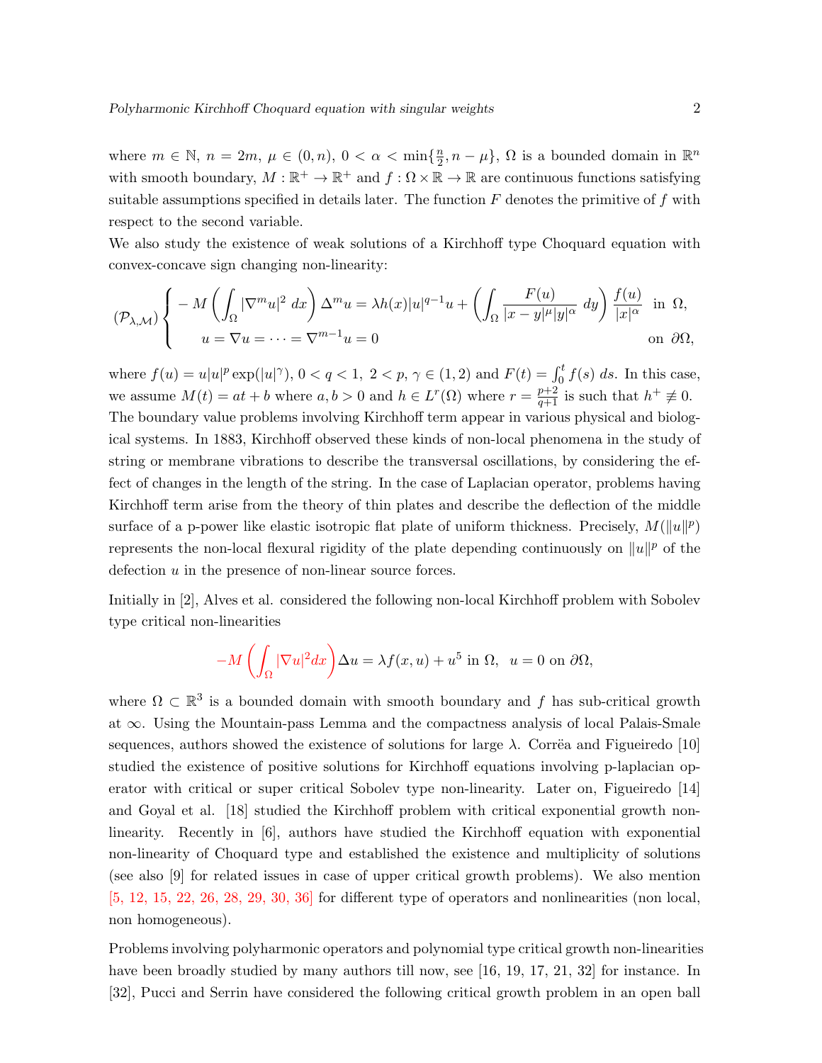where $m \in \mathbb{N}$, $n = 2m$, $\mu \in (0, n)$, $0 < \alpha < \min\{\frac{n}{2}, n - \mu\}$, $\Omega$ is a bounded domain in $\mathbb{R}^n$ with smooth boundary, $M : \mathbb{R}^+ \to \mathbb{R}^+$ and $f : \Omega \times \mathbb{R} \to \mathbb{R}$ are continuous functions satisfying suitable assumptions specified in details later. The function $F$ denotes the primitive of $f$ with respect to the second variable.

We also study the existence of weak solutions of a Kirchhoff type Choquard equation with convex-concave sign changing non-linearity:

$$(\mathcal{P}_{\lambda,\mathcal{M}}) \begin{cases} -M\left(\displaystyle\int_\Omega |\nabla^m u|^2 \, dx\right) \Delta^m u = \lambda h(x)|u|^{q-1}u + \left(\displaystyle\int_\Omega \frac{F(u)}{|x-y|^\mu |y|^\alpha} \, dy\right) \frac{f(u)}{|x|^\alpha} & \text{in } \Omega, \\ \quad u = \nabla u = \cdots = \nabla^{m-1} u = 0 & \text{on } \partial\Omega, \end{cases}$$

where $f(u) = u|u|^p \exp(|u|^\gamma)$, $0 < q < 1$, $2 < p$, $\gamma \in (1, 2)$ and $F(t) = \int_0^t f(s) \, ds$. In this case, we assume $M(t) = at + b$ where $a, b > 0$ and $h \in L^r(\Omega)$ where $r = \frac{p+2}{q+1}$ is such that $h^+ \not\equiv 0$.

The boundary value problems involving Kirchhoff term appear in various physical and biological systems. In 1883, Kirchhoff observed these kinds of non-local phenomena in the study of string or membrane vibrations to describe the transversal oscillations, by considering the effect of changes in the length of the string. In the case of Laplacian operator, problems having Kirchhoff term arise from the theory of thin plates and describe the deflection of the middle surface of a p-power like elastic isotropic flat plate of uniform thickness. Precisely, $M(\|u\|^p)$ represents the non-local flexural rigidity of the plate depending continuously on $\|u\|^p$ of the defection $u$ in the presence of non-linear source forces.

Initially in [2], Alves et al. considered the following non-local Kirchhoff problem with Sobolev type critical non-linearities

$$-M\left(\int_\Omega |\nabla u|^2 dx\right) \Delta u = \lambda f(x, u) + u^5 \text{ in } \Omega, \;\; u = 0 \text{ on } \partial\Omega,$$

where $\Omega \subset \mathbb{R}^3$ is a bounded domain with smooth boundary and $f$ has sub-critical growth at $\infty$. Using the Mountain-pass Lemma and the compactness analysis of local Palais-Smale sequences, authors showed the existence of solutions for large $\lambda$. Corrëa and Figueiredo [10] studied the existence of positive solutions for Kirchhoff equations involving p-laplacian operator with critical or super critical Sobolev type non-linearity. Later on, Figueiredo [14] and Goyal et al. [18] studied the Kirchhoff problem with critical exponential growth non-linearity. Recently in [6], authors have studied the Kirchhoff equation with exponential non-linearity of Choquard type and established the existence and multiplicity of solutions (see also [9] for related issues in case of upper critical growth problems). We also mention [5, 12, 15, 22, 26, 28, 29, 30, 36] for different type of operators and nonlinearities (non local, non homogeneous).

Problems involving polyharmonic operators and polynomial type critical growth non-linearities have been broadly studied by many authors till now, see [16, 19, 17, 21, 32] for instance. In [32], Pucci and Serrin have considered the following critical growth problem in an open ball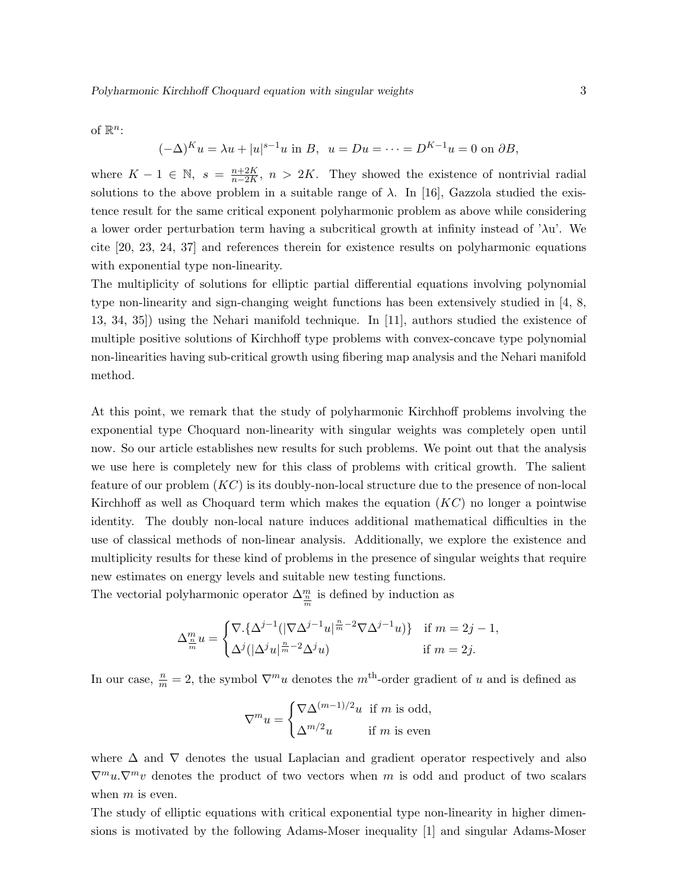of $\mathbb{R}^n$:

$$(-\Delta)^K u = \lambda u + |u|^{s-1}u \text{ in } B, \;\; u = Du = \cdots = D^{K-1}u = 0 \text{ on } \partial B,$$

where $K - 1 \in \mathbb{N}$, $s = \frac{n+2K}{n-2K}$, $n > 2K$. They showed the existence of nontrivial radial solutions to the above problem in a suitable range of $\lambda$. In [16], Gazzola studied the existence result for the same critical exponent polyharmonic problem as above while considering a lower order perturbation term having a subcritical growth at infinity instead of '$\lambda$u'. We cite [20, 23, 24, 37] and references therein for existence results on polyharmonic equations with exponential type non-linearity.

The multiplicity of solutions for elliptic partial differential equations involving polynomial type non-linearity and sign-changing weight functions has been extensively studied in [4, 8, 13, 34, 35]) using the Nehari manifold technique. In [11], authors studied the existence of multiple positive solutions of Kirchhoff type problems with convex-concave type polynomial non-linearities having sub-critical growth using fibering map analysis and the Nehari manifold method.

At this point, we remark that the study of polyharmonic Kirchhoff problems involving the exponential type Choquard non-linearity with singular weights was completely open until now. So our article establishes new results for such problems. We point out that the analysis we use here is completely new for this class of problems with critical growth. The salient feature of our problem $(KC)$ is its doubly-non-local structure due to the presence of non-local Kirchhoff as well as Choquard term which makes the equation $(KC)$ no longer a pointwise identity. The doubly non-local nature induces additional mathematical difficulties in the use of classical methods of non-linear analysis. Additionally, we explore the existence and multiplicity results for these kind of problems in the presence of singular weights that require new estimates on energy levels and suitable new testing functions.

The vectorial polyharmonic operator $\Delta^m_{\frac{n}{m}}$ is defined by induction as

$$\Delta^m_{\frac{n}{m}} u = \begin{cases} \nabla.\{\Delta^{j-1}(|\nabla\Delta^{j-1}u|^{\frac{n}{m}-2}\nabla\Delta^{j-1}u)\} & \text{if } m = 2j-1, \\ \Delta^j(|\Delta^j u|^{\frac{n}{m}-2}\Delta^j u) & \text{if } m = 2j. \end{cases}$$

In our case, $\frac{n}{m} = 2$, the symbol $\nabla^m u$ denotes the $m^{\text{th}}$-order gradient of $u$ and is defined as

$$\nabla^m u = \begin{cases} \nabla\Delta^{(m-1)/2}u & \text{if } m \text{ is odd,} \\ \Delta^{m/2}u & \text{if } m \text{ is even} \end{cases}$$

where $\Delta$ and $\nabla$ denotes the usual Laplacian and gradient operator respectively and also $\nabla^m u.\nabla^m v$ denotes the product of two vectors when $m$ is odd and product of two scalars when $m$ is even.

The study of elliptic equations with critical exponential type non-linearity in higher dimensions is motivated by the following Adams-Moser inequality [1] and singular Adams-Moser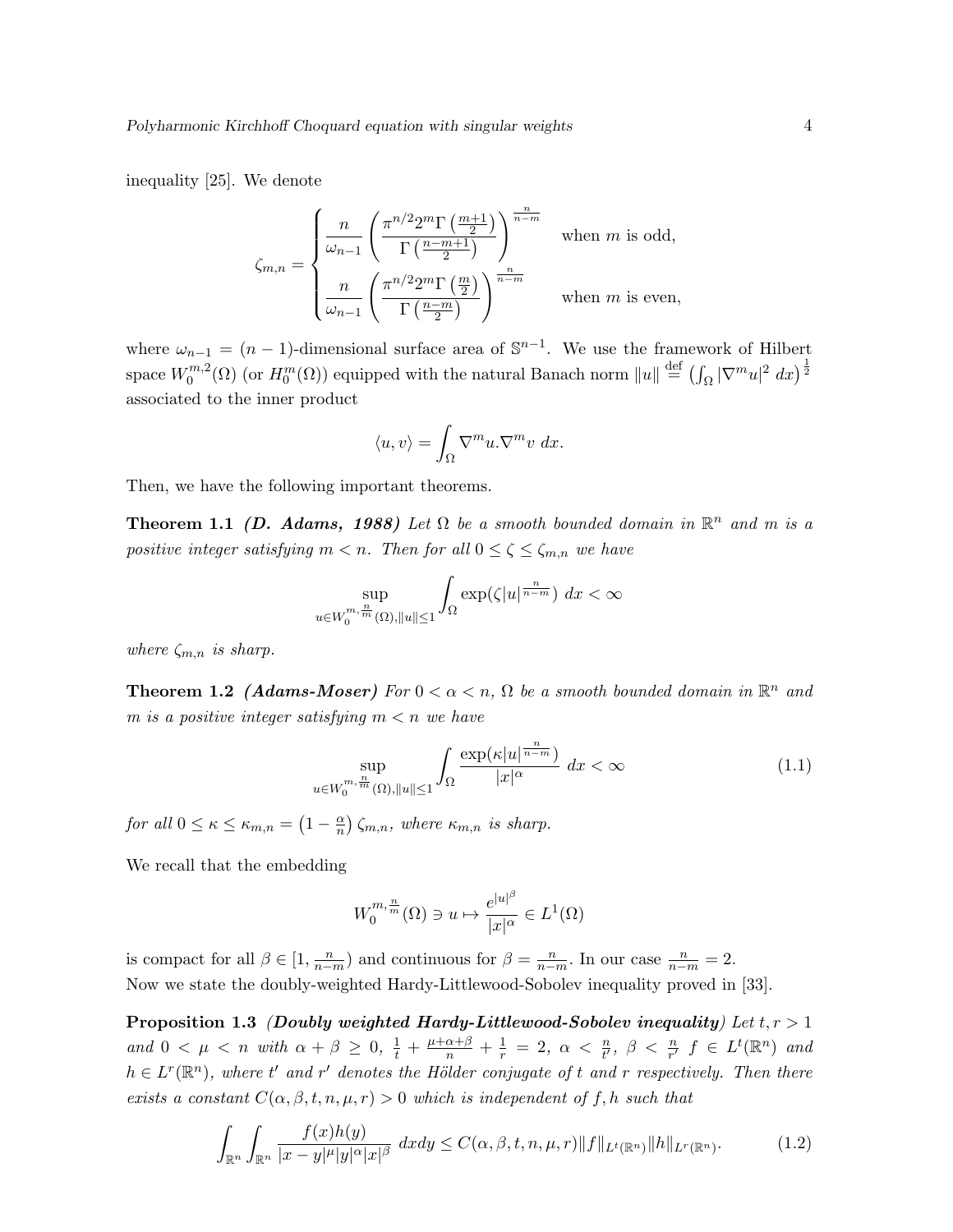inequality [25]. We denote

$$
\zeta_{m,n} = \begin{cases} \dfrac{n}{\omega_{n-1}} \left( \dfrac{\pi^{n/2} 2^m \Gamma\left(\frac{m+1}{2}\right)}{\Gamma\left(\frac{n-m+1}{2}\right)} \right)^{\frac{n}{n-m}} & \text{when } m \text{ is odd,} \\ \dfrac{n}{\omega_{n-1}} \left( \dfrac{\pi^{n/2} 2^m \Gamma\left(\frac{m}{2}\right)}{\Gamma\left(\frac{n-m}{2}\right)} \right)^{\frac{n}{n-m}} & \text{when } m \text{ is even,} \end{cases}
$$

where $\omega_{n-1} = (n-1)$-dimensional surface area of $\mathbb{S}^{n-1}$. We use the framework of Hilbert space $W_0^{m,2}(\Omega)$ (or $H_0^m(\Omega)$) equipped with the natural Banach norm $\|u\| \overset{\text{def}}{=} \left( \int_\Omega |\nabla^m u|^2 \, dx \right)^{\frac{1}{2}}$ associated to the inner product

$$
\langle u, v \rangle = \int_\Omega \nabla^m u . \nabla^m v \; dx.
$$

Then, we have the following important theorems.

**Theorem 1.1** ***(D. Adams, 1988)*** *Let $\Omega$ be a smooth bounded domain in $\mathbb{R}^n$ and $m$ is a positive integer satisfying $m < n$. Then for all $0 \le \zeta \le \zeta_{m,n}$ we have*

$$
\sup_{u \in W_0^{m,\frac{n}{m}}(\Omega), \|u\| \le 1} \int_\Omega \exp(\zeta |u|^{\frac{n}{n-m}}) \; dx < \infty
$$

*where $\zeta_{m,n}$ is sharp.*

**Theorem 1.2** ***(Adams-Moser)*** *For $0 < \alpha < n$, $\Omega$ be a smooth bounded domain in $\mathbb{R}^n$ and $m$ is a positive integer satisfying $m < n$ we have*

$$
\sup_{u \in W_0^{m,\frac{n}{m}}(\Omega), \|u\| \le 1} \int_\Omega \frac{\exp(\kappa |u|^{\frac{n}{n-m}})}{|x|^\alpha} \; dx < \infty \tag{1.1}
$$

*for all $0 \le \kappa \le \kappa_{m,n} = \left(1 - \frac{\alpha}{n}\right) \zeta_{m,n}$, where $\kappa_{m,n}$ is sharp.*

We recall that the embedding

$$
W_0^{m,\frac{n}{m}}(\Omega) \ni u \mapsto \frac{e^{|u|^\beta}}{|x|^\alpha} \in L^1(\Omega)
$$

is compact for all $\beta \in [1, \frac{n}{n-m})$ and continuous for $\beta = \frac{n}{n-m}$. In our case $\frac{n}{n-m} = 2$.
Now we state the doubly-weighted Hardy-Littlewood-Sobolev inequality proved in [33].

**Proposition 1.3** ***(Doubly weighted Hardy-Littlewood-Sobolev inequality)*** *Let $t, r > 1$ and $0 < \mu < n$ with $\alpha + \beta \ge 0$, $\frac{1}{t} + \frac{\mu + \alpha + \beta}{n} + \frac{1}{r} = 2$, $\alpha < \frac{n}{t'}$, $\beta < \frac{n}{r'}$ $f \in L^t(\mathbb{R}^n)$ and $h \in L^r(\mathbb{R}^n)$, where $t'$ and $r'$ denotes the Hölder conjugate of $t$ and $r$ respectively. Then there exists a constant $C(\alpha, \beta, t, n, \mu, r) > 0$ which is independent of $f, h$ such that*

$$
\int_{\mathbb{R}^n} \int_{\mathbb{R}^n} \frac{f(x) h(y)}{|x - y|^\mu |y|^\alpha |x|^\beta} \; dx dy \le C(\alpha, \beta, t, n, \mu, r) \|f\|_{L^t(\mathbb{R}^n)} \|h\|_{L^r(\mathbb{R}^n)}. \tag{1.2}
$$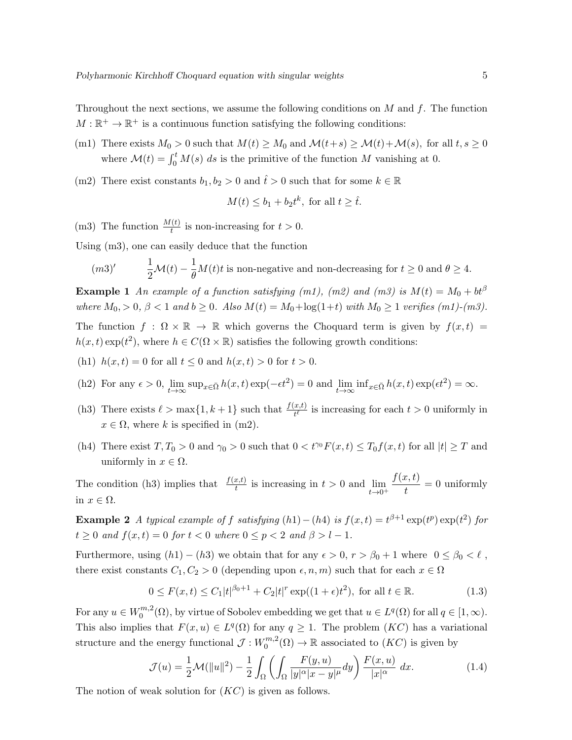Throughout the next sections, we assume the following conditions on $M$ and $f$. The function $M : \mathbb{R}^+ \to \mathbb{R}^+$ is a continuous function satisfying the following conditions:

(m1) There exists $M_0 > 0$ such that $M(t) \geq M_0$ and $\mathcal{M}(t+s) \geq \mathcal{M}(t) + \mathcal{M}(s)$, for all $t, s \geq 0$ where $\mathcal{M}(t) = \int_0^t M(s)\, ds$ is the primitive of the function $M$ vanishing at 0.

(m2) There exist constants $b_1, b_2 > 0$ and $\hat{t} > 0$ such that for some $k \in \mathbb{R}$

$$M(t) \leq b_1 + b_2 t^k, \text{ for all } t \geq \hat{t}.$$

(m3) The function $\frac{M(t)}{t}$ is non-increasing for $t > 0$.

Using (m3), one can easily deduce that the function

$$(m3)' \qquad \frac{1}{2}\mathcal{M}(t) - \frac{1}{\theta} M(t)t \text{ is non-negative and non-decreasing for } t \geq 0 \text{ and } \theta \geq 4.$$

**Example 1** *An example of a function satisfying (m1), (m2) and (m3) is $M(t) = M_0 + bt^\beta$ where $M_0, > 0$, $\beta < 1$ and $b \geq 0$. Also $M(t) = M_0 + \log(1+t)$ with $M_0 \geq 1$ verifies (m1)-(m3).*

The function $f : \Omega \times \mathbb{R} \to \mathbb{R}$ which governs the Choquard term is given by $f(x,t) = h(x,t)\exp(t^2)$, where $h \in C(\Omega \times \mathbb{R})$ satisfies the following growth conditions:

(h1) $h(x,t) = 0$ for all $t \leq 0$ and $h(x,t) > 0$ for $t > 0$.

(h2) For any $\epsilon > 0$, $\lim\limits_{t\to\infty} \sup_{x\in\bar{\Omega}} h(x,t)\exp(-\epsilon t^2) = 0$ and $\lim\limits_{t\to\infty} \inf_{x\in\bar{\Omega}} h(x,t)\exp(\epsilon t^2) = \infty$.

(h3) There exists $\ell > \max\{1, k+1\}$ such that $\frac{f(x,t)}{t^\ell}$ is increasing for each $t > 0$ uniformly in $x \in \Omega$, where $k$ is specified in (m2).

(h4) There exist $T, T_0 > 0$ and $\gamma_0 > 0$ such that $0 < t^{\gamma_0} F(x,t) \leq T_0 f(x,t)$ for all $|t| \geq T$ and uniformly in $x \in \Omega$.

The condition (h3) implies that $\frac{f(x,t)}{t}$ is increasing in $t > 0$ and $\lim\limits_{t\to 0^+} \dfrac{f(x,t)}{t} = 0$ uniformly in $x \in \Omega$.

**Example 2** *A typical example of $f$ satisfying $(h1)-(h4)$ is $f(x,t) = t^{\beta+1}\exp(t^p)\exp(t^2)$ for $t \geq 0$ and $f(x,t) = 0$ for $t < 0$ where $0 \leq p < 2$ and $\beta > l - 1$.*

Furthermore, using $(h1)-(h3)$ we obtain that for any $\epsilon > 0$, $r > \beta_0 + 1$ where $0 \leq \beta_0 < \ell$ , there exist constants $C_1, C_2 > 0$ (depending upon $\epsilon, n, m$) such that for each $x \in \Omega$

$$0 \leq F(x,t) \leq C_1|t|^{\beta_0+1} + C_2|t|^r \exp((1+\epsilon)t^2), \text{ for all } t \in \mathbb{R}. \tag{1.3}$$

For any $u \in W_0^{m,2}(\Omega)$, by virtue of Sobolev embedding we get that $u \in L^q(\Omega)$ for all $q \in [1,\infty)$. This also implies that $F(x,u) \in L^q(\Omega)$ for any $q \geq 1$. The problem $(KC)$ has a variational structure and the energy functional $\mathcal{J} : W_0^{m,2}(\Omega) \to \mathbb{R}$ associated to $(KC)$ is given by

$$\mathcal{J}(u) = \frac{1}{2}\mathcal{M}(\|u\|^2) - \frac{1}{2}\int_\Omega \left( \int_\Omega \frac{F(y,u)}{|y|^\alpha |x-y|^\mu} dy \right) \frac{F(x,u)}{|x|^\alpha}\, dx. \tag{1.4}$$

The notion of weak solution for $(KC)$ is given as follows.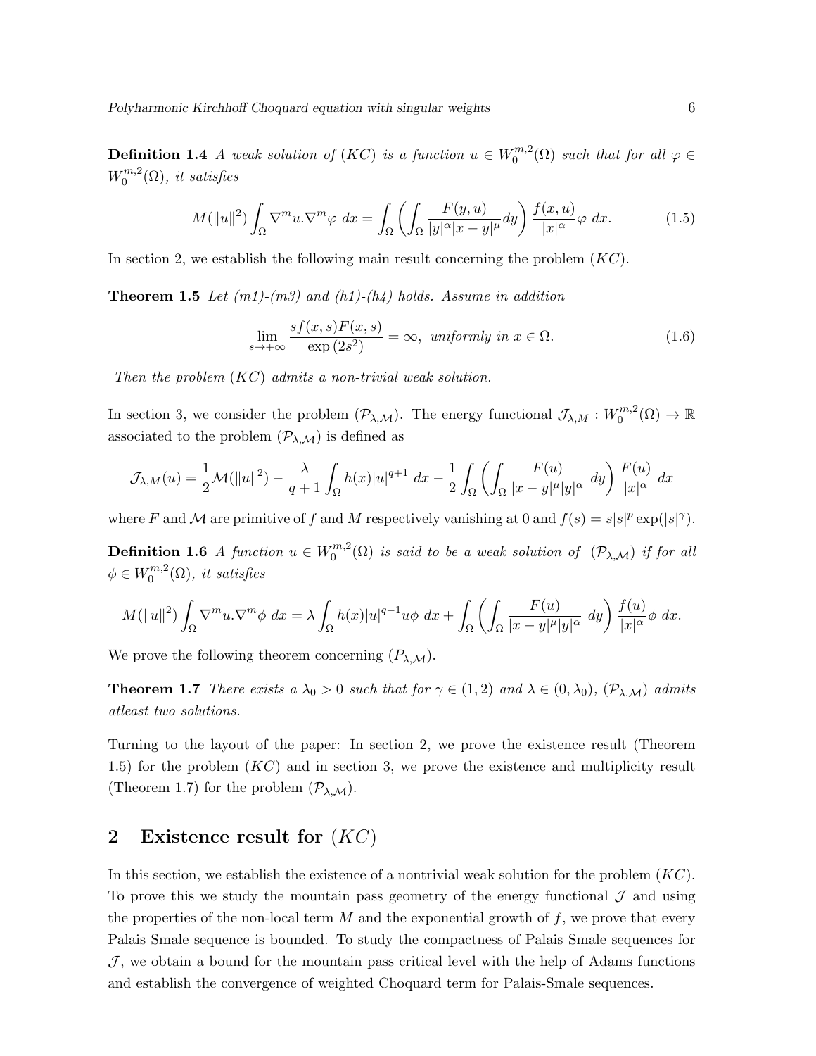**Definition 1.4** *A weak solution of $(KC)$ is a function $u \in W_0^{m,2}(\Omega)$ such that for all $\varphi \in W_0^{m,2}(\Omega)$, it satisfies*

$$M(\|u\|^2) \int_\Omega \nabla^m u.\nabla^m \varphi \; dx = \int_\Omega \left( \int_\Omega \frac{F(y,u)}{|y|^\alpha |x-y|^\mu} dy \right) \frac{f(x,u)}{|x|^\alpha} \varphi \; dx. \tag{1.5}$$

In section 2, we establish the following main result concerning the problem $(KC)$.

**Theorem 1.5** *Let (m1)-(m3) and (h1)-(h4) holds. Assume in addition*

$$\lim_{s \to +\infty} \frac{s f(x,s) F(x,s)}{\exp{(2s^2)}} = \infty, \; \text{uniformly in } x \in \overline{\Omega}. \tag{1.6}$$

*Then the problem $(KC)$ admits a non-trivial weak solution.*

In section 3, we consider the problem $(\mathcal{P}_{\lambda,\mathcal{M}})$. The energy functional $\mathcal{J}_{\lambda,M} : W_0^{m,2}(\Omega) \to \mathbb{R}$ associated to the problem $(\mathcal{P}_{\lambda,\mathcal{M}})$ is defined as

$$\mathcal{J}_{\lambda,M}(u) = \frac{1}{2}\mathcal{M}(\|u\|^2) - \frac{\lambda}{q+1}\int_\Omega h(x)|u|^{q+1} \; dx - \frac{1}{2}\int_\Omega \left( \int_\Omega \frac{F(u)}{|x-y|^\mu |y|^\alpha} \; dy \right) \frac{F(u)}{|x|^\alpha} \; dx$$

where $F$ and $\mathcal{M}$ are primitive of $f$ and $M$ respectively vanishing at 0 and $f(s) = s|s|^p \exp(|s|^\gamma)$.

**Definition 1.6** *A function $u \in W_0^{m,2}(\Omega)$ is said to be a weak solution of $(\mathcal{P}_{\lambda,\mathcal{M}})$ if for all $\phi \in W_0^{m,2}(\Omega)$, it satisfies*

$$M(\|u\|^2) \int_\Omega \nabla^m u.\nabla^m \phi \; dx = \lambda \int_\Omega h(x)|u|^{q-1}u\phi \; dx + \int_\Omega \left( \int_\Omega \frac{F(u)}{|x-y|^\mu |y|^\alpha} \; dy \right) \frac{f(u)}{|x|^\alpha} \phi \; dx.$$

We prove the following theorem concerning $(P_{\lambda,\mathcal{M}})$.

**Theorem 1.7** *There exists a $\lambda_0 > 0$ such that for $\gamma \in (1,2)$ and $\lambda \in (0, \lambda_0)$, $(\mathcal{P}_{\lambda,\mathcal{M}})$ admits atleast two solutions.*

Turning to the layout of the paper: In section 2, we prove the existence result (Theorem 1.5) for the problem $(KC)$ and in section 3, we prove the existence and multiplicity result (Theorem 1.7) for the problem $(\mathcal{P}_{\lambda,\mathcal{M}})$.

## 2 Existence result for $(KC)$

In this section, we establish the existence of a nontrivial weak solution for the problem $(KC)$. To prove this we study the mountain pass geometry of the energy functional $\mathcal{J}$ and using the properties of the non-local term $M$ and the exponential growth of $f$, we prove that every Palais Smale sequence is bounded. To study the compactness of Palais Smale sequences for $\mathcal{J}$, we obtain a bound for the mountain pass critical level with the help of Adams functions and establish the convergence of weighted Choquard term for Palais-Smale sequences.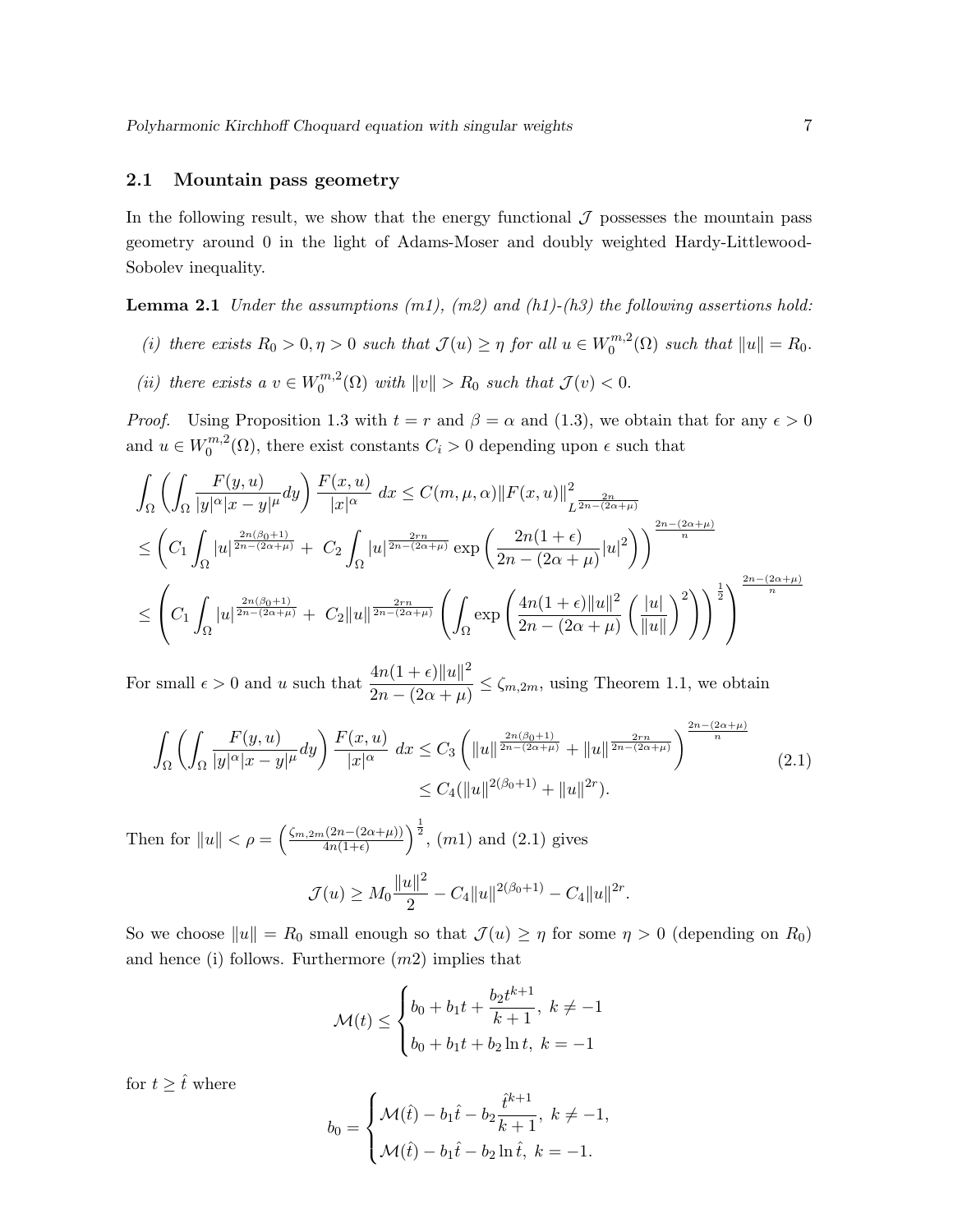### 2.1 Mountain pass geometry

In the following result, we show that the energy functional $\mathcal{J}$ possesses the mountain pass geometry around 0 in the light of Adams-Moser and doubly weighted Hardy-Littlewood-Sobolev inequality.

**Lemma 2.1** *Under the assumptions (m1), (m2) and (h1)-(h3) the following assertions hold:*

*(i) there exists $R_0 > 0, \eta > 0$ such that $\mathcal{J}(u) \geq \eta$ for all $u \in W_0^{m,2}(\Omega)$ such that $\|u\| = R_0$.*

*(ii) there exists a $v \in W_0^{m,2}(\Omega)$ with $\|v\| > R_0$ such that $\mathcal{J}(v) < 0$.*

*Proof.* Using Proposition 1.3 with $t = r$ and $\beta = \alpha$ and (1.3), we obtain that for any $\epsilon > 0$ and $u \in W_0^{m,2}(\Omega)$, there exist constants $C_i > 0$ depending upon $\epsilon$ such that

$$
\begin{aligned}
&\int_\Omega \left( \int_\Omega \frac{F(y,u)}{|y|^\alpha |x-y|^\mu} dy \right) \frac{F(x,u)}{|x|^\alpha} \, dx \leq C(m,\mu,\alpha) \|F(x,u)\|^2_{L^{\frac{2n}{2n-(2\alpha+\mu)}}} \\
&\leq \left( C_1 \int_\Omega |u|^{\frac{2n(\beta_0+1)}{2n-(2\alpha+\mu)}} + \; C_2 \int_\Omega |u|^{\frac{2rn}{2n-(2\alpha+\mu)}} \exp\left( \frac{2n(1+\epsilon)}{2n-(2\alpha+\mu)} |u|^2 \right) \right)^{\frac{2n-(2\alpha+\mu)}{n}} \\
&\leq \left( C_1 \int_\Omega |u|^{\frac{2n(\beta_0+1)}{2n-(2\alpha+\mu)}} + \; C_2 \|u\|^{\frac{2rn}{2n-(2\alpha+\mu)}} \left( \int_\Omega \exp\left( \frac{4n(1+\epsilon)\|u\|^2}{2n-(2\alpha+\mu)} \left( \frac{|u|}{\|u\|} \right)^2 \right) \right)^{\frac{1}{2}} \right)^{\frac{2n-(2\alpha+\mu)}{n}}
\end{aligned}
$$

For small $\epsilon > 0$ and $u$ such that $\dfrac{4n(1+\epsilon)\|u\|^2}{2n-(2\alpha+\mu)} \leq \zeta_{m,2m}$, using Theorem 1.1, we obtain

$$
\begin{aligned}
\int_\Omega \left( \int_\Omega \frac{F(y,u)}{|y|^\alpha |x-y|^\mu} dy \right) \frac{F(x,u)}{|x|^\alpha} \, dx &\leq C_3 \left( \|u\|^{\frac{2n(\beta_0+1)}{2n-(2\alpha+\mu)}} + \|u\|^{\frac{2rn}{2n-(2\alpha+\mu)}} \right)^{\frac{2n-(2\alpha+\mu)}{n}} \\
&\leq C_4 (\|u\|^{2(\beta_0+1)} + \|u\|^{2r}).
\end{aligned} \tag{2.1}
$$

Then for $\|u\| < \rho = \left( \frac{\zeta_{m,2m}(2n-(2\alpha+\mu))}{4n(1+\epsilon)} \right)^{\frac{1}{2}}$, $(m1)$ and (2.1) gives

$$
\mathcal{J}(u) \geq M_0 \frac{\|u\|^2}{2} - C_4 \|u\|^{2(\beta_0+1)} - C_4 \|u\|^{2r}.
$$

So we choose $\|u\| = R_0$ small enough so that $\mathcal{J}(u) \geq \eta$ for some $\eta > 0$ (depending on $R_0$) and hence (i) follows. Furthermore $(m2)$ implies that

$$
\mathcal{M}(t) \leq \begin{cases} b_0 + b_1 t + \dfrac{b_2 t^{k+1}}{k+1}, \; k \neq -1 \\ b_0 + b_1 t + b_2 \ln t, \; k = -1 \end{cases}
$$

for $t \geq \hat{t}$ where

$$
b_0 = \begin{cases} \mathcal{M}(\hat{t}) - b_1 \hat{t} - b_2 \dfrac{\hat{t}^{k+1}}{k+1}, \; k \neq -1, \\ \mathcal{M}(\hat{t}) - b_1 \hat{t} - b_2 \ln \hat{t}, \; k = -1. \end{cases}
$$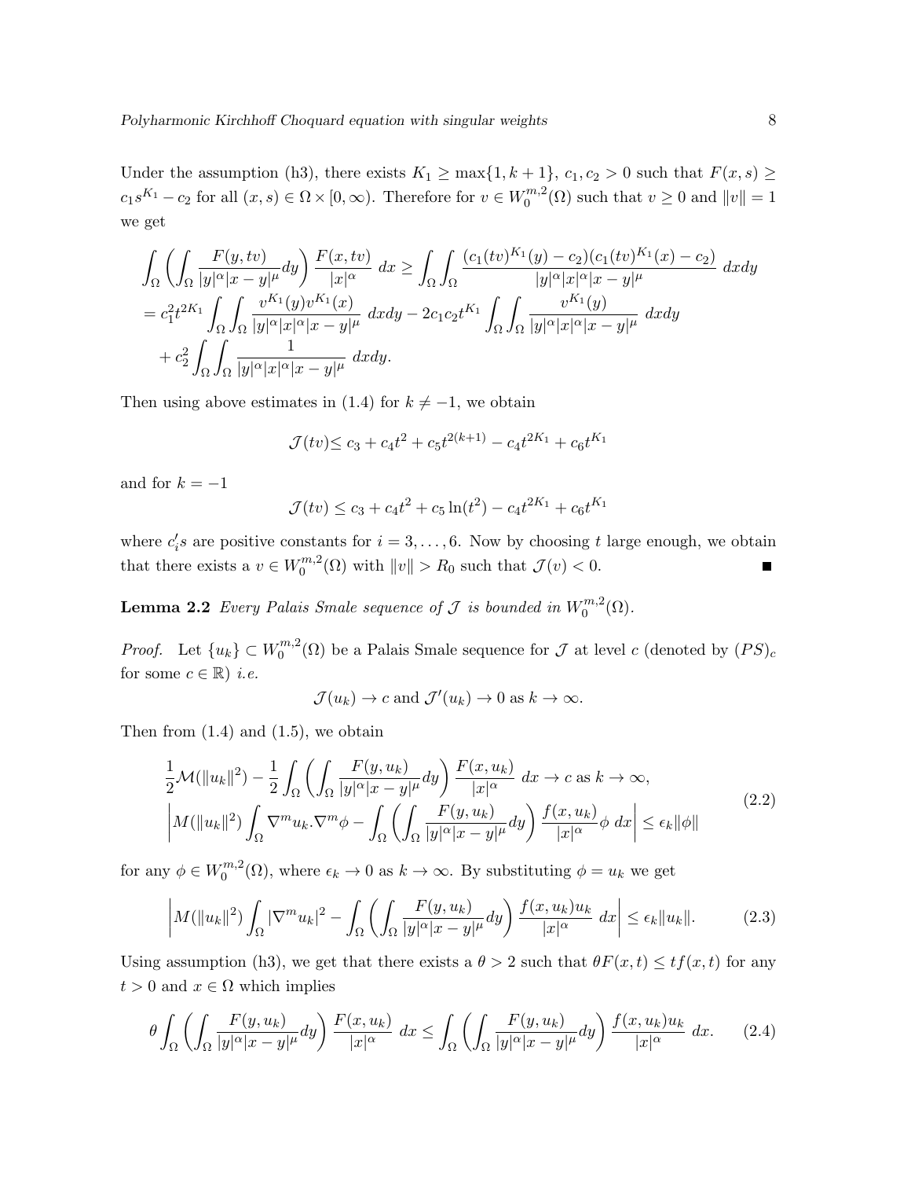Under the assumption (h3), there exists $K_1 \geq \max\{1, k+1\}$, $c_1, c_2 > 0$ such that $F(x,s) \geq c_1 s^{K_1} - c_2$ for all $(x,s) \in \Omega \times [0,\infty)$. Therefore for $v \in W_0^{m,2}(\Omega)$ such that $v \geq 0$ and $\|v\| = 1$ we get

$$
\begin{aligned}
&\int_\Omega \left( \int_\Omega \frac{F(y,tv)}{|y|^\alpha |x-y|^\mu} dy \right) \frac{F(x,tv)}{|x|^\alpha} \, dx \geq \int_\Omega \int_\Omega \frac{(c_1 (tv)^{K_1}(y) - c_2)(c_1 (tv)^{K_1}(x) - c_2)}{|y|^\alpha |x|^\alpha |x-y|^\mu} \, dxdy \\
&= c_1^2 t^{2K_1} \int_\Omega \int_\Omega \frac{v^{K_1}(y) v^{K_1}(x)}{|y|^\alpha |x|^\alpha |x-y|^\mu} \, dxdy - 2c_1 c_2 t^{K_1} \int_\Omega \int_\Omega \frac{v^{K_1}(y)}{|y|^\alpha |x|^\alpha |x-y|^\mu} \, dxdy \\
&\quad + c_2^2 \int_\Omega \int_\Omega \frac{1}{|y|^\alpha |x|^\alpha |x-y|^\mu} \, dxdy.
\end{aligned}
$$

Then using above estimates in (1.4) for $k \neq -1$, we obtain

$$
\mathcal{J}(tv) \leq c_3 + c_4 t^2 + c_5 t^{2(k+1)} - c_4 t^{2K_1} + c_6 t^{K_1}
$$

and for $k = -1$

$$
\mathcal{J}(tv) \leq c_3 + c_4 t^2 + c_5 \ln(t^2) - c_4 t^{2K_1} + c_6 t^{K_1}
$$

where $c_i's$ are positive constants for $i = 3, \ldots, 6$. Now by choosing $t$ large enough, we obtain that there exists a $v \in W_0^{m,2}(\Omega)$ with $\|v\| > R_0$ such that $\mathcal{J}(v) < 0$. ■

**Lemma 2.2** *Every Palais Smale sequence of $\mathcal{J}$ is bounded in $W_0^{m,2}(\Omega)$.*

*Proof.* Let $\{u_k\} \subset W_0^{m,2}(\Omega)$ be a Palais Smale sequence for $\mathcal{J}$ at level $c$ (denoted by $(PS)_c$ for some $c \in \mathbb{R}$) *i.e.*

$$
\mathcal{J}(u_k) \to c \text{ and } \mathcal{J}'(u_k) \to 0 \text{ as } k \to \infty.
$$

Then from (1.4) and (1.5), we obtain

$$
\begin{aligned}
&\frac{1}{2}\mathcal{M}(\|u_k\|^2) - \frac{1}{2}\int_\Omega \left( \int_\Omega \frac{F(y,u_k)}{|y|^\alpha |x-y|^\mu} dy \right) \frac{F(x,u_k)}{|x|^\alpha} \, dx \to c \text{ as } k \to \infty, \\
&\left| M(\|u_k\|^2) \int_\Omega \nabla^m u_k . \nabla^m \phi - \int_\Omega \left( \int_\Omega \frac{F(y,u_k)}{|y|^\alpha |x-y|^\mu} dy \right) \frac{f(x,u_k)}{|x|^\alpha} \phi \, dx \right| \leq \epsilon_k \|\phi\|
\end{aligned}
\tag{2.2}
$$

for any $\phi \in W_0^{m,2}(\Omega)$, where $\epsilon_k \to 0$ as $k \to \infty$. By substituting $\phi = u_k$ we get

$$
\left| M(\|u_k\|^2) \int_\Omega |\nabla^m u_k|^2 - \int_\Omega \left( \int_\Omega \frac{F(y,u_k)}{|y|^\alpha |x-y|^\mu} dy \right) \frac{f(x,u_k) u_k}{|x|^\alpha} \, dx \right| \leq \epsilon_k \|u_k\|. \tag{2.3}
$$

Using assumption (h3), we get that there exists a $\theta > 2$ such that $\theta F(x,t) \leq t f(x,t)$ for any $t > 0$ and $x \in \Omega$ which implies

$$
\theta \int_\Omega \left( \int_\Omega \frac{F(y,u_k)}{|y|^\alpha |x-y|^\mu} dy \right) \frac{F(x,u_k)}{|x|^\alpha} \, dx \leq \int_\Omega \left( \int_\Omega \frac{F(y,u_k)}{|y|^\alpha |x-y|^\mu} dy \right) \frac{f(x,u_k) u_k}{|x|^\alpha} \, dx. \tag{2.4}
$$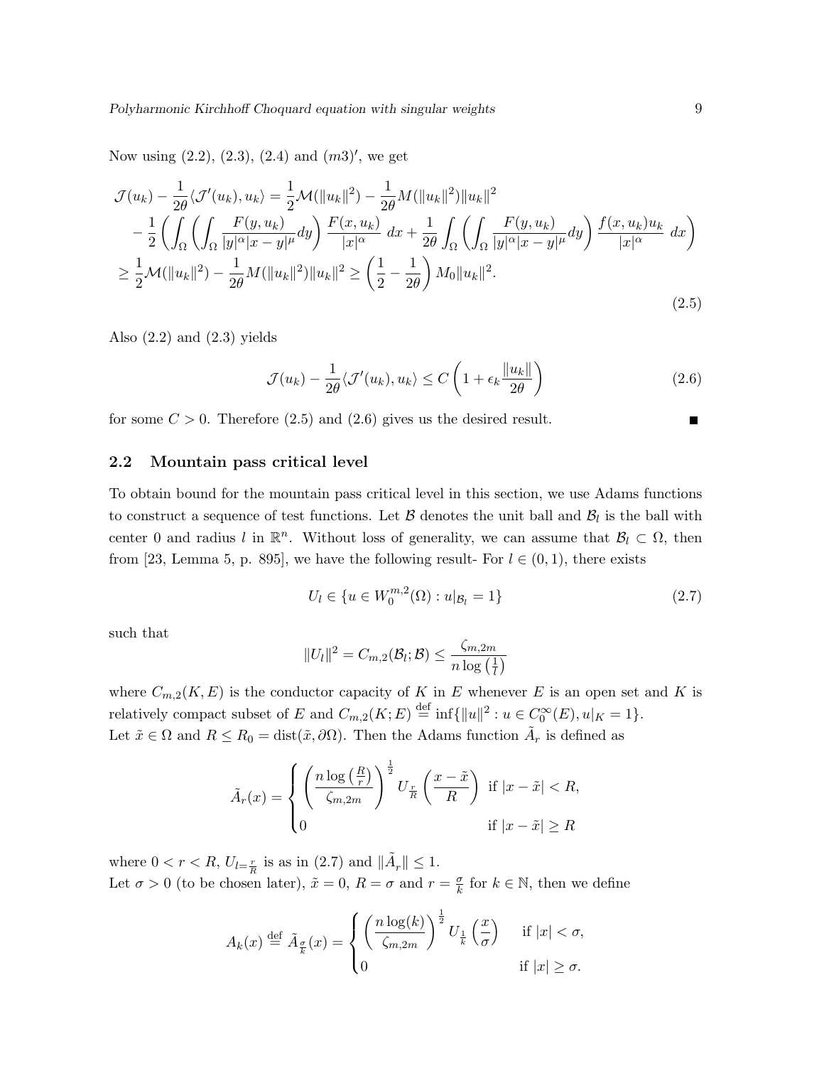Now using (2.2), (2.3), (2.4) and $(m3)'$, we get

$$
\begin{aligned}
&\mathcal{J}(u_k) - \frac{1}{2\theta}\langle \mathcal{J}'(u_k), u_k\rangle = \frac{1}{2}\mathcal{M}(\|u_k\|^2) - \frac{1}{2\theta}M(\|u_k\|^2)\|u_k\|^2 \\
&\quad - \frac{1}{2}\left(\int_\Omega \left(\int_\Omega \frac{F(y,u_k)}{|y|^\alpha |x-y|^\mu}dy\right)\frac{F(x,u_k)}{|x|^\alpha}\ dx + \frac{1}{2\theta}\int_\Omega \left(\int_\Omega \frac{F(y,u_k)}{|y|^\alpha |x-y|^\mu}dy\right)\frac{f(x,u_k)u_k}{|x|^\alpha}\ dx\right) \\
&\geq \frac{1}{2}\mathcal{M}(\|u_k\|^2) - \frac{1}{2\theta}M(\|u_k\|^2)\|u_k\|^2 \geq \left(\frac{1}{2}-\frac{1}{2\theta}\right)M_0\|u_k\|^2.
\end{aligned}
\tag{2.5}
$$

Also (2.2) and (2.3) yields

$$
\mathcal{J}(u_k) - \frac{1}{2\theta}\langle \mathcal{J}'(u_k), u_k\rangle \leq C\left(1+\epsilon_k \frac{\|u_k\|}{2\theta}\right) \tag{2.6}
$$

for some $C>0$. Therefore (2.5) and (2.6) gives us the desired result. ∎

## 2.2 Mountain pass critical level

To obtain bound for the mountain pass critical level in this section, we use Adams functions to construct a sequence of test functions. Let $\mathcal{B}$ denotes the unit ball and $\mathcal{B}_l$ is the ball with center 0 and radius $l$ in $\mathbb{R}^n$. Without loss of generality, we can assume that $\mathcal{B}_l \subset \Omega$, then from [23, Lemma 5, p. 895], we have the following result- For $l \in (0,1)$, there exists

$$
U_l \in \{u \in W_0^{m,2}(\Omega) : u|_{\mathcal{B}_l} = 1\} \tag{2.7}
$$

such that

$$
\|U_l\|^2 = C_{m,2}(\mathcal{B}_l;\mathcal{B}) \leq \frac{\zeta_{m,2m}}{n\log\left(\frac{1}{l}\right)}
$$

where $C_{m,2}(K,E)$ is the conductor capacity of $K$ in $E$ whenever $E$ is an open set and $K$ is relatively compact subset of $E$ and $C_{m,2}(K;E) \overset{\text{def}}{=} \inf\{\|u\|^2 : u \in C_0^\infty(E), u|_K = 1\}$.
Let $\tilde{x} \in \Omega$ and $R \leq R_0 = \text{dist}(\tilde{x}, \partial\Omega)$. Then the Adams function $\tilde{A}_r$ is defined as

$$
\tilde{A}_r(x) = \begin{cases} \left(\dfrac{n\log\left(\frac{R}{r}\right)}{\zeta_{m,2m}}\right)^{\frac{1}{2}} U_{\frac{r}{R}}\left(\dfrac{x-\tilde{x}}{R}\right) & \text{if } |x-\tilde{x}| < R, \\ 0 & \text{if } |x-\tilde{x}| \geq R \end{cases}
$$

where $0<r<R$, $U_{l=\frac{r}{R}}$ is as in (2.7) and $\|\tilde{A}_r\| \leq 1$.
Let $\sigma > 0$ (to be chosen later), $\tilde{x} = 0$, $R = \sigma$ and $r = \frac{\sigma}{k}$ for $k \in \mathbb{N}$, then we define

$$
A_k(x) \overset{\text{def}}{=} \tilde{A}_{\frac{\sigma}{k}}(x) = \begin{cases} \left(\dfrac{n\log(k)}{\zeta_{m,2m}}\right)^{\frac{1}{2}} U_{\frac{1}{k}}\left(\dfrac{x}{\sigma}\right) & \text{if } |x| < \sigma, \\ 0 & \text{if } |x| \geq \sigma. \end{cases}
$$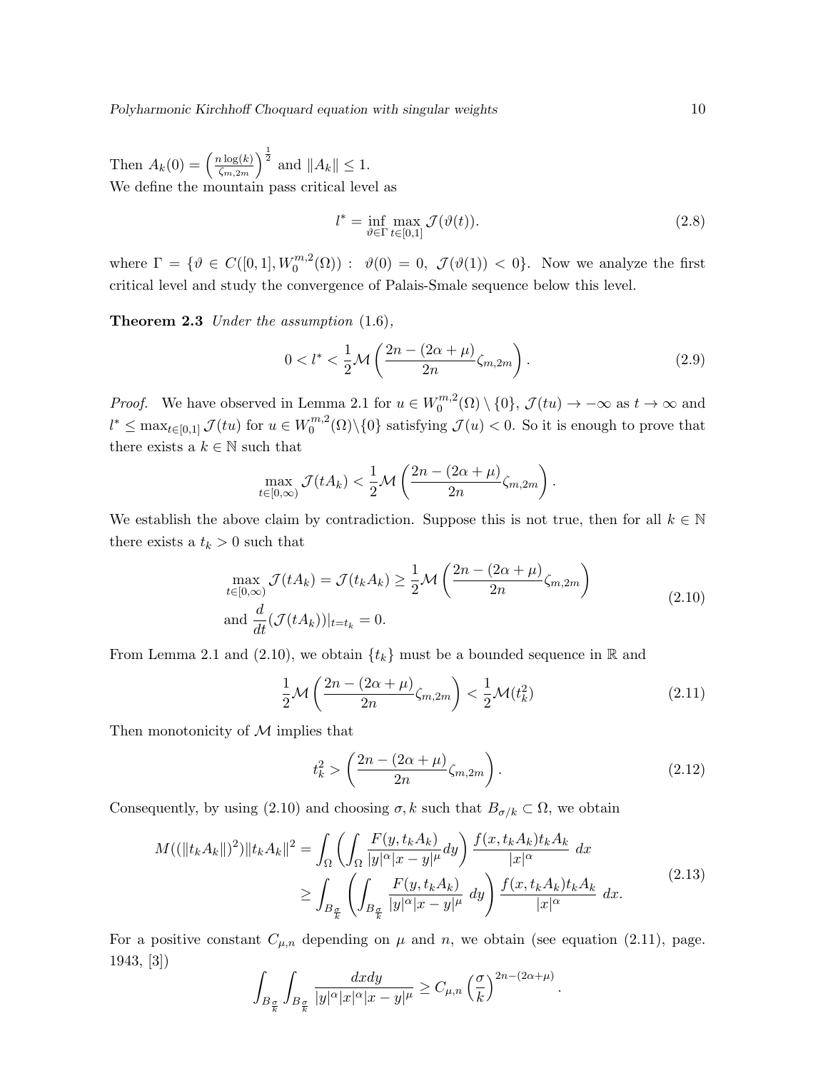Then $A_k(0) = \left(\frac{n\log(k)}{\zeta_{m,2m}}\right)^{\frac{1}{2}}$ and $\|A_k\| \leq 1$.
We define the mountain pass critical level as

$$l^* = \inf_{\vartheta\in\Gamma}\max_{t\in[0,1]} \mathcal{J}(\vartheta(t)). \tag{2.8}$$

where $\Gamma = \{\vartheta \in C([0,1], W_0^{m,2}(\Omega)) : \ \vartheta(0) = 0, \ \mathcal{J}(\vartheta(1)) < 0\}$. Now we analyze the first critical level and study the convergence of Palais-Smale sequence below this level.

**Theorem 2.3** *Under the assumption* (1.6),

$$0 < l^* < \frac{1}{2}\mathcal{M}\left(\frac{2n-(2\alpha+\mu)}{2n}\zeta_{m,2m}\right). \tag{2.9}$$

*Proof.* We have observed in Lemma 2.1 for $u \in W_0^{m,2}(\Omega)\setminus\{0\}$, $\mathcal{J}(tu) \to -\infty$ as $t\to\infty$ and $l^* \leq \max_{t\in[0,1]}\mathcal{J}(tu)$ for $u\in W_0^{m,2}(\Omega)\setminus\{0\}$ satisfying $\mathcal{J}(u)<0$. So it is enough to prove that there exists a $k\in\mathbb{N}$ such that

$$\max_{t\in[0,\infty)}\mathcal{J}(tA_k) < \frac{1}{2}\mathcal{M}\left(\frac{2n-(2\alpha+\mu)}{2n}\zeta_{m,2m}\right).$$

We establish the above claim by contradiction. Suppose this is not true, then for all $k\in\mathbb{N}$ there exists a $t_k > 0$ such that

$$\begin{aligned} &\max_{t\in[0,\infty)}\mathcal{J}(tA_k) = \mathcal{J}(t_kA_k) \geq \frac{1}{2}\mathcal{M}\left(\frac{2n-(2\alpha+\mu)}{2n}\zeta_{m,2m}\right) \\ &\text{and } \frac{d}{dt}(\mathcal{J}(tA_k))|_{t=t_k} = 0. \end{aligned} \tag{2.10}$$

From Lemma 2.1 and (2.10), we obtain $\{t_k\}$ must be a bounded sequence in $\mathbb{R}$ and

$$\frac{1}{2}\mathcal{M}\left(\frac{2n-(2\alpha+\mu)}{2n}\zeta_{m,2m}\right) < \frac{1}{2}\mathcal{M}(t_k^2) \tag{2.11}$$

Then monotonicity of $\mathcal{M}$ implies that

$$t_k^2 > \left(\frac{2n-(2\alpha+\mu)}{2n}\zeta_{m,2m}\right). \tag{2.12}$$

Consequently, by using (2.10) and choosing $\sigma, k$ such that $B_{\sigma/k}\subset\Omega$, we obtain

$$\begin{aligned} M((\|t_kA_k\|)^2)\|t_kA_k\|^2 &= \int_\Omega\left(\int_\Omega \frac{F(y,t_kA_k)}{|y|^\alpha|x-y|^\mu}dy\right)\frac{f(x,t_kA_k)t_kA_k}{|x|^\alpha}\ dx \\ &\geq \int_{B_{\frac{\sigma}{k}}}\left(\int_{B_{\frac{\sigma}{k}}} \frac{F(y,t_kA_k)}{|y|^\alpha|x-y|^\mu}\ dy\right)\frac{f(x,t_kA_k)t_kA_k}{|x|^\alpha}\ dx. \end{aligned} \tag{2.13}$$

For a positive constant $C_{\mu,n}$ depending on $\mu$ and $n$, we obtain (see equation (2.11), page. 1943, [3])

$$\int_{B_{\frac{\sigma}{k}}}\int_{B_{\frac{\sigma}{k}}}\frac{dxdy}{|y|^\alpha|x|^\alpha|x-y|^\mu} \geq C_{\mu,n}\left(\frac{\sigma}{k}\right)^{2n-(2\alpha+\mu)}.$$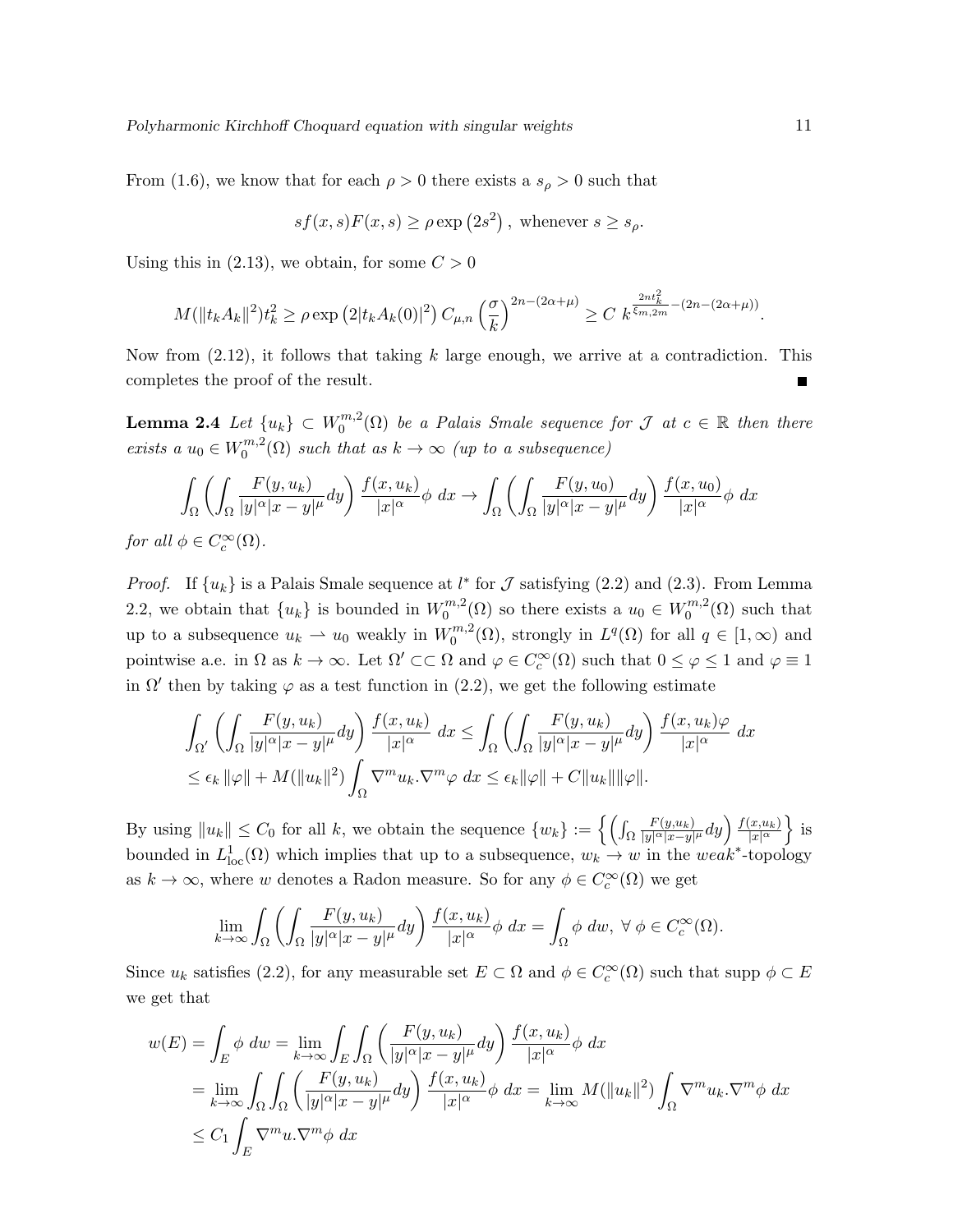From (1.6), we know that for each $\rho > 0$ there exists a $s_\rho > 0$ such that

$$
sf(x,s)F(x,s) \geq \rho \exp\left(2s^2\right), \text{ whenever } s \geq s_\rho.
$$

Using this in (2.13), we obtain, for some $C > 0$

$$
M(\|t_k A_k\|^2)t_k^2 \geq \rho \exp\left(2|t_k A_k(0)|^2\right) C_{\mu,n} \left(\frac{\sigma}{k}\right)^{2n-(2\alpha+\mu)} \geq C \ k^{\frac{2nt_k^2}{\xi_{m,2m}} - (2n-(2\alpha+\mu))}.
$$

Now from (2.12), it follows that taking $k$ large enough, we arrive at a contradiction. This completes the proof of the result. ∎

**Lemma 2.4** *Let $\{u_k\} \subset W_0^{m,2}(\Omega)$ be a Palais Smale sequence for $\mathcal{J}$ at $c \in \mathbb{R}$ then there exists a $u_0 \in W_0^{m,2}(\Omega)$ such that as $k \to \infty$ (up to a subsequence)*

$$
\int_\Omega \left(\int_\Omega \frac{F(y,u_k)}{|y|^\alpha |x-y|^\mu} dy\right) \frac{f(x,u_k)}{|x|^\alpha} \phi \ dx \to \int_\Omega \left(\int_\Omega \frac{F(y,u_0)}{|y|^\alpha |x-y|^\mu} dy\right) \frac{f(x,u_0)}{|x|^\alpha} \phi \ dx
$$

*for all $\phi \in C_c^\infty(\Omega)$.*

*Proof.* If $\{u_k\}$ is a Palais Smale sequence at $l^*$ for $\mathcal{J}$ satisfying (2.2) and (2.3). From Lemma 2.2, we obtain that $\{u_k\}$ is bounded in $W_0^{m,2}(\Omega)$ so there exists a $u_0 \in W_0^{m,2}(\Omega)$ such that up to a subsequence $u_k \rightharpoonup u_0$ weakly in $W_0^{m,2}(\Omega)$, strongly in $L^q(\Omega)$ for all $q \in [1,\infty)$ and pointwise a.e. in $\Omega$ as $k \to \infty$. Let $\Omega' \subset\subset \Omega$ and $\varphi \in C_c^\infty(\Omega)$ such that $0 \leq \varphi \leq 1$ and $\varphi \equiv 1$ in $\Omega'$ then by taking $\varphi$ as a test function in (2.2), we get the following estimate

$$
\begin{aligned}
&\int_{\Omega'} \left(\int_\Omega \frac{F(y,u_k)}{|y|^\alpha |x-y|^\mu} dy\right) \frac{f(x,u_k)}{|x|^\alpha} \ dx \leq \int_\Omega \left(\int_\Omega \frac{F(y,u_k)}{|y|^\alpha |x-y|^\mu} dy\right) \frac{f(x,u_k)\varphi}{|x|^\alpha} \ dx \\
&\leq \epsilon_k \|\varphi\| + M(\|u_k\|^2) \int_\Omega \nabla^m u_k . \nabla^m \varphi \ dx \leq \epsilon_k \|\varphi\| + C\|u_k\| \|\varphi\|.
\end{aligned}
$$

By using $\|u_k\| \leq C_0$ for all $k$, we obtain the sequence $\{w_k\} := \left\{\left(\int_\Omega \frac{F(y,u_k)}{|y|^\alpha |x-y|^\mu} dy\right) \frac{f(x,u_k)}{|x|^\alpha}\right\}$ is bounded in $L^1_{\text{loc}}(\Omega)$ which implies that up to a subsequence, $w_k \to w$ in the *weak*$^*$-topology as $k \to \infty$, where $w$ denotes a Radon measure. So for any $\phi \in C_c^\infty(\Omega)$ we get

$$
\lim_{k\to\infty} \int_\Omega \left(\int_\Omega \frac{F(y,u_k)}{|y|^\alpha |x-y|^\mu} dy\right) \frac{f(x,u_k)}{|x|^\alpha} \phi \ dx = \int_\Omega \phi \ dw, \ \forall \ \phi \in C_c^\infty(\Omega).
$$

Since $u_k$ satisfies (2.2), for any measurable set $E \subset \Omega$ and $\phi \in C_c^\infty(\Omega)$ such that supp $\phi \subset E$ we get that

$$
\begin{aligned}
w(E) &= \int_E \phi \ dw = \lim_{k\to\infty} \int_E \int_\Omega \left(\frac{F(y,u_k)}{|y|^\alpha |x-y|^\mu} dy\right) \frac{f(x,u_k)}{|x|^\alpha} \phi \ dx \\
&= \lim_{k\to\infty} \int_\Omega \int_\Omega \left(\frac{F(y,u_k)}{|y|^\alpha |x-y|^\mu} dy\right) \frac{f(x,u_k)}{|x|^\alpha} \phi \ dx = \lim_{k\to\infty} M(\|u_k\|^2) \int_\Omega \nabla^m u_k . \nabla^m \phi \ dx \\
&\leq C_1 \int_E \nabla^m u . \nabla^m \phi \ dx
\end{aligned}
$$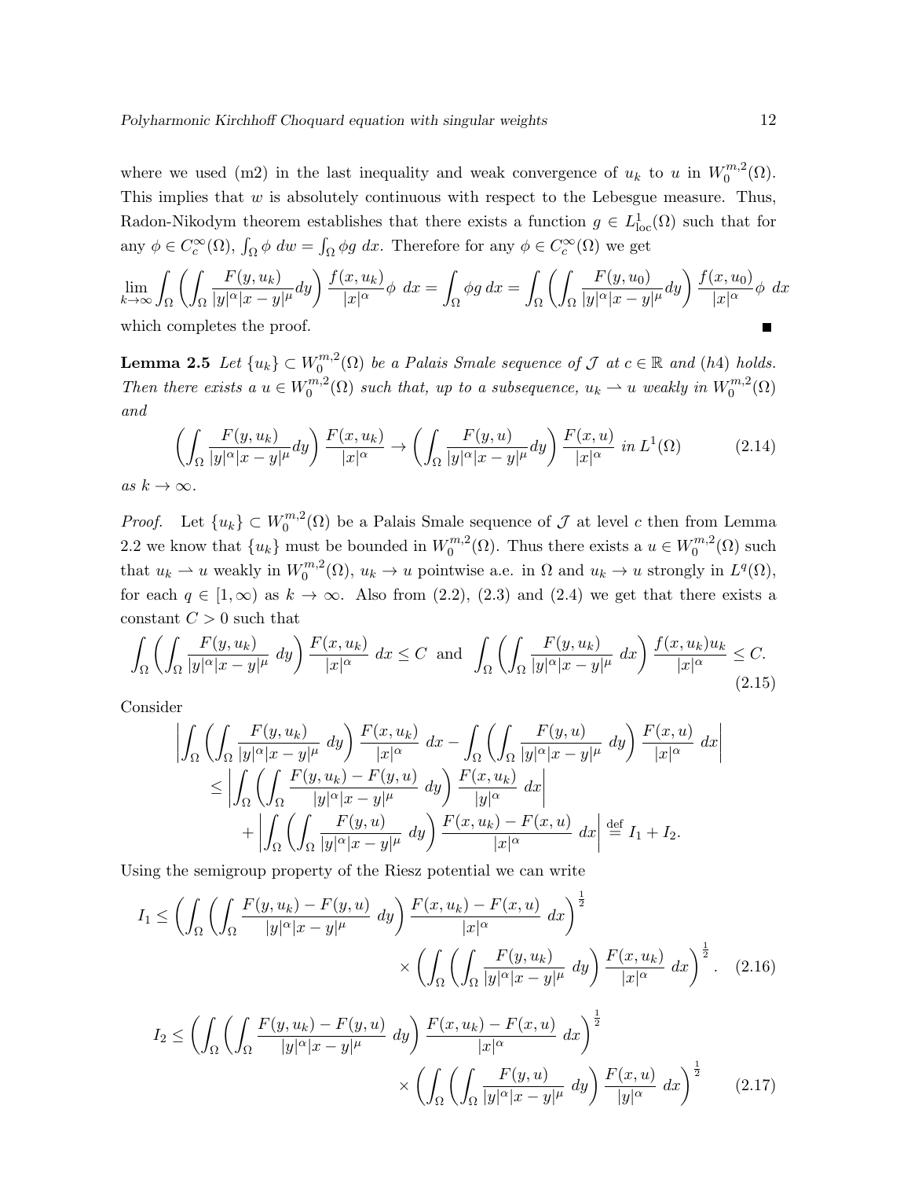where we used (m2) in the last inequality and weak convergence of $u_k$ to $u$ in $W_0^{m,2}(\Omega)$. This implies that $w$ is absolutely continuous with respect to the Lebesgue measure. Thus, Radon-Nikodym theorem establishes that there exists a function $g \in L^1_{\text{loc}}(\Omega)$ such that for any $\phi \in C_c^\infty(\Omega)$, $\int_\Omega \phi \; dw = \int_\Omega \phi g \; dx$. Therefore for any $\phi \in C_c^\infty(\Omega)$ we get

$$\lim_{k\to\infty} \int_\Omega \left( \int_\Omega \frac{F(y,u_k)}{|y|^\alpha |x-y|^\mu} dy \right) \frac{f(x,u_k)}{|x|^\alpha} \phi \; dx = \int_\Omega \phi g \, dx = \int_\Omega \left( \int_\Omega \frac{F(y,u_0)}{|y|^\alpha |x-y|^\mu} dy \right) \frac{f(x,u_0)}{|x|^\alpha} \phi \; dx$$

which completes the proof. ∎

**Lemma 2.5** *Let $\{u_k\} \subset W_0^{m,2}(\Omega)$ be a Palais Smale sequence of $\mathcal{J}$ at $c \in \mathbb{R}$ and (h4) holds. Then there exists a $u \in W_0^{m,2}(\Omega)$ such that, up to a subsequence, $u_k \rightharpoonup u$ weakly in $W_0^{m,2}(\Omega)$ and*

$$\left( \int_\Omega \frac{F(y,u_k)}{|y|^\alpha |x-y|^\mu} dy \right) \frac{F(x,u_k)}{|x|^\alpha} \to \left( \int_\Omega \frac{F(y,u)}{|y|^\alpha |x-y|^\mu} dy \right) \frac{F(x,u)}{|x|^\alpha} \text{ in } L^1(\Omega) \tag{2.14}$$

*as $k \to \infty$.*

*Proof.* Let $\{u_k\} \subset W_0^{m,2}(\Omega)$ be a Palais Smale sequence of $\mathcal{J}$ at level $c$ then from Lemma 2.2 we know that $\{u_k\}$ must be bounded in $W_0^{m,2}(\Omega)$. Thus there exists a $u \in W_0^{m,2}(\Omega)$ such that $u_k \rightharpoonup u$ weakly in $W_0^{m,2}(\Omega)$, $u_k \to u$ pointwise a.e. in $\Omega$ and $u_k \to u$ strongly in $L^q(\Omega)$, for each $q \in [1,\infty)$ as $k \to \infty$. Also from (2.2), (2.3) and (2.4) we get that there exists a constant $C > 0$ such that

$$\int_\Omega \left( \int_\Omega \frac{F(y,u_k)}{|y|^\alpha |x-y|^\mu} \; dy \right) \frac{F(x,u_k)}{|x|^\alpha} \; dx \leq C \; \text{ and } \; \int_\Omega \left( \int_\Omega \frac{F(y,u_k)}{|y|^\alpha |x-y|^\mu} \; dx \right) \frac{f(x,u_k)u_k}{|x|^\alpha} \leq C. \tag{2.15}$$

Consider

$$\begin{aligned}
&\left| \int_\Omega \left( \int_\Omega \frac{F(y,u_k)}{|y|^\alpha |x-y|^\mu} \; dy \right) \frac{F(x,u_k)}{|x|^\alpha} \; dx - \int_\Omega \left( \int_\Omega \frac{F(y,u)}{|y|^\alpha |x-y|^\mu} \; dy \right) \frac{F(x,u)}{|x|^\alpha} \; dx \right| \\
&\quad \leq \left| \int_\Omega \left( \int_\Omega \frac{F(y,u_k) - F(y,u)}{|y|^\alpha |x-y|^\mu} \; dy \right) \frac{F(x,u_k)}{|y|^\alpha} \; dx \right| \\
&\qquad + \left| \int_\Omega \left( \int_\Omega \frac{F(y,u)}{|y|^\alpha |x-y|^\mu} \; dy \right) \frac{F(x,u_k) - F(x,u)}{|x|^\alpha} \; dx \right| \stackrel{\text{def}}{=} I_1 + I_2.
\end{aligned}$$

Using the semigroup property of the Riesz potential we can write

$$\begin{aligned}
I_1 \leq &\left( \int_\Omega \left( \int_\Omega \frac{F(y,u_k) - F(y,u)}{|y|^\alpha |x-y|^\mu} \; dy \right) \frac{F(x,u_k) - F(x,u)}{|x|^\alpha} \; dx \right)^{\frac{1}{2}} \\
&\times \left( \int_\Omega \left( \int_\Omega \frac{F(y,u_k)}{|y|^\alpha |x-y|^\mu} \; dy \right) \frac{F(x,u_k)}{|x|^\alpha} \; dx \right)^{\frac{1}{2}}.
\end{aligned} \tag{2.16}$$

$$\begin{aligned}
I_2 \leq &\left( \int_\Omega \left( \int_\Omega \frac{F(y,u_k) - F(y,u)}{|y|^\alpha |x-y|^\mu} \; dy \right) \frac{F(x,u_k) - F(x,u)}{|x|^\alpha} \; dx \right)^{\frac{1}{2}} \\
&\times \left( \int_\Omega \left( \int_\Omega \frac{F(y,u)}{|y|^\alpha |x-y|^\mu} \; dy \right) \frac{F(x,u)}{|y|^\alpha} \; dx \right)^{\frac{1}{2}}
\end{aligned} \tag{2.17}$$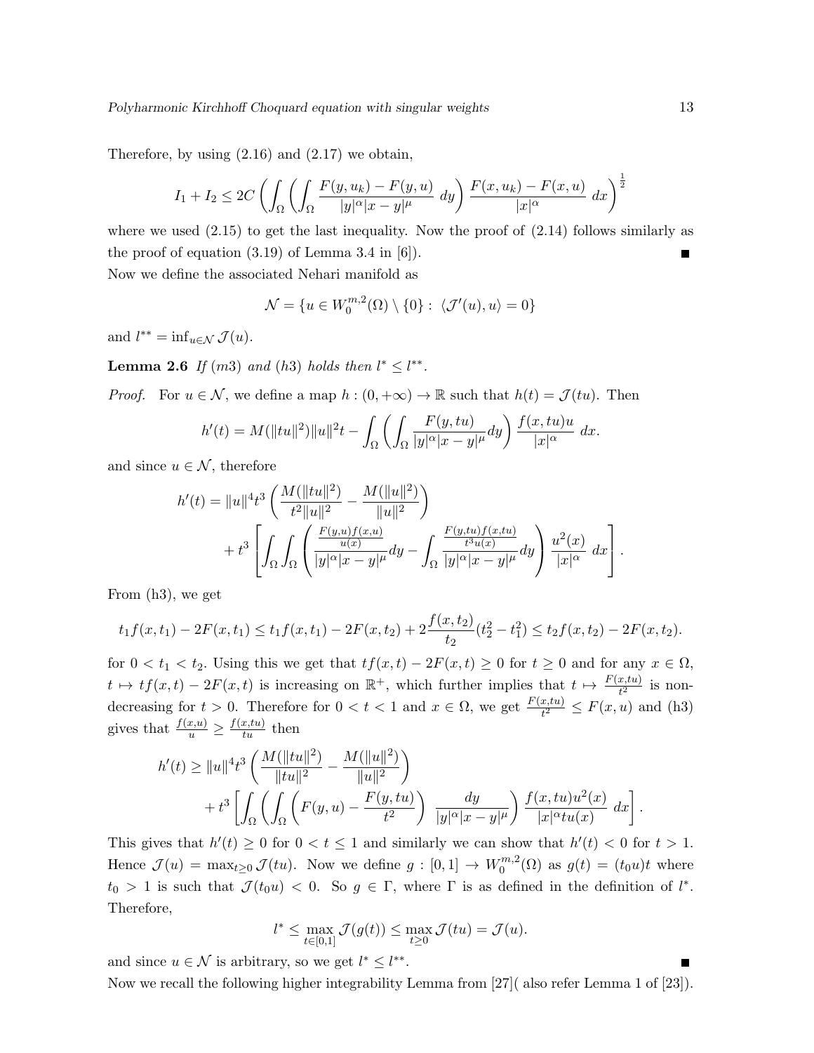Therefore, by using (2.16) and (2.17) we obtain,

$$I_1 + I_2 \leq 2C \left( \int_\Omega \left( \int_\Omega \frac{F(y, u_k) - F(y,u)}{|y|^\alpha |x-y|^\mu} \; dy \right) \frac{F(x,u_k) - F(x,u)}{|x|^\alpha} \; dx \right)^{\frac{1}{2}}$$

where we used (2.15) to get the last inequality. Now the proof of (2.14) follows similarly as the proof of equation (3.19) of Lemma 3.4 in [6]). ∎

Now we define the associated Nehari manifold as

$$\mathcal{N} = \{u \in W_0^{m,2}(\Omega) \setminus \{0\} : \; \langle \mathcal{J}'(u), u\rangle = 0\}$$

and $l^{**} = \inf_{u \in \mathcal{N}} \mathcal{J}(u)$.

**Lemma 2.6** *If* $(m3)$ *and* $(h3)$ *holds then* $l^* \leq l^{**}$.

*Proof.* For $u \in \mathcal{N}$, we define a map $h : (0, +\infty) \to \mathbb{R}$ such that $h(t) = \mathcal{J}(tu)$. Then

$$h'(t) = M(\|tu\|^2)\|u\|^2 t - \int_\Omega \left( \int_\Omega \frac{F(y,tu)}{|y|^\alpha |x-y|^\mu} dy \right) \frac{f(x,tu)u}{|x|^\alpha} \; dx.$$

and since $u \in \mathcal{N}$, therefore

$$\begin{aligned} h'(t) &= \|u\|^4 t^3 \left( \frac{M(\|tu\|^2)}{t^2 \|u\|^2} - \frac{M(\|u\|^2)}{\|u\|^2} \right) \\ &\quad + t^3 \left[ \int_\Omega \int_\Omega \left( \frac{\frac{F(y,u)f(x,u)}{u(x)}}{|y|^\alpha |x-y|^\mu} dy - \int_\Omega \frac{\frac{F(y,tu)f(x,tu)}{t^3 u(x)}}{|y|^\alpha |x-y|^\mu} dy \right) \frac{u^2(x)}{|x|^\alpha} \; dx \right]. \end{aligned}$$

From (h3), we get

$$t_1 f(x,t_1) - 2F(x,t_1) \leq t_1 f(x,t_1) - 2F(x,t_2) + 2\frac{f(x,t_2)}{t_2}(t_2^2 - t_1^2) \leq t_2 f(x,t_2) - 2F(x,t_2).$$

for $0 < t_1 < t_2$. Using this we get that $tf(x,t) - 2F(x,t) \geq 0$ for $t \geq 0$ and for any $x \in \Omega$, $t \mapsto tf(x,t) - 2F(x,t)$ is increasing on $\mathbb{R}^+$, which further implies that $t \mapsto \frac{F(x,tu)}{t^2}$ is non-decreasing for $t > 0$. Therefore for $0 < t < 1$ and $x \in \Omega$, we get $\frac{F(x,tu)}{t^2} \leq F(x,u)$ and (h3) gives that $\frac{f(x,u)}{u} \geq \frac{f(x,tu)}{tu}$ then

$$\begin{aligned} h'(t) &\geq \|u\|^4 t^3 \left( \frac{M(\|tu\|^2)}{\|tu\|^2} - \frac{M(\|u\|^2)}{\|u\|^2} \right) \\ &\quad + t^3 \left[ \int_\Omega \left( \int_\Omega \left( F(y,u) - \frac{F(y,tu)}{t^2} \right) \; \frac{dy}{|y|^\alpha |x-y|^\mu} \right) \frac{f(x,tu)u^2(x)}{|x|^\alpha tu(x)} \; dx \right]. \end{aligned}$$

This gives that $h'(t) \geq 0$ for $0 < t \leq 1$ and similarly we can show that $h'(t) < 0$ for $t > 1$. Hence $\mathcal{J}(u) = \max_{t \geq 0} \mathcal{J}(tu)$. Now we define $g : [0,1] \to W_0^{m,2}(\Omega)$ as $g(t) = (t_0 u)t$ where $t_0 > 1$ is such that $\mathcal{J}(t_0 u) < 0$. So $g \in \Gamma$, where $\Gamma$ is as defined in the definition of $l^*$. Therefore,

$$l^* \leq \max_{t \in [0,1]} \mathcal{J}(g(t)) \leq \max_{t \geq 0} \mathcal{J}(tu) = \mathcal{J}(u).$$

and since $u \in \mathcal{N}$ is arbitrary, so we get $l^* \leq l^{**}$. ∎

Now we recall the following higher integrability Lemma from [27]( also refer Lemma 1 of [23]).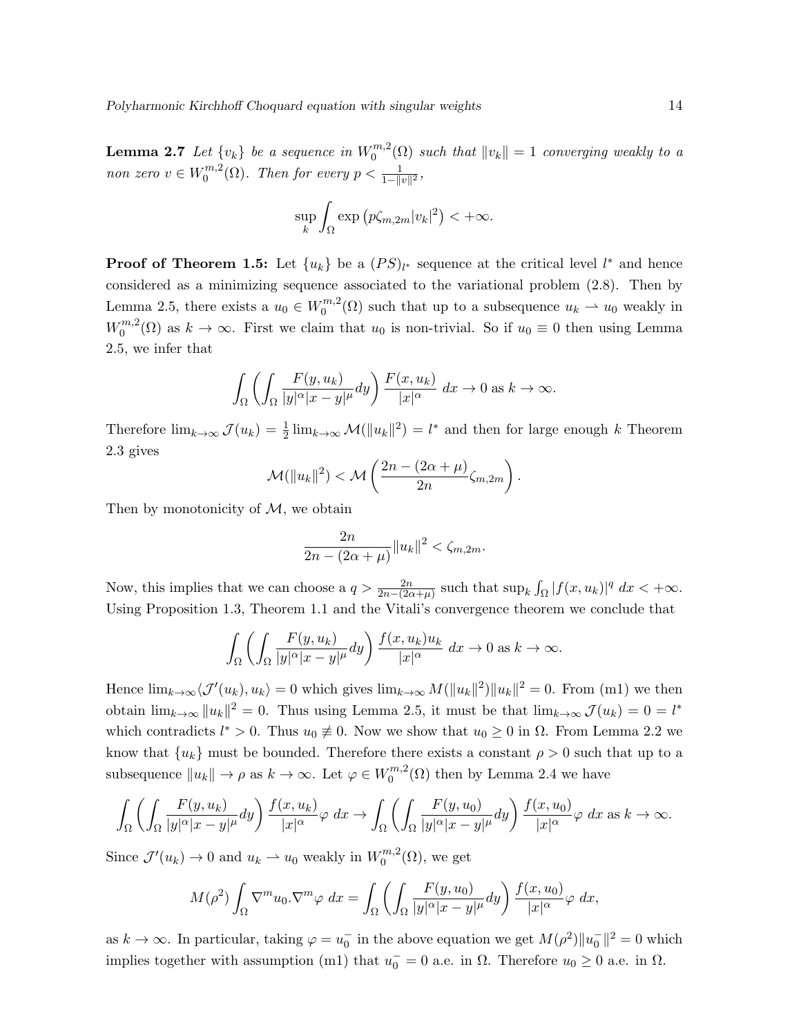**Lemma 2.7** *Let $\{v_k\}$ be a sequence in $W_0^{m,2}(\Omega)$ such that $\|v_k\| = 1$ converging weakly to a non zero $v \in W_0^{m,2}(\Omega)$. Then for every $p < \frac{1}{1-\|v\|^2}$,*

$$\sup_k \int_\Omega \exp\left(p\zeta_{m,2m}|v_k|^2\right) < +\infty.$$

**Proof of Theorem 1.5:** Let $\{u_k\}$ be a $(PS)_{l^*}$ sequence at the critical level $l^*$ and hence considered as a minimizing sequence associated to the variational problem (2.8). Then by Lemma 2.5, there exists a $u_0 \in W_0^{m,2}(\Omega)$ such that up to a subsequence $u_k \rightharpoonup u_0$ weakly in $W_0^{m,2}(\Omega)$ as $k \to \infty$. First we claim that $u_0$ is non-trivial. So if $u_0 \equiv 0$ then using Lemma 2.5, we infer that

$$\int_\Omega \left(\int_\Omega \frac{F(y,u_k)}{|y|^\alpha|x-y|^\mu}dy\right)\frac{F(x,u_k)}{|x|^\alpha}\ dx \to 0 \text{ as } k \to \infty.$$

Therefore $\lim_{k\to\infty} \mathcal{J}(u_k) = \frac{1}{2}\lim_{k\to\infty} \mathcal{M}(\|u_k\|^2) = l^*$ and then for large enough $k$ Theorem 2.3 gives

$$\mathcal{M}(\|u_k\|^2) < \mathcal{M}\left(\frac{2n-(2\alpha+\mu)}{2n}\zeta_{m,2m}\right).$$

Then by monotonicity of $\mathcal{M}$, we obtain

$$\frac{2n}{2n-(2\alpha+\mu)}\|u_k\|^2 < \zeta_{m,2m}.$$

Now, this implies that we can choose a $q > \frac{2n}{2n-(2\alpha+\mu)}$ such that $\sup_k \int_\Omega |f(x,u_k)|^q\ dx < +\infty$. Using Proposition 1.3, Theorem 1.1 and the Vitali's convergence theorem we conclude that

$$\int_\Omega \left(\int_\Omega \frac{F(y,u_k)}{|y|^\alpha|x-y|^\mu}dy\right)\frac{f(x,u_k)u_k}{|x|^\alpha}\ dx \to 0 \text{ as } k \to \infty.$$

Hence $\lim_{k\to\infty}\langle \mathcal{J}'(u_k), u_k\rangle = 0$ which gives $\lim_{k\to\infty} M(\|u_k\|^2)\|u_k\|^2 = 0$. From (m1) we then obtain $\lim_{k\to\infty}\|u_k\|^2 = 0$. Thus using Lemma 2.5, it must be that $\lim_{k\to\infty}\mathcal{J}(u_k) = 0 = l^*$ which contradicts $l^* > 0$. Thus $u_0 \not\equiv 0$. Now we show that $u_0 \geq 0$ in $\Omega$. From Lemma 2.2 we know that $\{u_k\}$ must be bounded. Therefore there exists a constant $\rho > 0$ such that up to a subsequence $\|u_k\| \to \rho$ as $k \to \infty$. Let $\varphi \in W_0^{m,2}(\Omega)$ then by Lemma 2.4 we have

$$\int_\Omega \left(\int_\Omega \frac{F(y,u_k)}{|y|^\alpha|x-y|^\mu}dy\right)\frac{f(x,u_k)}{|x|^\alpha}\varphi\ dx \to \int_\Omega \left(\int_\Omega \frac{F(y,u_0)}{|y|^\alpha|x-y|^\mu}dy\right)\frac{f(x,u_0)}{|x|^\alpha}\varphi\ dx \text{ as } k \to \infty.$$

Since $\mathcal{J}'(u_k) \to 0$ and $u_k \rightharpoonup u_0$ weakly in $W_0^{m,2}(\Omega)$, we get

$$M(\rho^2)\int_\Omega \nabla^m u_0.\nabla^m\varphi\ dx = \int_\Omega \left(\int_\Omega \frac{F(y,u_0)}{|y|^\alpha|x-y|^\mu}dy\right)\frac{f(x,u_0)}{|x|^\alpha}\varphi\ dx,$$

as $k \to \infty$. In particular, taking $\varphi = u_0^-$ in the above equation we get $M(\rho^2)\|u_0^-\|^2 = 0$ which implies together with assumption (m1) that $u_0^- = 0$ a.e. in $\Omega$. Therefore $u_0 \geq 0$ a.e. in $\Omega$.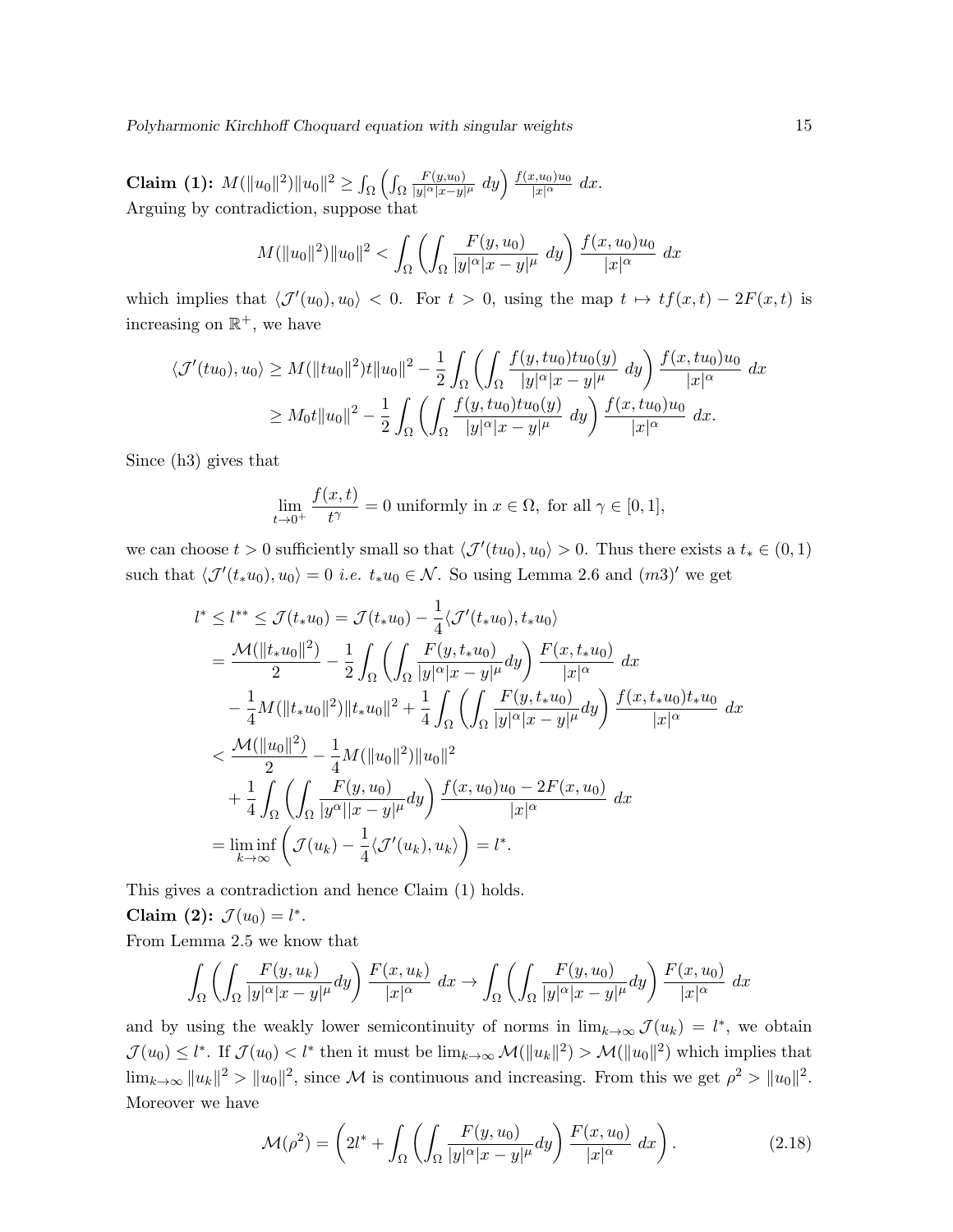**Claim (1):** $M(\|u_0\|^2)\|u_0\|^2 \geq \int_\Omega \left(\int_\Omega \frac{F(y,u_0)}{|y|^\alpha|x-y|^\mu}\ dy\right) \frac{f(x,u_0)u_0}{|x|^\alpha}\ dx$.
Arguing by contradiction, suppose that

$$M(\|u_0\|^2)\|u_0\|^2 < \int_\Omega \left(\int_\Omega \frac{F(y,u_0)}{|y|^\alpha|x-y|^\mu}\ dy\right) \frac{f(x,u_0)u_0}{|x|^\alpha}\ dx$$

which implies that $\langle \mathcal{J}'(u_0), u_0\rangle < 0$. For $t > 0$, using the map $t \mapsto tf(x,t) - 2F(x,t)$ is increasing on $\mathbb{R}^+$, we have

$$\begin{aligned}
\langle \mathcal{J}'(tu_0), u_0\rangle &\geq M(\|tu_0\|^2)t\|u_0\|^2 - \frac{1}{2}\int_\Omega \left(\int_\Omega \frac{f(y,tu_0)tu_0(y)}{|y|^\alpha|x-y|^\mu}\ dy\right) \frac{f(x,tu_0)u_0}{|x|^\alpha}\ dx\\
&\geq M_0 t\|u_0\|^2 - \frac{1}{2}\int_\Omega \left(\int_\Omega \frac{f(y,tu_0)tu_0(y)}{|y|^\alpha|x-y|^\mu}\ dy\right) \frac{f(x,tu_0)u_0}{|x|^\alpha}\ dx.
\end{aligned}$$

Since (h3) gives that

$$\lim_{t\to 0^+} \frac{f(x,t)}{t^\gamma} = 0 \text{ uniformly in } x \in \Omega, \text{ for all } \gamma \in [0,1],$$

we can choose $t > 0$ sufficiently small so that $\langle \mathcal{J}'(tu_0), u_0\rangle > 0$. Thus there exists a $t_* \in (0,1)$ such that $\langle \mathcal{J}'(t_*u_0), u_0\rangle = 0$ *i.e.* $t_*u_0 \in \mathcal{N}$. So using Lemma 2.6 and $(m3)'$ we get

$$\begin{aligned}
l^* \leq l^{**} &\leq \mathcal{J}(t_*u_0) = \mathcal{J}(t_*u_0) - \frac{1}{4}\langle \mathcal{J}'(t_*u_0), t_*u_0\rangle\\
&= \frac{\mathcal{M}(\|t_*u_0\|^2)}{2} - \frac{1}{2}\int_\Omega \left(\int_\Omega \frac{F(y,t_*u_0)}{|y|^\alpha|x-y|^\mu}dy\right) \frac{F(x,t_*u_0)}{|x|^\alpha}\ dx\\
&\quad - \frac{1}{4}M(\|t_*u_0\|^2)\|t_*u_0\|^2 + \frac{1}{4}\int_\Omega \left(\int_\Omega \frac{F(y,t_*u_0)}{|y|^\alpha|x-y|^\mu}dy\right) \frac{f(x,t_*u_0)t_*u_0}{|x|^\alpha}\ dx\\
&< \frac{\mathcal{M}(\|u_0\|^2)}{2} - \frac{1}{4}M(\|u_0\|^2)\|u_0\|^2\\
&\quad + \frac{1}{4}\int_\Omega \left(\int_\Omega \frac{F(y,u_0)}{|y^\alpha||x-y|^\mu}dy\right) \frac{f(x,u_0)u_0 - 2F(x,u_0)}{|x|^\alpha}\ dx\\
&= \liminf_{k\to\infty}\left(\mathcal{J}(u_k) - \frac{1}{4}\langle \mathcal{J}'(u_k), u_k\rangle\right) = l^*.
\end{aligned}$$

This gives a contradiction and hence Claim (1) holds.
**Claim (2):** $\mathcal{J}(u_0) = l^*$.
From Lemma 2.5 we know that

$$\int_\Omega \left(\int_\Omega \frac{F(y,u_k)}{|y|^\alpha|x-y|^\mu}dy\right) \frac{F(x,u_k)}{|x|^\alpha}\ dx \to \int_\Omega \left(\int_\Omega \frac{F(y,u_0)}{|y|^\alpha|x-y|^\mu}dy\right) \frac{F(x,u_0)}{|x|^\alpha}\ dx$$

and by using the weakly lower semicontinuity of norms in $\lim_{k\to\infty}\mathcal{J}(u_k) = l^*$, we obtain $\mathcal{J}(u_0) \leq l^*$. If $\mathcal{J}(u_0) < l^*$ then it must be $\lim_{k\to\infty}\mathcal{M}(\|u_k\|^2) > \mathcal{M}(\|u_0\|^2)$ which implies that $\lim_{k\to\infty}\|u_k\|^2 > \|u_0\|^2$, since $\mathcal{M}$ is continuous and increasing. From this we get $\rho^2 > \|u_0\|^2$. Moreover we have

$$\mathcal{M}(\rho^2) = \left(2l^* + \int_\Omega \left(\int_\Omega \frac{F(y,u_0)}{|y|^\alpha|x-y|^\mu}dy\right) \frac{F(x,u_0)}{|x|^\alpha}\ dx\right). \tag{2.18}$$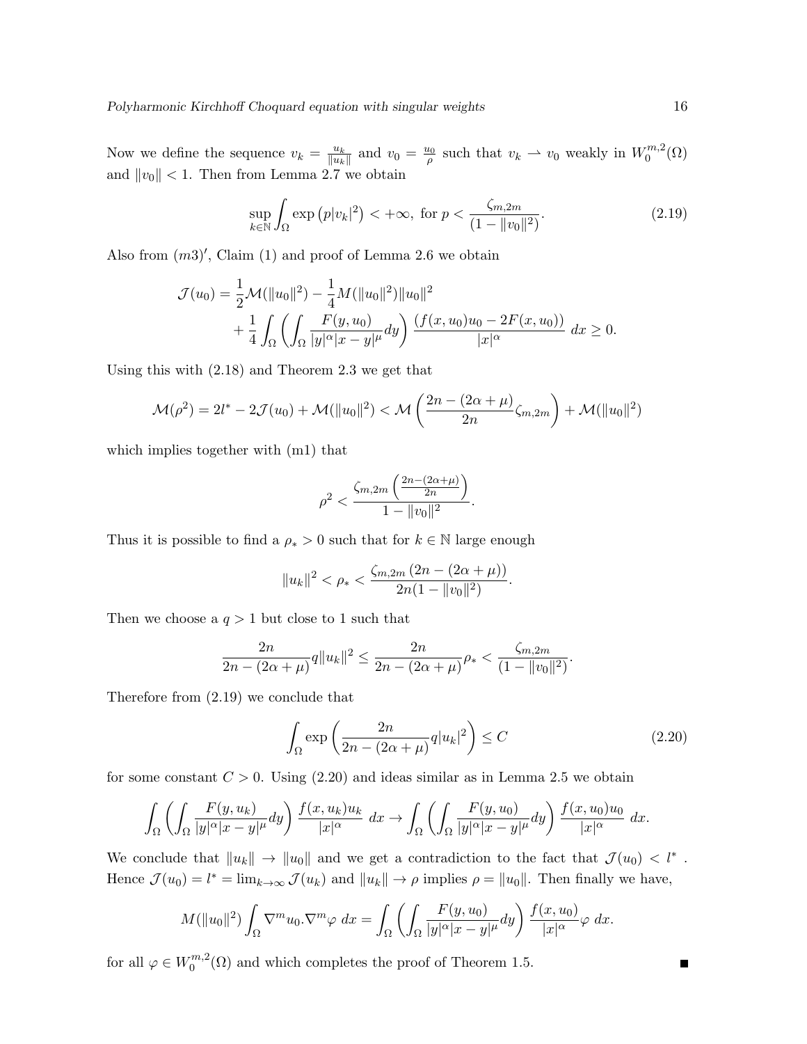Now we define the sequence $v_k = \frac{u_k}{\|u_k\|}$ and $v_0 = \frac{u_0}{\rho}$ such that $v_k \rightharpoonup v_0$ weakly in $W_0^{m,2}(\Omega)$ and $\|v_0\| < 1$. Then from Lemma 2.7 we obtain

$$\sup_{k\in\mathbb{N}} \int_\Omega \exp\left(p|v_k|^2\right) < +\infty, \text{ for } p < \frac{\zeta_{m,2m}}{(1-\|v_0\|^2)}. \tag{2.19}$$

Also from $(m3)'$, Claim (1) and proof of Lemma 2.6 we obtain

$$\begin{aligned}\mathcal{J}(u_0) &= \frac{1}{2}\mathcal{M}(\|u_0\|^2) - \frac{1}{4}M(\|u_0\|^2)\|u_0\|^2 \\ &\quad + \frac{1}{4}\int_\Omega \left(\int_\Omega \frac{F(y,u_0)}{|y|^\alpha|x-y|^\mu}dy\right)\frac{(f(x,u_0)u_0 - 2F(x,u_0))}{|x|^\alpha}\ dx \geq 0.\end{aligned}$$

Using this with (2.18) and Theorem 2.3 we get that

$$\mathcal{M}(\rho^2) = 2l^* - 2\mathcal{J}(u_0) + \mathcal{M}(\|u_0\|^2) < \mathcal{M}\left(\frac{2n-(2\alpha+\mu)}{2n}\zeta_{m,2m}\right) + \mathcal{M}(\|u_0\|^2)$$

which implies together with (m1) that

$$\rho^2 < \frac{\zeta_{m,2m}\left(\frac{2n-(2\alpha+\mu)}{2n}\right)}{1-\|v_0\|^2}.$$

Thus it is possible to find a $\rho_* > 0$ such that for $k \in \mathbb{N}$ large enough

$$\|u_k\|^2 < \rho_* < \frac{\zeta_{m,2m}\left(2n-(2\alpha+\mu)\right)}{2n(1-\|v_0\|^2)}.$$

Then we choose a $q > 1$ but close to 1 such that

$$\frac{2n}{2n-(2\alpha+\mu)}q\|u_k\|^2 \leq \frac{2n}{2n-(2\alpha+\mu)}\rho_* < \frac{\zeta_{m,2m}}{(1-\|v_0\|^2)}.$$

Therefore from (2.19) we conclude that

$$\int_\Omega \exp\left(\frac{2n}{2n-(2\alpha+\mu)}q|u_k|^2\right) \leq C \tag{2.20}$$

for some constant $C > 0$. Using (2.20) and ideas similar as in Lemma 2.5 we obtain

$$\int_\Omega \left(\int_\Omega \frac{F(y,u_k)}{|y|^\alpha|x-y|^\mu}dy\right)\frac{f(x,u_k)u_k}{|x|^\alpha}\ dx \to \int_\Omega \left(\int_\Omega \frac{F(y,u_0)}{|y|^\alpha|x-y|^\mu}dy\right)\frac{f(x,u_0)u_0}{|x|^\alpha}\ dx.$$

We conclude that $\|u_k\| \to \|u_0\|$ and we get a contradiction to the fact that $\mathcal{J}(u_0) < l^*$. Hence $\mathcal{J}(u_0) = l^* = \lim_{k\to\infty}\mathcal{J}(u_k)$ and $\|u_k\| \to \rho$ implies $\rho = \|u_0\|$. Then finally we have,

$$M(\|u_0\|^2)\int_\Omega \nabla^m u_0 . \nabla^m \varphi\ dx = \int_\Omega \left(\int_\Omega \frac{F(y,u_0)}{|y|^\alpha|x-y|^\mu}dy\right)\frac{f(x,u_0)}{|x|^\alpha}\varphi\ dx.$$

for all $\varphi \in W_0^{m,2}(\Omega)$ and which completes the proof of Theorem 1.5. ■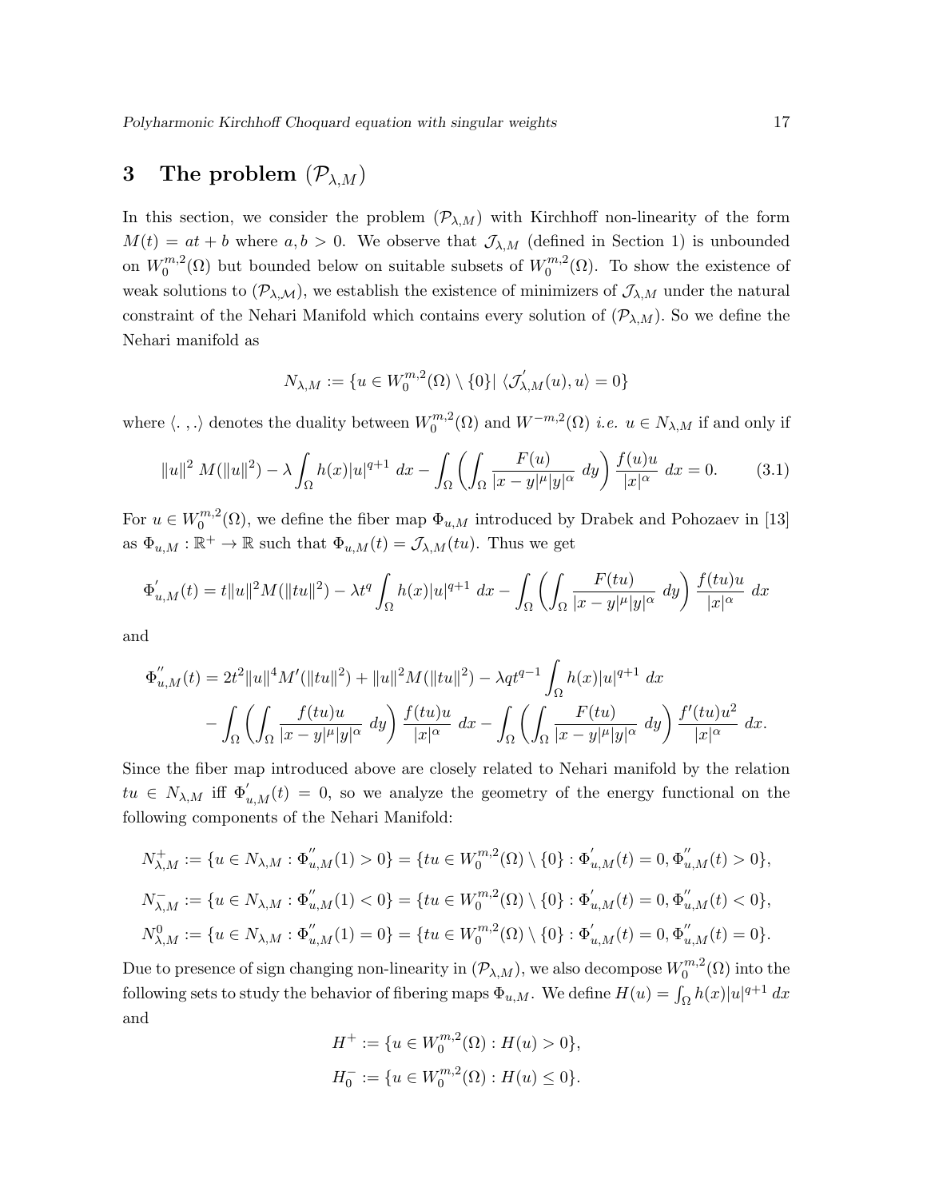## 3 The problem $(\mathcal{P}_{\lambda,M})$

In this section, we consider the problem $(\mathcal{P}_{\lambda,M})$ with Kirchhoff non-linearity of the form $M(t) = at + b$ where $a, b > 0$. We observe that $\mathcal{J}_{\lambda,M}$ (defined in Section 1) is unbounded on $W_0^{m,2}(\Omega)$ but bounded below on suitable subsets of $W_0^{m,2}(\Omega)$. To show the existence of weak solutions to $(\mathcal{P}_{\lambda,\mathcal{M}})$, we establish the existence of minimizers of $\mathcal{J}_{\lambda,M}$ under the natural constraint of the Nehari Manifold which contains every solution of $(\mathcal{P}_{\lambda,M})$. So we define the Nehari manifold as

$$N_{\lambda,M} := \{u \in W_0^{m,2}(\Omega) \setminus \{0\} | \ \langle \mathcal{J}_{\lambda,M}^{'}(u), u\rangle = 0\}$$

where $\langle .\, , . \rangle$ denotes the duality between $W_0^{m,2}(\Omega)$ and $W^{-m,2}(\Omega)$ *i.e.* $u \in N_{\lambda,M}$ if and only if

$$\|u\|^2 \ M(\|u\|^2) - \lambda \int_\Omega h(x)|u|^{q+1} \ dx - \int_\Omega \left( \int_\Omega \frac{F(u)}{|x-y|^\mu |y|^\alpha} \ dy \right) \frac{f(u)u}{|x|^\alpha} \ dx = 0. \tag{3.1}$$

For $u \in W_0^{m,2}(\Omega)$, we define the fiber map $\Phi_{u,M}$ introduced by Drabek and Pohozaev in [13] as $\Phi_{u,M} : \mathbb{R}^+ \to \mathbb{R}$ such that $\Phi_{u,M}(t) = \mathcal{J}_{\lambda,M}(tu)$. Thus we get

$$\Phi_{u,M}^{'}(t) = t\|u\|^2 M(\|tu\|^2) - \lambda t^q \int_\Omega h(x)|u|^{q+1} \ dx - \int_\Omega \left( \int_\Omega \frac{F(tu)}{|x-y|^\mu |y|^\alpha} \ dy \right) \frac{f(tu)u}{|x|^\alpha} \ dx$$

and

$$\begin{aligned}
\Phi_{u,M}^{''}(t) &= 2t^2\|u\|^4 M'(\|tu\|^2) + \|u\|^2 M(\|tu\|^2) - \lambda q t^{q-1} \int_\Omega h(x)|u|^{q+1} \ dx \\
&\quad - \int_\Omega \left( \int_\Omega \frac{f(tu)u}{|x-y|^\mu |y|^\alpha} \ dy \right) \frac{f(tu)u}{|x|^\alpha} \ dx - \int_\Omega \left( \int_\Omega \frac{F(tu)}{|x-y|^\mu |y|^\alpha} \ dy \right) \frac{f'(tu)u^2}{|x|^\alpha} \ dx.
\end{aligned}$$

Since the fiber map introduced above are closely related to Nehari manifold by the relation $tu \in N_{\lambda,M}$ iff $\Phi_{u,M}^{'}(t) = 0$, so we analyze the geometry of the energy functional on the following components of the Nehari Manifold:

$$N_{\lambda,M}^{+} := \{u \in N_{\lambda,M} : \Phi_{u,M}^{''}(1) > 0\} = \{tu \in W_0^{m,2}(\Omega) \setminus \{0\} : \Phi_{u,M}^{'}(t) = 0, \Phi_{u,M}^{''}(t) > 0\},$$

$$N_{\lambda,M}^{-} := \{u \in N_{\lambda,M} : \Phi_{u,M}^{''}(1) < 0\} = \{tu \in W_0^{m,2}(\Omega) \setminus \{0\} : \Phi_{u,M}^{'}(t) = 0, \Phi_{u,M}^{''}(t) < 0\},$$

$$N_{\lambda,M}^{0} := \{u \in N_{\lambda,M} : \Phi_{u,M}^{''}(1) = 0\} = \{tu \in W_0^{m,2}(\Omega) \setminus \{0\} : \Phi_{u,M}^{'}(t) = 0, \Phi_{u,M}^{''}(t) = 0\}.$$

Due to presence of sign changing non-linearity in $(\mathcal{P}_{\lambda,M})$, we also decompose $W_0^{m,2}(\Omega)$ into the following sets to study the behavior of fibering maps $\Phi_{u,M}$. We define $H(u) = \int_\Omega h(x)|u|^{q+1} \ dx$ and

$$H^+ := \{u \in W_0^{m,2}(\Omega) : H(u) > 0\},$$

$$H_0^- := \{u \in W_0^{m,2}(\Omega) : H(u) \leq 0\}.$$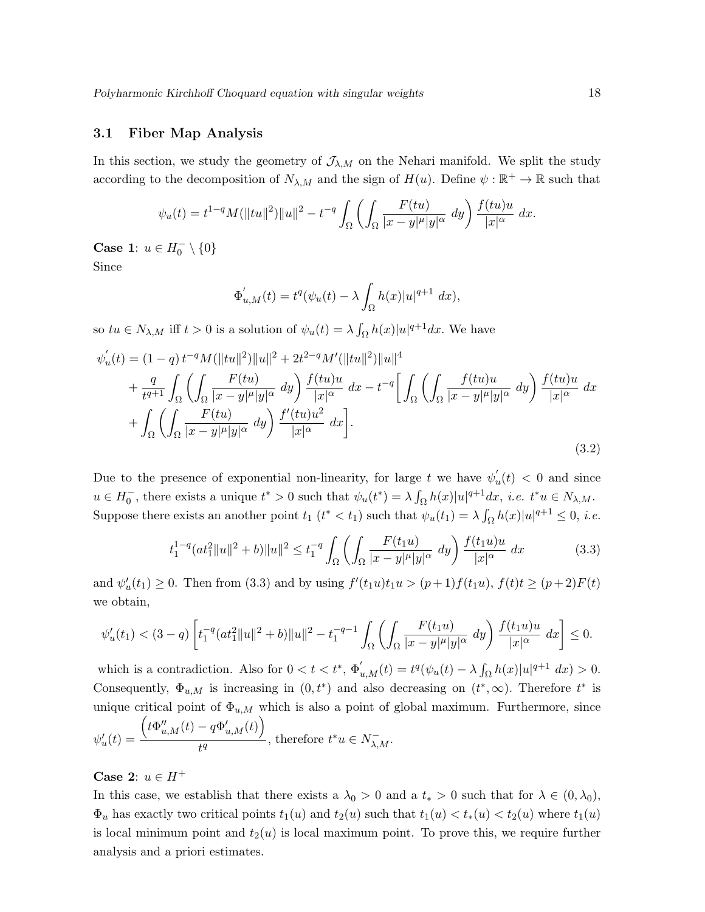### 3.1 Fiber Map Analysis

In this section, we study the geometry of $\mathcal{J}_{\lambda,M}$ on the Nehari manifold. We split the study according to the decomposition of $N_{\lambda,M}$ and the sign of $H(u)$. Define $\psi : \mathbb{R}^+ \to \mathbb{R}$ such that

$$\psi_u(t) = t^{1-q} M(\|tu\|^2)\|u\|^2 - t^{-q} \int_\Omega \left( \int_\Omega \frac{F(tu)}{|x-y|^\mu |y|^\alpha} \, dy \right) \frac{f(tu)u}{|x|^\alpha} \, dx.$$

**Case 1**: $u \in H_0^- \setminus \{0\}$

Since

$$\Phi'_{u,M}(t) = t^q(\psi_u(t) - \lambda \int_\Omega h(x)|u|^{q+1} \, dx),$$

so $tu \in N_{\lambda,M}$ iff $t > 0$ is a solution of $\psi_u(t) = \lambda \int_\Omega h(x)|u|^{q+1}dx$. We have

$$\begin{aligned}
\psi'_u(t) &= (1-q)\, t^{-q} M(\|tu\|^2)\|u\|^2 + 2t^{2-q} M'(\|tu\|^2)\|u\|^4 \\
&+ \frac{q}{t^{q+1}} \int_\Omega \left( \int_\Omega \frac{F(tu)}{|x-y|^\mu |y|^\alpha} \, dy \right) \frac{f(tu)u}{|x|^\alpha} \, dx - t^{-q} \bigg[ \int_\Omega \left( \int_\Omega \frac{f(tu)u}{|x-y|^\mu |y|^\alpha} \, dy \right) \frac{f(tu)u}{|x|^\alpha} \, dx \\
&+ \int_\Omega \left( \int_\Omega \frac{F(tu)}{|x-y|^\mu |y|^\alpha} \, dy \right) \frac{f'(tu)u^2}{|x|^\alpha} \, dx \bigg].
\end{aligned} \tag{3.2}$$

Due to the presence of exponential non-linearity, for large $t$ we have $\psi'_u(t) < 0$ and since $u \in H_0^-$, there exists a unique $t^* > 0$ such that $\psi_u(t^*) = \lambda \int_\Omega h(x)|u|^{q+1}dx$, *i.e.* $t^*u \in N_{\lambda,M}$. Suppose there exists an another point $t_1$ ($t^* < t_1$) such that $\psi_u(t_1) = \lambda \int_\Omega h(x)|u|^{q+1} \le 0$, *i.e.*

$$t_1^{1-q}(at_1^2\|u\|^2 + b)\|u\|^2 \le t_1^{-q} \int_\Omega \left( \int_\Omega \frac{F(t_1u)}{|x-y|^\mu |y|^\alpha} \, dy \right) \frac{f(t_1u)u}{|x|^\alpha} \, dx \tag{3.3}$$

and $\psi'_u(t_1) \ge 0$. Then from (3.3) and by using $f'(t_1u)t_1u > (p+1)f(t_1u)$, $f(t)t \ge (p+2)F(t)$ we obtain,

$$\psi'_u(t_1) < (3-q)\left[ t_1^{-q}(at_1^2\|u\|^2 + b)\|u\|^2 - t_1^{-q-1} \int_\Omega \left( \int_\Omega \frac{F(t_1u)}{|x-y|^\mu |y|^\alpha} \, dy \right) \frac{f(t_1u)u}{|x|^\alpha} \, dx \right] \le 0.$$

which is a contradiction. Also for $0 < t < t^*$, $\Phi'_{u,M}(t) = t^q(\psi_u(t) - \lambda \int_\Omega h(x)|u|^{q+1} \, dx) > 0$. Consequently, $\Phi_{u,M}$ is increasing in $(0, t^*)$ and also decreasing on $(t^*, \infty)$. Therefore $t^*$ is unique critical point of $\Phi_{u,M}$ which is also a point of global maximum. Furthermore, since $\psi'_u(t) = \dfrac{\left(t\Phi''_{u,M}(t) - q\Phi'_{u,M}(t)\right)}{t^q}$, therefore $t^*u \in N^-_{\lambda,M}$.

**Case 2**: $u \in H^+$

In this case, we establish that there exists a $\lambda_0 > 0$ and a $t_* > 0$ such that for $\lambda \in (0, \lambda_0)$, $\Phi_u$ has exactly two critical points $t_1(u)$ and $t_2(u)$ such that $t_1(u) < t_*(u) < t_2(u)$ where $t_1(u)$ is local minimum point and $t_2(u)$ is local maximum point. To prove this, we require further analysis and a priori estimates.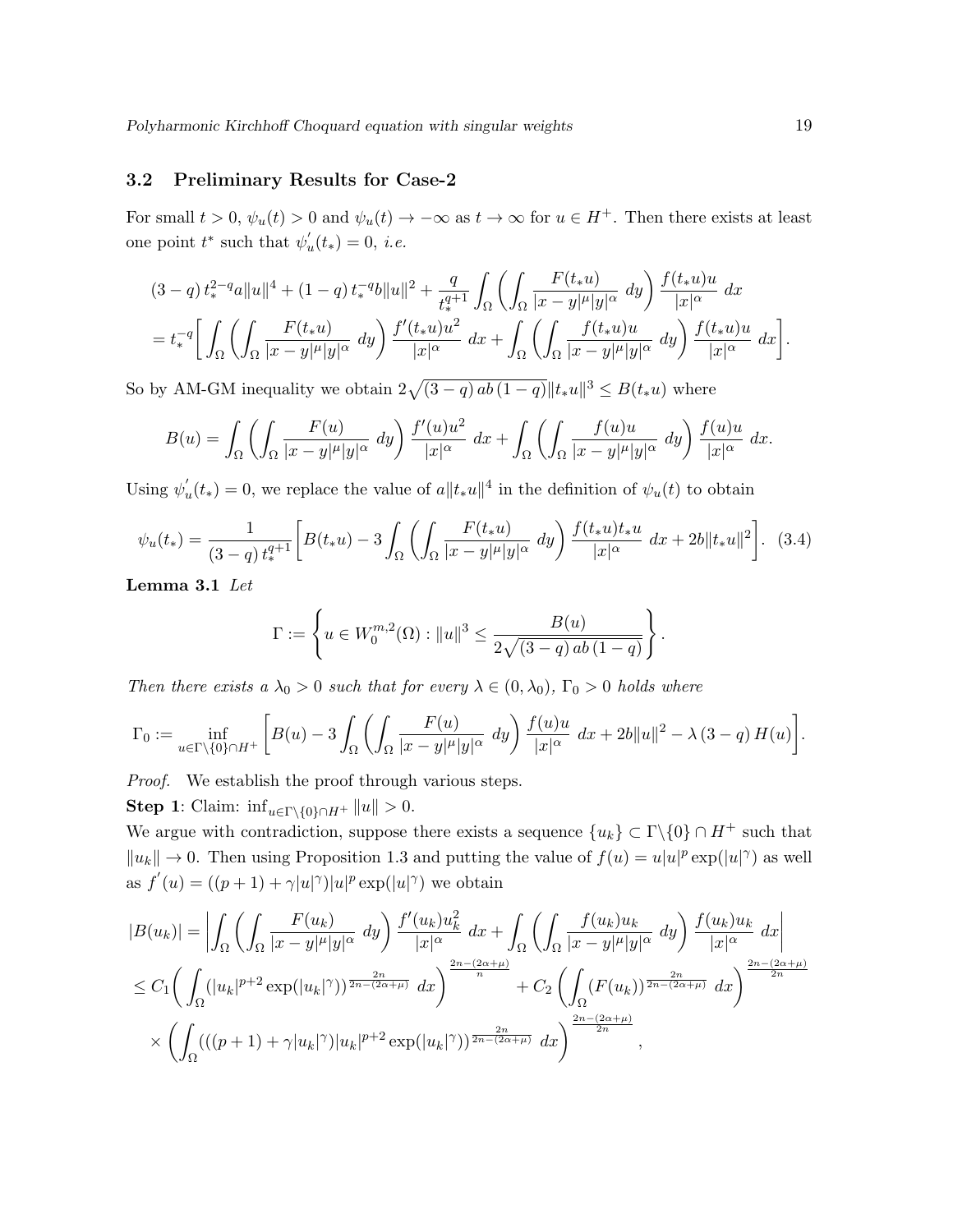### 3.2 Preliminary Results for Case-2

For small $t > 0$, $\psi_u(t) > 0$ and $\psi_u(t) \to -\infty$ as $t \to \infty$ for $u \in H^+$. Then there exists at least one point $t^*$ such that $\psi_u^{'}(t_*) = 0$, *i.e.*

$$
\begin{aligned}
&(3-q)\, t_*^{2-q} a\|u\|^4 + (1-q)\, t_*^{-q} b\|u\|^2 + \frac{q}{t_*^{q+1}} \int_\Omega \left( \int_\Omega \frac{F(t_* u)}{|x-y|^\mu |y|^\alpha}\, dy \right) \frac{f(t_* u)u}{|x|^\alpha}\, dx \\
&= t_*^{-q} \bigg[ \int_\Omega \left( \int_\Omega \frac{F(t_* u)}{|x-y|^\mu |y|^\alpha}\, dy \right) \frac{f'(t_* u)u^2}{|x|^\alpha}\, dx + \int_\Omega \left( \int_\Omega \frac{f(t_* u)u}{|x-y|^\mu |y|^\alpha}\, dy \right) \frac{f(t_* u)u}{|x|^\alpha}\, dx \bigg].
\end{aligned}
$$

So by AM-GM inequality we obtain $2\sqrt{(3-q)\, ab\, (1-q)}\|t_* u\|^3 \leq B(t_* u)$ where

$$
B(u) = \int_\Omega \left( \int_\Omega \frac{F(u)}{|x-y|^\mu |y|^\alpha}\, dy \right) \frac{f'(u)u^2}{|x|^\alpha}\, dx + \int_\Omega \left( \int_\Omega \frac{f(u)u}{|x-y|^\mu |y|^\alpha}\, dy \right) \frac{f(u)u}{|x|^\alpha}\, dx.
$$

Using $\psi_u^{'}(t_*) = 0$, we replace the value of $a\|t_* u\|^4$ in the definition of $\psi_u(t)$ to obtain

$$
\psi_u(t_*) = \frac{1}{(3-q)\, t_*^{q+1}} \bigg[ B(t_* u) - 3 \int_\Omega \left( \int_\Omega \frac{F(t_* u)}{|x-y|^\mu |y|^\alpha}\, dy \right) \frac{f(t_* u) t_* u}{|x|^\alpha}\, dx + 2b\|t_* u\|^2 \bigg]. \quad (3.4)
$$

**Lemma 3.1** *Let*

$$
\Gamma := \left\{ u \in W_0^{m,2}(\Omega) : \|u\|^3 \leq \frac{B(u)}{2\sqrt{(3-q)\, ab\, (1-q)}} \right\}.
$$

*Then there exists a $\lambda_0 > 0$ such that for every $\lambda \in (0, \lambda_0)$, $\Gamma_0 > 0$ holds where*

$$
\Gamma_0 := \inf_{u \in \Gamma \setminus \{0\} \cap H^+} \bigg[ B(u) - 3 \int_\Omega \left( \int_\Omega \frac{F(u)}{|x-y|^\mu |y|^\alpha}\, dy \right) \frac{f(u)u}{|x|^\alpha}\, dx + 2b\|u\|^2 - \lambda\, (3-q)\, H(u) \bigg].
$$

*Proof.* We establish the proof through various steps.

**Step 1**: Claim: $\inf_{u \in \Gamma \setminus \{0\} \cap H^+} \|u\| > 0$.

We argue with contradiction, suppose there exists a sequence $\{u_k\} \subset \Gamma \setminus \{0\} \cap H^+$ such that $\|u_k\| \to 0$. Then using Proposition 1.3 and putting the value of $f(u) = u|u|^p \exp(|u|^\gamma)$ as well as $f^{'}(u) = ((p+1) + \gamma |u|^\gamma)|u|^p \exp(|u|^\gamma)$ we obtain

$$
\begin{aligned}
|B(u_k)| &= \left| \int_\Omega \left( \int_\Omega \frac{F(u_k)}{|x-y|^\mu |y|^\alpha}\, dy \right) \frac{f'(u_k)u_k^2}{|x|^\alpha}\, dx + \int_\Omega \left( \int_\Omega \frac{f(u_k)u_k}{|x-y|^\mu |y|^\alpha}\, dy \right) \frac{f(u_k)u_k}{|x|^\alpha}\, dx \right| \\
&\leq C_1 \bigg( \int_\Omega (|u_k|^{p+2} \exp(|u_k|^\gamma))^{\frac{2n}{2n-(2\alpha+\mu)}}\, dx \bigg)^{\frac{2n-(2\alpha+\mu)}{n}} + C_2 \left( \int_\Omega (F(u_k))^{\frac{2n}{2n-(2\alpha+\mu)}}\, dx \right)^{\frac{2n-(2\alpha+\mu)}{2n}} \\
&\quad \times \left( \int_\Omega (((p+1) + \gamma |u_k|^\gamma)|u_k|^{p+2} \exp(|u_k|^\gamma))^{\frac{2n}{2n-(2\alpha+\mu)}}\, dx \right)^{\frac{2n-(2\alpha+\mu)}{2n}},
\end{aligned}
$$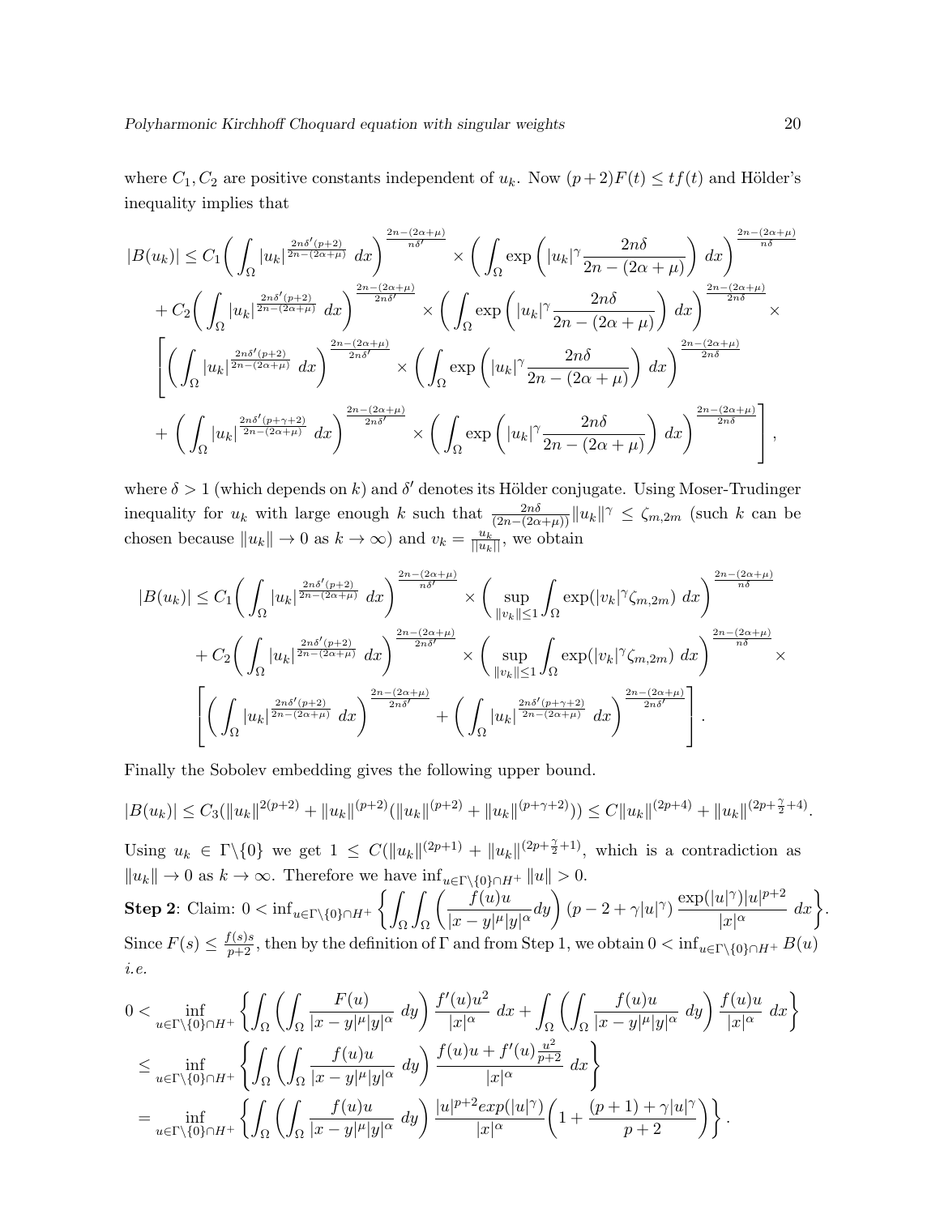where $C_1, C_2$ are positive constants independent of $u_k$. Now $(p+2)F(t) \leq tf(t)$ and Hölder's inequality implies that

$$
\begin{aligned}
|B(u_k)| \leq C_1 &\bigg( \int_\Omega |u_k|^{\frac{2n\delta'(p+2)}{2n-(2\alpha+\mu)}}\ dx \bigg)^{\frac{2n-(2\alpha+\mu)}{n\delta'}} \times \bigg( \int_\Omega \exp\left( |u_k|^\gamma \frac{2n\delta}{2n-(2\alpha+\mu)} \right)\ dx \bigg)^{\frac{2n-(2\alpha+\mu)}{n\delta}} \\
&+ C_2 \bigg( \int_\Omega |u_k|^{\frac{2n\delta'(p+2)}{2n-(2\alpha+\mu)}}\ dx \bigg)^{\frac{2n-(2\alpha+\mu)}{2n\delta'}} \times \bigg( \int_\Omega \exp\left( |u_k|^\gamma \frac{2n\delta}{2n-(2\alpha+\mu)} \right)\ dx \bigg)^{\frac{2n-(2\alpha+\mu)}{2n\delta}} \times \\
&\Bigg[ \bigg( \int_\Omega |u_k|^{\frac{2n\delta'(p+2)}{2n-(2\alpha+\mu)}}\ dx \bigg)^{\frac{2n-(2\alpha+\mu)}{2n\delta'}} \times \bigg( \int_\Omega \exp\left( |u_k|^\gamma \frac{2n\delta}{2n-(2\alpha+\mu)} \right)\ dx \bigg)^{\frac{2n-(2\alpha+\mu)}{2n\delta}} \\
&+ \bigg( \int_\Omega |u_k|^{\frac{2n\delta'(p+\gamma+2)}{2n-(2\alpha+\mu)}}\ dx \bigg)^{\frac{2n-(2\alpha+\mu)}{2n\delta'}} \times \bigg( \int_\Omega \exp\left( |u_k|^\gamma \frac{2n\delta}{2n-(2\alpha+\mu)} \right)\ dx \bigg)^{\frac{2n-(2\alpha+\mu)}{2n\delta}} \Bigg],
\end{aligned}
$$

where $\delta > 1$ (which depends on $k$) and $\delta'$ denotes its Hölder conjugate. Using Moser-Trudinger inequality for $u_k$ with large enough $k$ such that $\frac{2n\delta}{(2n-(2\alpha+\mu))}\|u_k\|^\gamma \leq \zeta_{m,2m}$ (such $k$ can be chosen because $\|u_k\| \to 0$ as $k \to \infty$) and $v_k = \frac{u_k}{\|u_k\|}$, we obtain

$$
\begin{aligned}
|B(u_k)| \leq C_1 &\bigg( \int_\Omega |u_k|^{\frac{2n\delta'(p+2)}{2n-(2\alpha+\mu)}}\ dx \bigg)^{\frac{2n-(2\alpha+\mu)}{n\delta'}} \times \bigg( \sup_{\|v_k\|\leq 1} \int_\Omega \exp(|v_k|^\gamma \zeta_{m,2m})\ dx \bigg)^{\frac{2n-(2\alpha+\mu)}{n\delta}} \\
&+ C_2 \bigg( \int_\Omega |u_k|^{\frac{2n\delta'(p+2)}{2n-(2\alpha+\mu)}}\ dx \bigg)^{\frac{2n-(2\alpha+\mu)}{2n\delta'}} \times \bigg( \sup_{\|v_k\|\leq 1} \int_\Omega \exp(|v_k|^\gamma \zeta_{m,2m})\ dx \bigg)^{\frac{2n-(2\alpha+\mu)}{n\delta}} \times \\
&\Bigg[ \bigg( \int_\Omega |u_k|^{\frac{2n\delta'(p+2)}{2n-(2\alpha+\mu)}}\ dx \bigg)^{\frac{2n-(2\alpha+\mu)}{2n\delta'}} + \bigg( \int_\Omega |u_k|^{\frac{2n\delta'(p+\gamma+2)}{2n-(2\alpha+\mu)}}\ dx \bigg)^{\frac{2n-(2\alpha+\mu)}{2n\delta'}} \Bigg].
\end{aligned}
$$

Finally the Sobolev embedding gives the following upper bound.

$$
|B(u_k)| \leq C_3(\|u_k\|^{2(p+2)} + \|u_k\|^{(p+2)}(\|u_k\|^{(p+2)} + \|u_k\|^{(p+\gamma+2)})) \leq C\|u_k\|^{(2p+4)} + \|u_k\|^{(2p+\frac{\gamma}{2}+4)}.
$$

Using $u_k \in \Gamma\backslash\{0\}$ we get $1 \leq C(\|u_k\|^{(2p+1)} + \|u_k\|^{(2p+\frac{\gamma}{2}+1)}$, which is a contradiction as $\|u_k\| \to 0$ as $k \to \infty$. Therefore we have $\inf_{u\in\Gamma\backslash\{0\}\cap H^+} \|u\| > 0$.

**Step 2**: Claim: $0 < \inf_{u\in\Gamma\backslash\{0\}\cap H^+} \left\{ \int_\Omega \int_\Omega \left( \frac{f(u)u}{|x-y|^\mu |y|^\alpha} dy \right) (p-2+\gamma|u|^\gamma) \frac{\exp(|u|^\gamma)|u|^{p+2}}{|x|^\alpha}\ dx \right\}$.

Since $F(s) \leq \frac{f(s)s}{p+2}$, then by the definition of $\Gamma$ and from Step 1, we obtain $0 < \inf_{u\in\Gamma\backslash\{0\}\cap H^+} B(u)$ *i.e.*

$$
\begin{aligned}
0 &< \inf_{u\in\Gamma\backslash\{0\}\cap H^+} \left\{ \int_\Omega \left( \int_\Omega \frac{F(u)}{|x-y|^\mu |y|^\alpha}\ dy \right) \frac{f'(u)u^2}{|x|^\alpha}\ dx + \int_\Omega \left( \int_\Omega \frac{f(u)u}{|x-y|^\mu |y|^\alpha}\ dy \right) \frac{f(u)u}{|x|^\alpha}\ dx \right\} \\
&\leq \inf_{u\in\Gamma\backslash\{0\}\cap H^+} \left\{ \int_\Omega \left( \int_\Omega \frac{f(u)u}{|x-y|^\mu |y|^\alpha}\ dy \right) \frac{f(u)u + f'(u)\frac{u^2}{p+2}}{|x|^\alpha}\ dx \right\} \\
&= \inf_{u\in\Gamma\backslash\{0\}\cap H^+} \left\{ \int_\Omega \left( \int_\Omega \frac{f(u)u}{|x-y|^\mu |y|^\alpha}\ dy \right) \frac{|u|^{p+2} exp(|u|^\gamma)}{|x|^\alpha} \bigg( 1 + \frac{(p+1) + \gamma|u|^\gamma}{p+2} \bigg) \right\}.
\end{aligned}
$$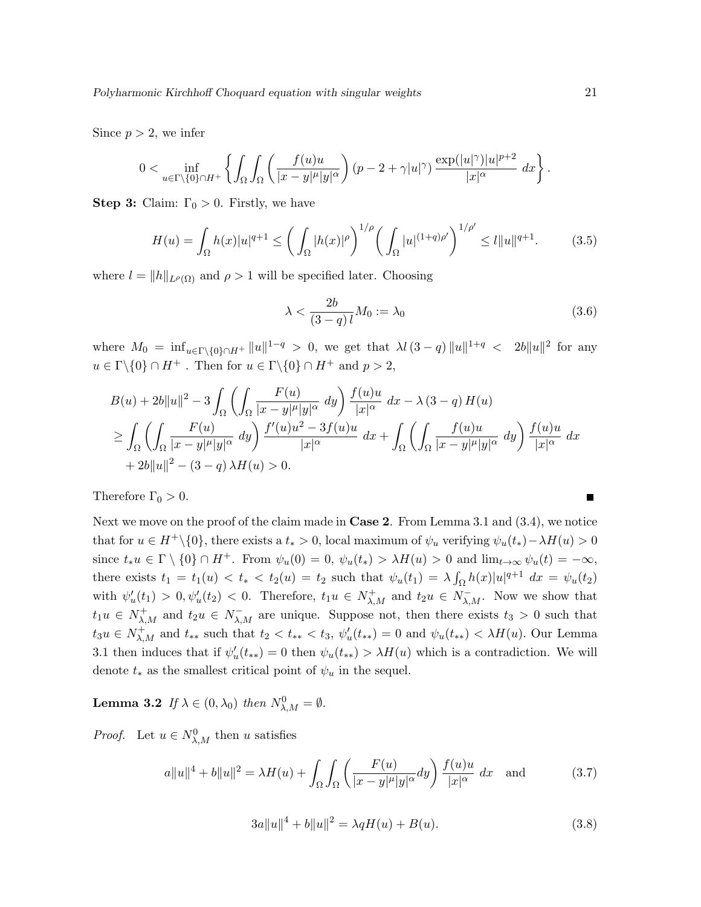Since $p > 2$, we infer

$$0 < \inf_{u \in \Gamma \backslash \{0\} \cap H^+} \left\{ \int_\Omega \int_\Omega \left( \frac{f(u)u}{|x-y|^\mu |y|^\alpha} \right) (p - 2 + \gamma |u|^\gamma) \frac{\exp(|u|^\gamma)|u|^{p+2}}{|x|^\alpha} \, dx \right\}.$$

**Step 3:** Claim: $\Gamma_0 > 0$. Firstly, we have

$$H(u) = \int_\Omega h(x)|u|^{q+1} \leq \left( \int_\Omega |h(x)|^\rho \right)^{1/\rho} \left( \int_\Omega |u|^{(1+q)\rho'} \right)^{1/\rho'} \leq l \|u\|^{q+1}. \tag{3.5}$$

where $l = \|h\|_{L^\rho(\Omega)}$ and $\rho > 1$ will be specified later. Choosing

$$\lambda < \frac{2b}{(3-q)\, l} M_0 := \lambda_0 \tag{3.6}$$

where $M_0 = \inf_{u \in \Gamma \backslash \{0\} \cap H^+} \|u\|^{1-q} > 0$, we get that $\lambda l \,(3-q)\, \|u\|^{1+q} < 2b\|u\|^2$ for any $u \in \Gamma \backslash \{0\} \cap H^+$ . Then for $u \in \Gamma \backslash \{0\} \cap H^+$ and $p > 2$,

$$\begin{aligned}
&B(u) + 2b\|u\|^2 - 3 \int_\Omega \left( \int_\Omega \frac{F(u)}{|x-y|^\mu |y|^\alpha} \, dy \right) \frac{f(u)u}{|x|^\alpha} \, dx - \lambda\,(3-q)\, H(u) \\
&\geq \int_\Omega \left( \int_\Omega \frac{F(u)}{|x-y|^\mu |y|^\alpha} \, dy \right) \frac{f'(u)u^2 - 3f(u)u}{|x|^\alpha} \, dx + \int_\Omega \left( \int_\Omega \frac{f(u)u}{|x-y|^\mu |y|^\alpha} \, dy \right) \frac{f(u)u}{|x|^\alpha} \, dx \\
&\quad + 2b\|u\|^2 - (3-q)\,\lambda H(u) > 0.
\end{aligned}$$

Therefore $\Gamma_0 > 0$. ∎

Next we move on the proof of the claim made in **Case 2**. From Lemma 3.1 and (3.4), we notice that for $u \in H^+ \backslash \{0\}$, there exists a $t_* > 0$, local maximum of $\psi_u$ verifying $\psi_u(t_*) - \lambda H(u) > 0$ since $t_* u \in \Gamma \setminus \{0\} \cap H^+$. From $\psi_u(0) = 0$, $\psi_u(t_*) > \lambda H(u) > 0$ and $\lim_{t \to \infty} \psi_u(t) = -\infty$, there exists $t_1 = t_1(u) < t_* < t_2(u) = t_2$ such that $\psi_u(t_1) = \lambda \int_\Omega h(x)|u|^{q+1} \, dx = \psi_u(t_2)$ with $\psi_u'(t_1) > 0, \psi_u'(t_2) < 0$. Therefore, $t_1 u \in N^+_{\lambda,M}$ and $t_2 u \in N^-_{\lambda,M}$. Now we show that $t_1 u \in N^+_{\lambda,M}$ and $t_2 u \in N^-_{\lambda,M}$ are unique. Suppose not, then there exists $t_3 > 0$ such that $t_3 u \in N^+_{\lambda,M}$ and $t_{**}$ such that $t_2 < t_{**} < t_3$, $\psi_u'(t_{**}) = 0$ and $\psi_u(t_{**}) < \lambda H(u)$. Our Lemma 3.1 then induces that if $\psi_u'(t_{**}) = 0$ then $\psi_u(t_{**}) > \lambda H(u)$ which is a contradiction. We will denote $t_*$ as the smallest critical point of $\psi_u$ in the sequel.

**Lemma 3.2** *If $\lambda \in (0, \lambda_0)$ then $N^0_{\lambda,M} = \emptyset$.*

*Proof.* Let $u \in N^0_{\lambda,M}$ then $u$ satisfies

$$a\|u\|^4 + b\|u\|^2 = \lambda H(u) + \int_\Omega \int_\Omega \left( \frac{F(u)}{|x-y|^\mu |y|^\alpha} dy \right) \frac{f(u)u}{|x|^\alpha} \, dx \quad \text{and} \tag{3.7}$$

$$3a\|u\|^4 + b\|u\|^2 = \lambda q H(u) + B(u). \tag{3.8}$$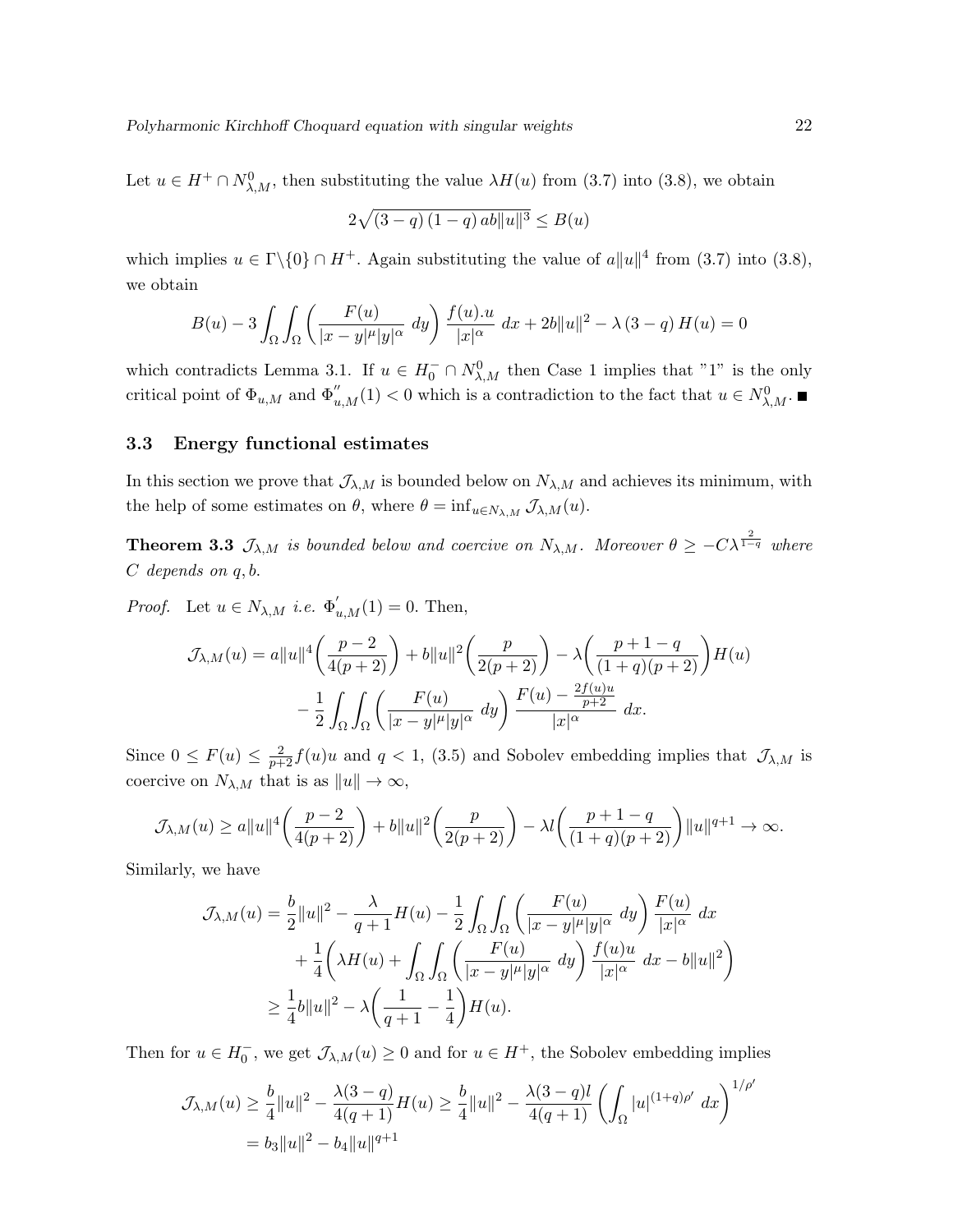Let $u \in H^+ \cap N^0_{\lambda,M}$, then substituting the value $\lambda H(u)$ from (3.7) into (3.8), we obtain

$$2\sqrt{(3-q)\,(1-q)\,ab}\|u\|^3 \leq B(u)$$

which implies $u \in \Gamma\backslash\{0\} \cap H^+$. Again substituting the value of $a\|u\|^4$ from (3.7) into (3.8), we obtain

$$B(u) - 3\int_\Omega\int_\Omega \left(\frac{F(u)}{|x-y|^\mu |y|^\alpha}\ dy\right) \frac{f(u).u}{|x|^\alpha}\ dx + 2b\|u\|^2 - \lambda\,(3-q)\,H(u) = 0$$

which contradicts Lemma 3.1. If $u \in H_0^- \cap N^0_{\lambda,M}$ then Case 1 implies that "1" is the only critical point of $\Phi_{u,M}$ and $\Phi^{''}_{u,M}(1) < 0$ which is a contradiction to the fact that $u \in N^0_{\lambda,M}$. ■

### 3.3 Energy functional estimates

In this section we prove that $\mathcal{J}_{\lambda,M}$ is bounded below on $N_{\lambda,M}$ and achieves its minimum, with the help of some estimates on $\theta$, where $\theta = \inf_{u\in N_{\lambda,M}} \mathcal{J}_{\lambda,M}(u)$.

**Theorem 3.3** *$\mathcal{J}_{\lambda,M}$ is bounded below and coercive on $N_{\lambda,M}$. Moreover $\theta \geq -C\lambda^{\frac{2}{1-q}}$ where $C$ depends on $q, b$.*

*Proof.* Let $u \in N_{\lambda,M}$ *i.e.* $\Phi^{'}_{u,M}(1) = 0$. Then,

$$\mathcal{J}_{\lambda,M}(u) = a\|u\|^4\left(\frac{p-2}{4(p+2)}\right) + b\|u\|^2\left(\frac{p}{2(p+2)}\right) - \lambda\left(\frac{p+1-q}{(1+q)(p+2)}\right)H(u)$$
$$- \frac{1}{2}\int_\Omega\int_\Omega \left(\frac{F(u)}{|x-y|^\mu |y|^\alpha}\ dy\right) \frac{F(u) - \frac{2f(u)u}{p+2}}{|x|^\alpha}\ dx.$$

Since $0 \leq F(u) \leq \frac{2}{p+2} f(u)u$ and $q < 1$, (3.5) and Sobolev embedding implies that $\mathcal{J}_{\lambda,M}$ is coercive on $N_{\lambda,M}$ that is as $\|u\| \to \infty$,

$$\mathcal{J}_{\lambda,M}(u) \geq a\|u\|^4\left(\frac{p-2}{4(p+2)}\right) + b\|u\|^2\left(\frac{p}{2(p+2)}\right) - \lambda l\left(\frac{p+1-q}{(1+q)(p+2)}\right)\|u\|^{q+1} \to \infty.$$

Similarly, we have

$$\mathcal{J}_{\lambda,M}(u) = \frac{b}{2}\|u\|^2 - \frac{\lambda}{q+1}H(u) - \frac{1}{2}\int_\Omega\int_\Omega \left(\frac{F(u)}{|x-y|^\mu |y|^\alpha}\ dy\right) \frac{F(u)}{|x|^\alpha}\ dx$$
$$+ \frac{1}{4}\left(\lambda H(u) + \int_\Omega\int_\Omega \left(\frac{F(u)}{|x-y|^\mu |y|^\alpha}\ dy\right) \frac{f(u)u}{|x|^\alpha}\ dx - b\|u\|^2\right)$$
$$\geq \frac{1}{4}b\|u\|^2 - \lambda\left(\frac{1}{q+1} - \frac{1}{4}\right)H(u).$$

Then for $u \in H_0^-$, we get $\mathcal{J}_{\lambda,M}(u) \geq 0$ and for $u \in H^+$, the Sobolev embedding implies

$$\mathcal{J}_{\lambda,M}(u) \geq \frac{b}{4}\|u\|^2 - \frac{\lambda(3-q)}{4(q+1)}H(u) \geq \frac{b}{4}\|u\|^2 - \frac{\lambda(3-q)l}{4(q+1)}\left(\int_\Omega |u|^{(1+q)\rho'}\ dx\right)^{1/\rho'}$$
$$= b_3\|u\|^2 - b_4\|u\|^{q+1}$$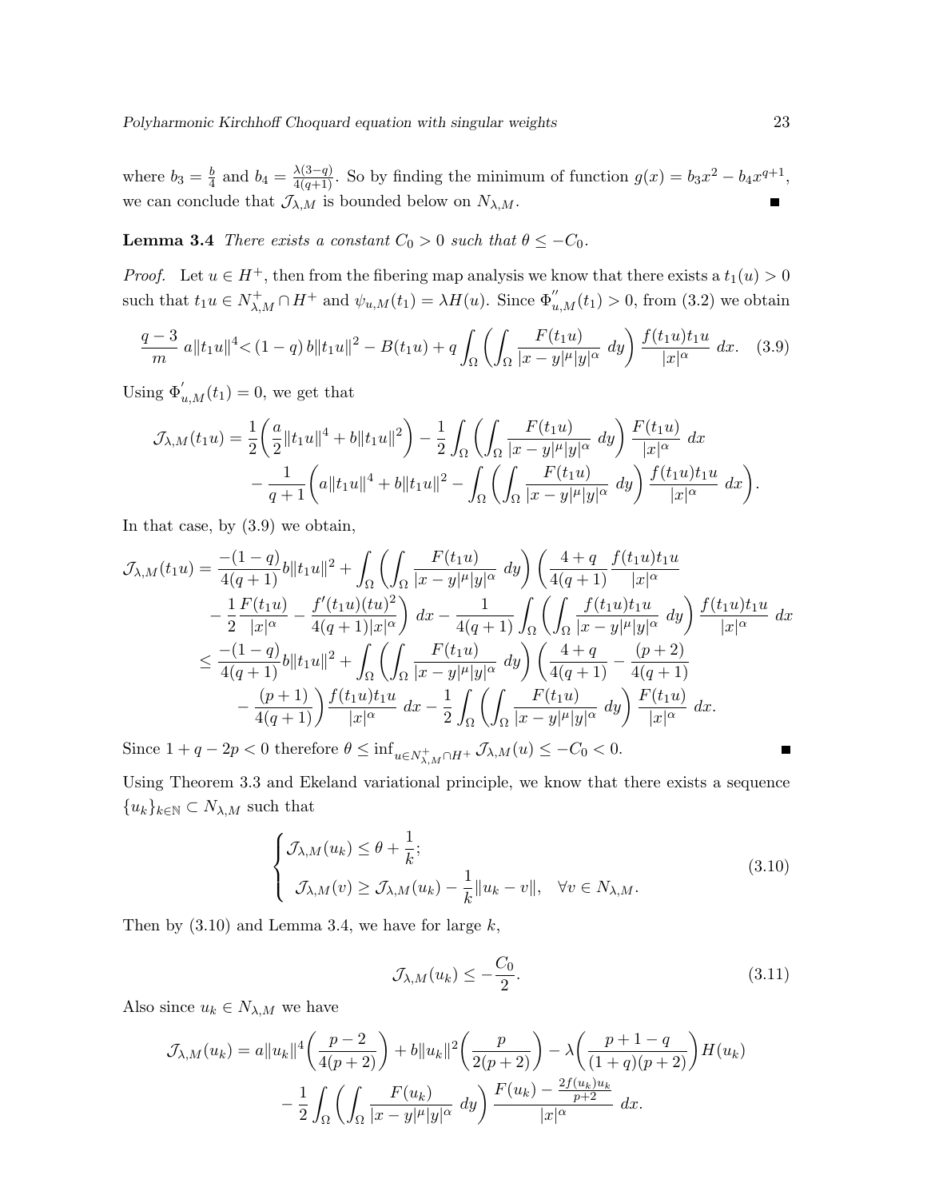where $b_3 = \frac{b}{4}$ and $b_4 = \frac{\lambda(3-q)}{4(q+1)}$. So by finding the minimum of function $g(x) = b_3 x^2 - b_4 x^{q+1}$, we can conclude that $\mathcal{J}_{\lambda,M}$ is bounded below on $N_{\lambda,M}$. ∎

**Lemma 3.4** *There exists a constant $C_0 > 0$ such that $\theta \leq -C_0$.*

*Proof.* Let $u \in H^+$, then from the fibering map analysis we know that there exists a $t_1(u) > 0$ such that $t_1 u \in N^+_{\lambda,M} \cap H^+$ and $\psi_{u,M}(t_1) = \lambda H(u)$. Since $\Phi''_{u,M}(t_1) > 0$, from (3.2) we obtain

$$\frac{q-3}{m}\, a\|t_1 u\|^4 < (1-q)\, b\|t_1 u\|^2 - B(t_1 u) + q\int_\Omega \left(\int_\Omega \frac{F(t_1 u)}{|x-y|^\mu |y|^\alpha}\, dy\right) \frac{f(t_1 u) t_1 u}{|x|^\alpha}\, dx. \quad (3.9)$$

Using $\Phi'_{u,M}(t_1) = 0$, we get that

$$\begin{aligned}
\mathcal{J}_{\lambda,M}(t_1 u) &= \frac{1}{2}\left(\frac{a}{2}\|t_1 u\|^4 + b\|t_1 u\|^2\right) - \frac{1}{2}\int_\Omega \left(\int_\Omega \frac{F(t_1 u)}{|x-y|^\mu |y|^\alpha}\, dy\right) \frac{F(t_1 u)}{|x|^\alpha}\, dx \\
&\quad - \frac{1}{q+1}\left(a\|t_1 u\|^4 + b\|t_1 u\|^2 - \int_\Omega \left(\int_\Omega \frac{F(t_1 u)}{|x-y|^\mu |y|^\alpha}\, dy\right) \frac{f(t_1 u) t_1 u}{|x|^\alpha}\, dx\right).
\end{aligned}$$

In that case, by (3.9) we obtain,

$$\begin{aligned}
\mathcal{J}_{\lambda,M}(t_1 u) &= \frac{-(1-q)}{4(q+1)} b\|t_1 u\|^2 + \int_\Omega \left(\int_\Omega \frac{F(t_1 u)}{|x-y|^\mu |y|^\alpha}\, dy\right) \left(\frac{4+q}{4(q+1)} \frac{f(t_1 u) t_1 u}{|x|^\alpha}\right. \\
&\quad \left. - \frac{1}{2}\frac{F(t_1 u)}{|x|^\alpha} - \frac{f'(t_1 u)(tu)^2}{4(q+1)|x|^\alpha}\right) dx - \frac{1}{4(q+1)}\int_\Omega \left(\int_\Omega \frac{f(t_1 u) t_1 u}{|x-y|^\mu |y|^\alpha}\, dy\right) \frac{f(t_1 u) t_1 u}{|x|^\alpha}\, dx \\
&\leq \frac{-(1-q)}{4(q+1)} b\|t_1 u\|^2 + \int_\Omega \left(\int_\Omega \frac{F(t_1 u)}{|x-y|^\mu |y|^\alpha}\, dy\right) \left(\frac{4+q}{4(q+1)} - \frac{(p+2)}{4(q+1)}\right. \\
&\quad \left. - \frac{(p+1)}{4(q+1)}\right) \frac{f(t_1 u) t_1 u}{|x|^\alpha}\, dx - \frac{1}{2}\int_\Omega \left(\int_\Omega \frac{F(t_1 u)}{|x-y|^\mu |y|^\alpha}\, dy\right) \frac{F(t_1 u)}{|x|^\alpha}\, dx.
\end{aligned}$$

Since $1 + q - 2p < 0$ therefore $\theta \leq \inf_{u \in N^+_{\lambda,M} \cap H^+} \mathcal{J}_{\lambda,M}(u) \leq -C_0 < 0$. ∎

Using Theorem 3.3 and Ekeland variational principle, we know that there exists a sequence $\{u_k\}_{k \in \mathbb{N}} \subset N_{\lambda,M}$ such that

$$\begin{cases} \mathcal{J}_{\lambda,M}(u_k) \leq \theta + \dfrac{1}{k}; \\ \mathcal{J}_{\lambda,M}(v) \geq \mathcal{J}_{\lambda,M}(u_k) - \dfrac{1}{k}\|u_k - v\|, \quad \forall v \in N_{\lambda,M}. \end{cases} \quad (3.10)$$

Then by (3.10) and Lemma 3.4, we have for large $k$,

$$\mathcal{J}_{\lambda,M}(u_k) \leq -\frac{C_0}{2}. \quad (3.11)$$

Also since $u_k \in N_{\lambda,M}$ we have

$$\begin{aligned}
\mathcal{J}_{\lambda,M}(u_k) &= a\|u_k\|^4 \left(\frac{p-2}{4(p+2)}\right) + b\|u_k\|^2 \left(\frac{p}{2(p+2)}\right) - \lambda\left(\frac{p+1-q}{(1+q)(p+2)}\right) H(u_k) \\
&\quad - \frac{1}{2}\int_\Omega \left(\int_\Omega \frac{F(u_k)}{|x-y|^\mu |y|^\alpha}\, dy\right) \frac{F(u_k) - \frac{2f(u_k)u_k}{p+2}}{|x|^\alpha}\, dx.
\end{aligned}$$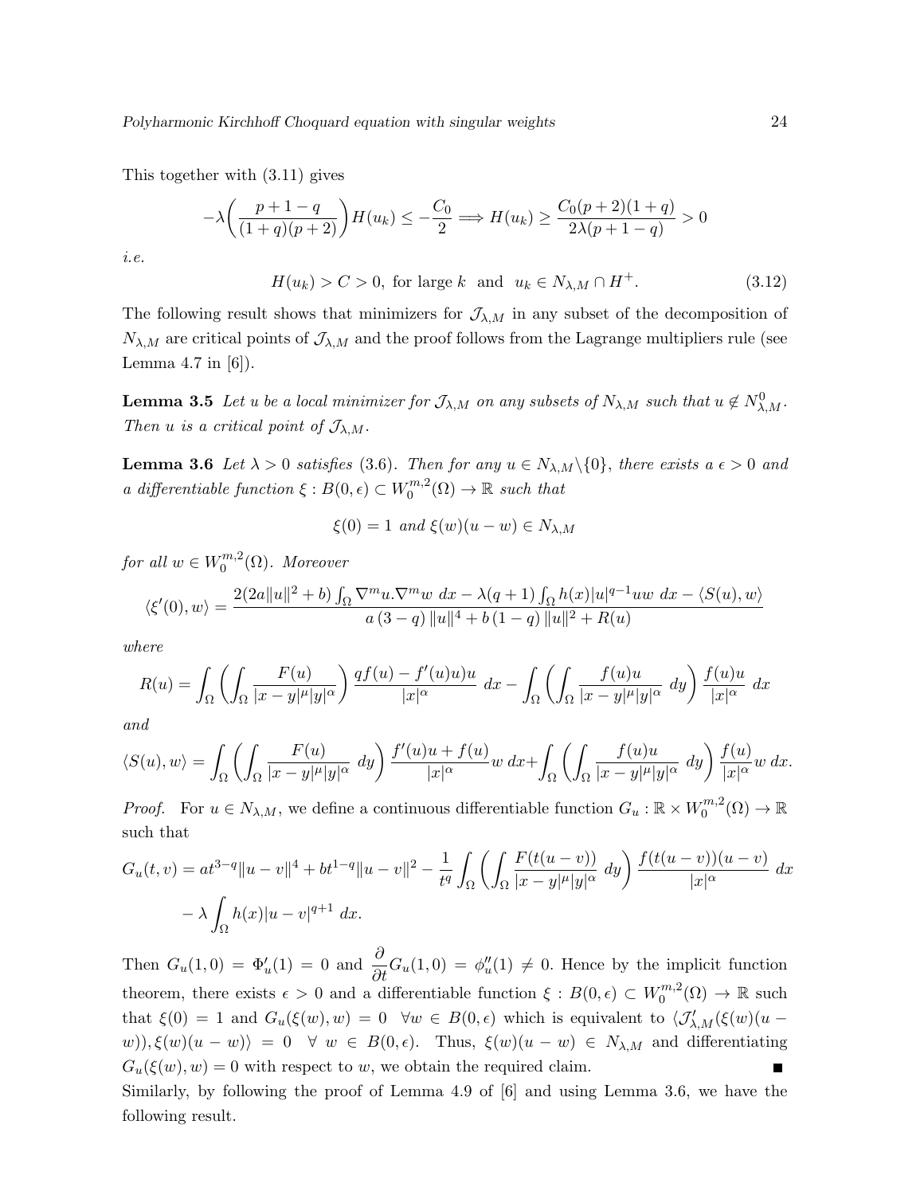This together with (3.11) gives

$$-\lambda\left(\frac{p+1-q}{(1+q)(p+2)}\right)H(u_k) \leq -\frac{C_0}{2} \Longrightarrow H(u_k) \geq \frac{C_0(p+2)(1+q)}{2\lambda(p+1-q)} > 0$$

*i.e.*

$$H(u_k) > C > 0, \text{ for large } k \text{ and } u_k \in N_{\lambda,M} \cap H^+. \tag{3.12}$$

The following result shows that minimizers for $\mathcal{J}_{\lambda,M}$ in any subset of the decomposition of $N_{\lambda,M}$ are critical points of $\mathcal{J}_{\lambda,M}$ and the proof follows from the Lagrange multipliers rule (see Lemma 4.7 in [6]).

**Lemma 3.5** *Let $u$ be a local minimizer for $\mathcal{J}_{\lambda,M}$ on any subsets of $N_{\lambda,M}$ such that $u \notin N^0_{\lambda,M}$. Then $u$ is a critical point of $\mathcal{J}_{\lambda,M}$.*

**Lemma 3.6** *Let $\lambda > 0$ satisfies (3.6). Then for any $u \in N_{\lambda,M}\backslash\{0\}$, there exists a $\epsilon > 0$ and a differentiable function $\xi : B(0,\epsilon) \subset W^{m,2}_0(\Omega) \to \mathbb{R}$ such that*

$$\xi(0) = 1 \text{ and } \xi(w)(u-w) \in N_{\lambda,M}$$

*for all $w \in W^{m,2}_0(\Omega)$. Moreover*

$$\langle \xi'(0), w\rangle = \frac{2(2a\|u\|^2+b)\int_\Omega \nabla^m u.\nabla^m w \ dx - \lambda(q+1)\int_\Omega h(x)|u|^{q-1}uw \ dx - \langle S(u), w\rangle}{a\,(3-q)\,\|u\|^4 + b\,(1-q)\,\|u\|^2 + R(u)}$$

*where*

$$R(u) = \int_\Omega\left(\int_\Omega \frac{F(u)}{|x-y|^\mu|y|^\alpha}\right)\frac{qf(u)-f'(u)u)u}{|x|^\alpha} \ dx - \int_\Omega\left(\int_\Omega \frac{f(u)u}{|x-y|^\mu|y|^\alpha} \ dy\right)\frac{f(u)u}{|x|^\alpha} \ dx$$

*and*

$$\langle S(u), w\rangle = \int_\Omega\left(\int_\Omega \frac{F(u)}{|x-y|^\mu|y|^\alpha} \ dy\right)\frac{f'(u)u+f(u)}{|x|^\alpha}w \ dx + \int_\Omega\left(\int_\Omega \frac{f(u)u}{|x-y|^\mu|y|^\alpha} \ dy\right)\frac{f(u)}{|x|^\alpha}w \ dx.$$

*Proof.* For $u \in N_{\lambda,M}$, we define a continuous differentiable function $G_u : \mathbb{R} \times W^{m,2}_0(\Omega) \to \mathbb{R}$ such that

$$G_u(t,v) = at^{3-q}\|u-v\|^4 + bt^{1-q}\|u-v\|^2 - \frac{1}{t^q}\int_\Omega\left(\int_\Omega \frac{F(t(u-v))}{|x-y|^\mu|y|^\alpha} \ dy\right)\frac{f(t(u-v))(u-v)}{|x|^\alpha} \ dx$$
$$- \lambda\int_\Omega h(x)|u-v|^{q+1} \ dx.$$

Then $G_u(1,0) = \Phi'_u(1) = 0$ and $\dfrac{\partial}{\partial t}G_u(1,0) = \phi''_u(1) \neq 0$. Hence by the implicit function theorem, there exists $\epsilon > 0$ and a differentiable function $\xi : B(0,\epsilon) \subset W^{m,2}_0(\Omega) \to \mathbb{R}$ such that $\xi(0) = 1$ and $G_u(\xi(w), w) = 0 \ \ \forall w \in B(0,\epsilon)$ which is equivalent to $\langle \mathcal{J}'_{\lambda,M}(\xi(w)(u-w)), \xi(w)(u-w)\rangle = 0 \ \ \forall \ w \in B(0,\epsilon)$. Thus, $\xi(w)(u-w) \in N_{\lambda,M}$ and differentiating $G_u(\xi(w), w) = 0$ with respect to $w$, we obtain the required claim. ∎

Similarly, by following the proof of Lemma 4.9 of [6] and using Lemma 3.6, we have the following result.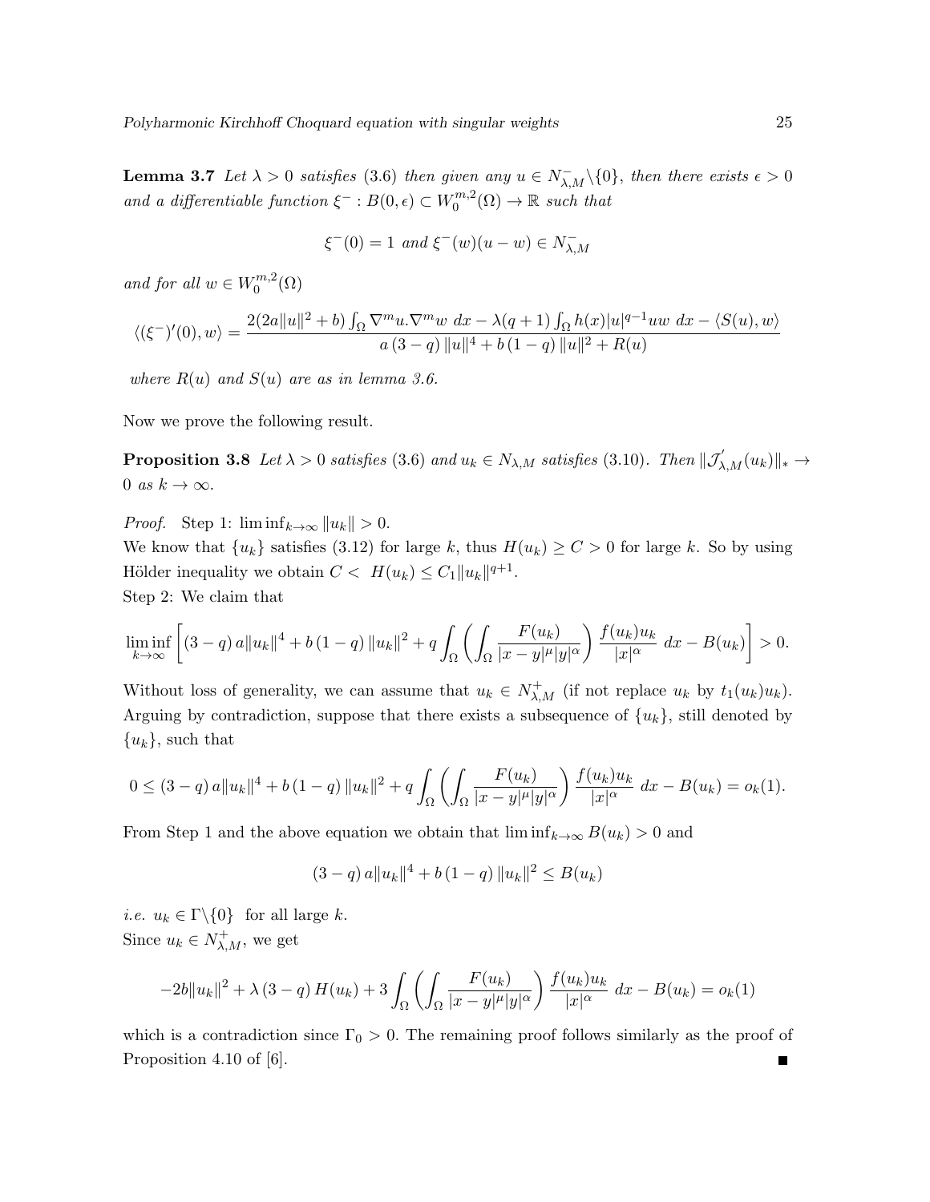**Lemma 3.7** *Let $\lambda > 0$ satisfies* (3.6) *then given any $u \in N^-_{\lambda,M}\backslash\{0\}$, then there exists $\epsilon > 0$ and a differentiable function $\xi^- : B(0,\epsilon) \subset W_0^{m,2}(\Omega) \to \mathbb{R}$ such that*

$$\xi^-(0) = 1 \text{ and } \xi^-(w)(u-w) \in N^-_{\lambda,M}$$

*and for all $w \in W_0^{m,2}(\Omega)$*

$$\langle(\xi^-)'(0), w\rangle = \frac{2(2a\|u\|^2+b)\int_\Omega \nabla^m u.\nabla^m w \; dx - \lambda(q+1)\int_\Omega h(x)|u|^{q-1}uw \; dx - \langle S(u), w\rangle}{a\,(3-q)\,\|u\|^4 + b\,(1-q)\,\|u\|^2 + R(u)}$$

*where $R(u)$ and $S(u)$ are as in lemma 3.6.*

Now we prove the following result.

**Proposition 3.8** *Let $\lambda > 0$ satisfies* (3.6) *and $u_k \in N_{\lambda,M}$ satisfies* (3.10)*. Then $\|\mathcal{J}^{'}_{\lambda,M}(u_k)\|_* \to 0$ as $k \to \infty$.*

*Proof.* Step 1: $\liminf_{k\to\infty}\|u_k\| > 0$.
We know that $\{u_k\}$ satisfies (3.12) for large $k$, thus $H(u_k) \geq C > 0$ for large $k$. So by using Hölder inequality we obtain $C < \; H(u_k) \leq C_1\|u_k\|^{q+1}$.
Step 2: We claim that

$$\liminf_{k\to\infty}\left[(3-q)\,a\|u_k\|^4 + b\,(1-q)\,\|u_k\|^2 + q\int_\Omega\left(\int_\Omega \frac{F(u_k)}{|x-y|^\mu|y|^\alpha}\right)\frac{f(u_k)u_k}{|x|^\alpha}\; dx - B(u_k)\right] > 0.$$

Without loss of generality, we can assume that $u_k \in N^+_{\lambda,M}$ (if not replace $u_k$ by $t_1(u_k)u_k$). Arguing by contradiction, suppose that there exists a subsequence of $\{u_k\}$, still denoted by $\{u_k\}$, such that

$$0 \leq (3-q)\,a\|u_k\|^4 + b\,(1-q)\,\|u_k\|^2 + q\int_\Omega\left(\int_\Omega \frac{F(u_k)}{|x-y|^\mu|y|^\alpha}\right)\frac{f(u_k)u_k}{|x|^\alpha}\; dx - B(u_k) = o_k(1).$$

From Step 1 and the above equation we obtain that $\liminf_{k\to\infty} B(u_k) > 0$ and

$$(3-q)\,a\|u_k\|^4 + b\,(1-q)\,\|u_k\|^2 \leq B(u_k)$$

*i.e.* $u_k \in \Gamma\backslash\{0\}$ for all large $k$.
Since $u_k \in N^+_{\lambda,M}$, we get

$$-2b\|u_k\|^2 + \lambda\,(3-q)\,H(u_k) + 3\int_\Omega\left(\int_\Omega \frac{F(u_k)}{|x-y|^\mu|y|^\alpha}\right)\frac{f(u_k)u_k}{|x|^\alpha}\; dx - B(u_k) = o_k(1)$$

which is a contradiction since $\Gamma_0 > 0$. The remaining proof follows similarly as the proof of Proposition 4.10 of [6]. ■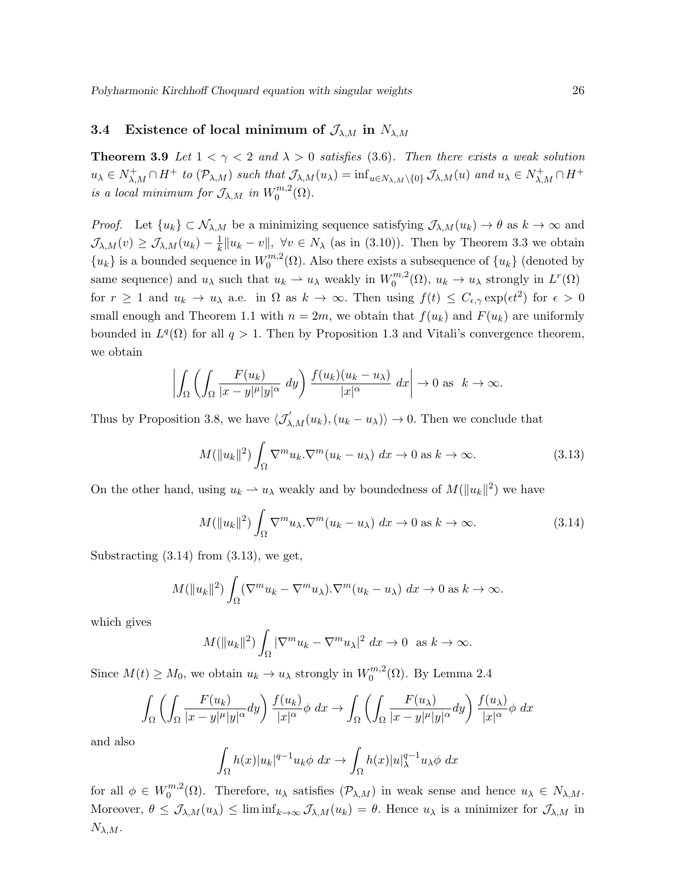### 3.4 Existence of local minimum of $\mathcal{J}_{\lambda,M}$ in $N_{\lambda,M}$

**Theorem 3.9** *Let $1<\gamma<2$ and $\lambda>0$ satisfies (3.6). Then there exists a weak solution $u_\lambda \in N^+_{\lambda,M}\cap H^+$ to $(\mathcal{P}_{\lambda,M})$ such that $\mathcal{J}_{\lambda,M}(u_\lambda)=\inf_{u\in N_{\lambda,M}\setminus\{0\}}\mathcal{J}_{\lambda,M}(u)$ and $u_\lambda \in N^+_{\lambda,M}\cap H^+$ is a local minimum for $\mathcal{J}_{\lambda,M}$ in $W^{m,2}_0(\Omega)$.*

*Proof.* Let $\{u_k\}\subset \mathcal{N}_{\lambda,M}$ be a minimizing sequence satisfying $\mathcal{J}_{\lambda,M}(u_k)\to\theta$ as $k\to\infty$ and $\mathcal{J}_{\lambda,M}(v)\geq \mathcal{J}_{\lambda,M}(u_k)-\frac{1}{k}\|u_k-v\|$, $\forall v\in N_\lambda$ (as in (3.10)). Then by Theorem 3.3 we obtain $\{u_k\}$ is a bounded sequence in $W^{m,2}_0(\Omega)$. Also there exists a subsequence of $\{u_k\}$ (denoted by same sequence) and $u_\lambda$ such that $u_k\rightharpoonup u_\lambda$ weakly in $W^{m,2}_0(\Omega)$, $u_k\to u_\lambda$ strongly in $L^r(\Omega)$ for $r\geq 1$ and $u_k\to u_\lambda$ a.e. in $\Omega$ as $k\to\infty$. Then using $f(t)\leq C_{\epsilon,\gamma}\exp(\epsilon t^2)$ for $\epsilon>0$ small enough and Theorem 1.1 with $n=2m$, we obtain that $f(u_k)$ and $F(u_k)$ are uniformly bounded in $L^q(\Omega)$ for all $q>1$. Then by Proposition 1.3 and Vitali's convergence theorem, we obtain

$$\left|\int_\Omega\left(\int_\Omega \frac{F(u_k)}{|x-y|^\mu|y|^\alpha}\,dy\right)\frac{f(u_k)(u_k-u_\lambda)}{|x|^\alpha}\,dx\right|\to 0 \text{ as } k\to\infty.$$

Thus by Proposition 3.8, we have $\langle \mathcal{J}'_{\lambda,M}(u_k),(u_k-u_\lambda)\rangle\to 0$. Then we conclude that

$$M(\|u_k\|^2)\int_\Omega \nabla^m u_k.\nabla^m(u_k-u_\lambda)\,dx\to 0 \text{ as } k\to\infty. \tag{3.13}$$

On the other hand, using $u_k\rightharpoonup u_\lambda$ weakly and by boundedness of $M(\|u_k\|^2)$ we have

$$M(\|u_k\|^2)\int_\Omega \nabla^m u_\lambda.\nabla^m(u_k-u_\lambda)\,dx\to 0 \text{ as } k\to\infty. \tag{3.14}$$

Substracting (3.14) from (3.13), we get,

$$M(\|u_k\|^2)\int_\Omega (\nabla^m u_k-\nabla^m u_\lambda).\nabla^m(u_k-u_\lambda)\,dx\to 0 \text{ as } k\to\infty.$$

which gives

$$M(\|u_k\|^2)\int_\Omega |\nabla^m u_k-\nabla^m u_\lambda|^2\,dx\to 0 \ \text{ as } k\to\infty.$$

Since $M(t)\geq M_0$, we obtain $u_k\to u_\lambda$ strongly in $W^{m,2}_0(\Omega)$. By Lemma 2.4

$$\int_\Omega\left(\int_\Omega \frac{F(u_k)}{|x-y|^\mu|y|^\alpha}dy\right)\frac{f(u_k)}{|x|^\alpha}\phi\,dx\to \int_\Omega\left(\int_\Omega \frac{F(u_\lambda)}{|x-y|^\mu|y|^\alpha}dy\right)\frac{f(u_\lambda)}{|x|^\alpha}\phi\,dx$$

and also

$$\int_\Omega h(x)|u_k|^{q-1}u_k\phi\,dx\to\int_\Omega h(x)|u|_\lambda^{q-1}u_\lambda\phi\,dx$$

for all $\phi\in W^{m,2}_0(\Omega)$. Therefore, $u_\lambda$ satisfies $(\mathcal{P}_{\lambda,M})$ in weak sense and hence $u_\lambda\in N_{\lambda,M}$. Moreover, $\theta\leq \mathcal{J}_{\lambda,M}(u_\lambda)\leq \liminf_{k\to\infty}\mathcal{J}_{\lambda,M}(u_k)=\theta$. Hence $u_\lambda$ is a minimizer for $\mathcal{J}_{\lambda,M}$ in $N_{\lambda,M}$.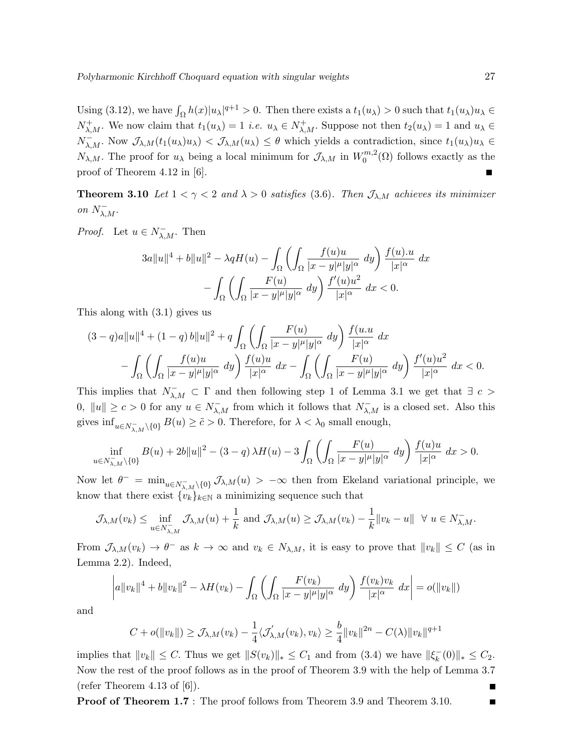Using (3.12), we have $\int_\Omega h(x)|u_\lambda|^{q+1} > 0$. Then there exists a $t_1(u_\lambda) > 0$ such that $t_1(u_\lambda)u_\lambda \in N^+_{\lambda,M}$. We now claim that $t_1(u_\lambda) = 1$ *i.e.* $u_\lambda \in N^+_{\lambda,M}$. Suppose not then $t_2(u_\lambda) = 1$ and $u_\lambda \in N^-_{\lambda,M}$. Now $\mathcal{J}_{\lambda,M}(t_1(u_\lambda)u_\lambda) < \mathcal{J}_{\lambda,M}(u_\lambda) \leq \theta$ which yields a contradiction, since $t_1(u_\lambda)u_\lambda \in N_{\lambda,M}$. The proof for $u_\lambda$ being a local minimum for $\mathcal{J}_{\lambda,M}$ in $W^{m,2}_0(\Omega)$ follows exactly as the proof of Theorem 4.12 in [6]. ∎

**Theorem 3.10** *Let $1 < \gamma < 2$ and $\lambda > 0$ satisfies* (3.6). *Then $\mathcal{J}_{\lambda,M}$ achieves its minimizer on $N^-_{\lambda,M}$.*

*Proof.* Let $u \in N^-_{\lambda,M}$. Then

$$3a\|u\|^4 + b\|u\|^2 - \lambda q H(u) - \int_\Omega \left(\int_\Omega \frac{f(u)u}{|x-y|^\mu |y|^\alpha}\, dy\right) \frac{f(u).u}{|x|^\alpha}\, dx$$
$$- \int_\Omega \left(\int_\Omega \frac{F(u)}{|x-y|^\mu |y|^\alpha}\, dy\right) \frac{f'(u)u^2}{|x|^\alpha}\, dx < 0.$$

This along with (3.1) gives us

$$(3-q)a\|u\|^4 + (1-q)\, b\|u\|^2 + q\int_\Omega \left(\int_\Omega \frac{F(u)}{|x-y|^\mu |y|^\alpha}\, dy\right) \frac{f(u.u}{|x|^\alpha}\, dx$$
$$- \int_\Omega \left(\int_\Omega \frac{f(u)u}{|x-y|^\mu |y|^\alpha}\, dy\right) \frac{f(u)u}{|x|^\alpha}\, dx - \int_\Omega \left(\int_\Omega \frac{F(u)}{|x-y|^\mu |y|^\alpha}\, dy\right) \frac{f'(u)u^2}{|x|^\alpha}\, dx < 0.$$

This implies that $N^-_{\lambda,M} \subset \Gamma$ and then following step 1 of Lemma 3.1 we get that $\exists\ c > 0$, $\|u\| \geq c > 0$ for any $u \in N^-_{\lambda,M}$ from which it follows that $N^-_{\lambda,M}$ is a closed set. Also this gives $\inf_{u\in N^-_{\lambda,M}\setminus\{0\}} B(u) \geq \tilde{c} > 0$. Therefore, for $\lambda < \lambda_0$ small enough,

$$\inf_{u\in N^-_{\lambda,M}\setminus\{0\}} B(u) + 2b\|u\|^2 - (3-q)\,\lambda H(u) - 3\int_\Omega \left(\int_\Omega \frac{F(u)}{|x-y|^\mu |y|^\alpha}\, dy\right) \frac{f(u)u}{|x|^\alpha}\, dx > 0.$$

Now let $\theta^- = \min_{u\in N^-_{\lambda,M}\setminus\{0\}} \mathcal{J}_{\lambda,M}(u) > -\infty$ then from Ekeland variational principle, we know that there exist $\{v_k\}_{k\in\mathbb{N}}$ a minimizing sequence such that

$$\mathcal{J}_{\lambda,M}(v_k) \leq \inf_{u\in N^-_{\lambda,M}} \mathcal{J}_{\lambda,M}(u) + \frac{1}{k} \text{ and } \mathcal{J}_{\lambda,M}(u) \geq \mathcal{J}_{\lambda,M}(v_k) - \frac{1}{k}\|v_k - u\| \ \ \forall\ u \in N^-_{\lambda,M}.$$

From $\mathcal{J}_{\lambda,M}(v_k) \to \theta^-$ as $k \to \infty$ and $v_k \in N_{\lambda,M}$, it is easy to prove that $\|v_k\| \leq C$ (as in Lemma 2.2). Indeed,

$$\left| a\|v_k\|^4 + b\|v_k\|^2 - \lambda H(v_k) - \int_\Omega \left(\int_\Omega \frac{F(v_k)}{|x-y|^\mu |y|^\alpha}\, dy\right) \frac{f(v_k)v_k}{|x|^\alpha}\, dx \right| = o(\|v_k\|)$$

and

$$C + o(\|v_k\|) \geq \mathcal{J}_{\lambda,M}(v_k) - \frac{1}{4}\langle \mathcal{J}'_{\lambda,M}(v_k), v_k\rangle \geq \frac{b}{4}\|v_k\|^{2n} - C(\lambda)\|v_k\|^{q+1}$$

implies that $\|v_k\| \leq C$. Thus we get $\|S(v_k)\|_* \leq C_1$ and from (3.4) we have $\|\xi^-_k(0)\|_* \leq C_2$. Now the rest of the proof follows as in the proof of Theorem 3.9 with the help of Lemma 3.7 (refer Theorem 4.13 of [6]). ∎

**Proof of Theorem 1.7** : The proof follows from Theorem 3.9 and Theorem 3.10. ∎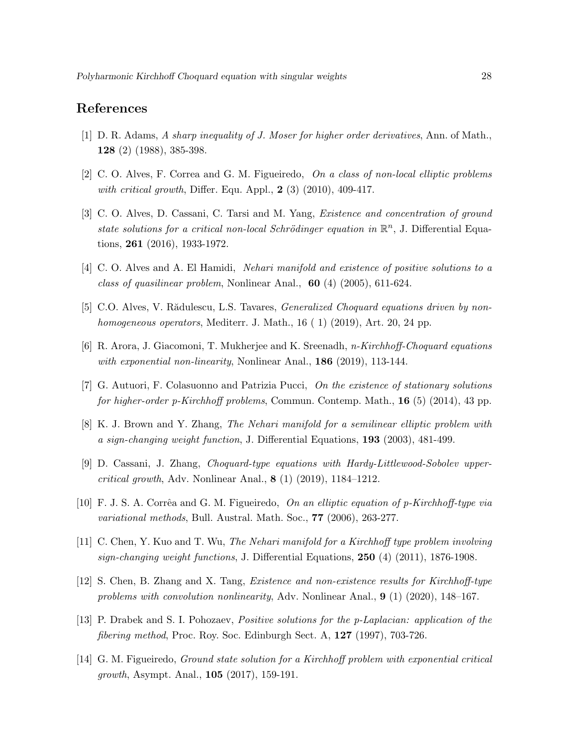## References

[1] D. R. Adams, *A sharp inequality of J. Moser for higher order derivatives*, Ann. of Math., **128** (2) (1988), 385-398.

[2] C. O. Alves, F. Correa and G. M. Figueiredo, *On a class of non-local elliptic problems with critical growth*, Differ. Equ. Appl., **2** (3) (2010), 409-417.

[3] C. O. Alves, D. Cassani, C. Tarsi and M. Yang, *Existence and concentration of ground state solutions for a critical non-local Schrödinger equation in* $\mathbb{R}^n$, J. Differential Equations, **261** (2016), 1933-1972.

[4] C. O. Alves and A. El Hamidi, *Nehari manifold and existence of positive solutions to a class of quasilinear problem*, Nonlinear Anal., **60** (4) (2005), 611-624.

[5] C.O. Alves, V. Rădulescu, L.S. Tavares, *Generalized Choquard equations driven by nonhomogeneous operators*, Mediterr. J. Math., 16 ( 1) (2019), Art. 20, 24 pp.

[6] R. Arora, J. Giacomoni, T. Mukherjee and K. Sreenadh, *n-Kirchhoff-Choquard equations with exponential non-linearity*, Nonlinear Anal., **186** (2019), 113-144.

[7] G. Autuori, F. Colasuonno and Patrizia Pucci, *On the existence of stationary solutions for higher-order p-Kirchhoff problems*, Commun. Contemp. Math., **16** (5) (2014), 43 pp.

[8] K. J. Brown and Y. Zhang, *The Nehari manifold for a semilinear elliptic problem with a sign-changing weight function*, J. Differential Equations, **193** (2003), 481-499.

[9] D. Cassani, J. Zhang, *Choquard-type equations with Hardy-Littlewood-Sobolev upper-critical growth*, Adv. Nonlinear Anal., **8** (1) (2019), 1184–1212.

[10] F. J. S. A. Corrêa and G. M. Figueiredo, *On an elliptic equation of p-Kirchhoff-type via variational methods*, Bull. Austral. Math. Soc., **77** (2006), 263-277.

[11] C. Chen, Y. Kuo and T. Wu, *The Nehari manifold for a Kirchhoff type problem involving sign-changing weight functions*, J. Differential Equations, **250** (4) (2011), 1876-1908.

[12] S. Chen, B. Zhang and X. Tang, *Existence and non-existence results for Kirchhoff-type problems with convolution nonlinearity*, Adv. Nonlinear Anal., **9** (1) (2020), 148–167.

[13] P. Drabek and S. I. Pohozaev, *Positive solutions for the p-Laplacian: application of the fibering method*, Proc. Roy. Soc. Edinburgh Sect. A, **127** (1997), 703-726.

[14] G. M. Figueiredo, *Ground state solution for a Kirchhoff problem with exponential critical growth*, Asympt. Anal., **105** (2017), 159-191.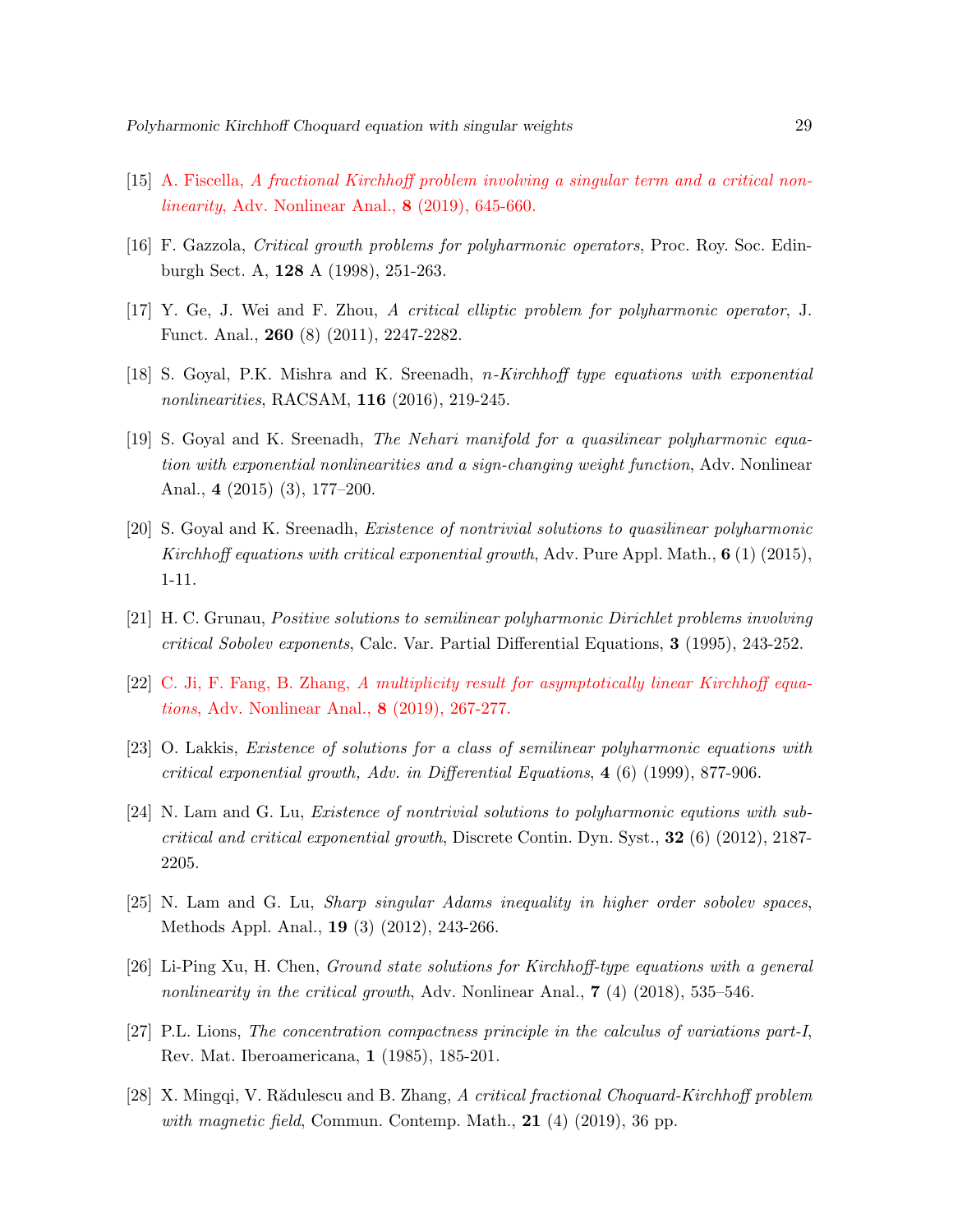[15] A. Fiscella, *A fractional Kirchhoff problem involving a singular term and a critical nonlinearity*, Adv. Nonlinear Anal., **8** (2019), 645-660.

[16] F. Gazzola, *Critical growth problems for polyharmonic operators*, Proc. Roy. Soc. Edinburgh Sect. A, **128** A (1998), 251-263.

[17] Y. Ge, J. Wei and F. Zhou, *A critical elliptic problem for polyharmonic operator*, J. Funct. Anal., **260** (8) (2011), 2247-2282.

[18] S. Goyal, P.K. Mishra and K. Sreenadh, *n-Kirchhoff type equations with exponential nonlinearities*, RACSAM, **116** (2016), 219-245.

[19] S. Goyal and K. Sreenadh, *The Nehari manifold for a quasilinear polyharmonic equation with exponential nonlinearities and a sign-changing weight function*, Adv. Nonlinear Anal., **4** (2015) (3), 177–200.

[20] S. Goyal and K. Sreenadh, *Existence of nontrivial solutions to quasilinear polyharmonic Kirchhoff equations with critical exponential growth*, Adv. Pure Appl. Math., **6** (1) (2015), 1-11.

[21] H. C. Grunau, *Positive solutions to semilinear polyharmonic Dirichlet problems involving critical Sobolev exponents*, Calc. Var. Partial Differential Equations, **3** (1995), 243-252.

[22] C. Ji, F. Fang, B. Zhang, *A multiplicity result for asymptotically linear Kirchhoff equations*, Adv. Nonlinear Anal., **8** (2019), 267-277.

[23] O. Lakkis, *Existence of solutions for a class of semilinear polyharmonic equations with critical exponential growth, Adv. in Differential Equations*, **4** (6) (1999), 877-906.

[24] N. Lam and G. Lu, *Existence of nontrivial solutions to polyharmonic equtions with subcritical and critical exponential growth*, Discrete Contin. Dyn. Syst., **32** (6) (2012), 2187-2205.

[25] N. Lam and G. Lu, *Sharp singular Adams inequality in higher order sobolev spaces*, Methods Appl. Anal., **19** (3) (2012), 243-266.

[26] Li-Ping Xu, H. Chen, *Ground state solutions for Kirchhoff-type equations with a general nonlinearity in the critical growth*, Adv. Nonlinear Anal., **7** (4) (2018), 535–546.

[27] P.L. Lions, *The concentration compactness principle in the calculus of variations part-I*, Rev. Mat. Iberoamericana, **1** (1985), 185-201.

[28] X. Mingqi, V. Rădulescu and B. Zhang, *A critical fractional Choquard-Kirchhoff problem with magnetic field*, Commun. Contemp. Math., **21** (4) (2019), 36 pp.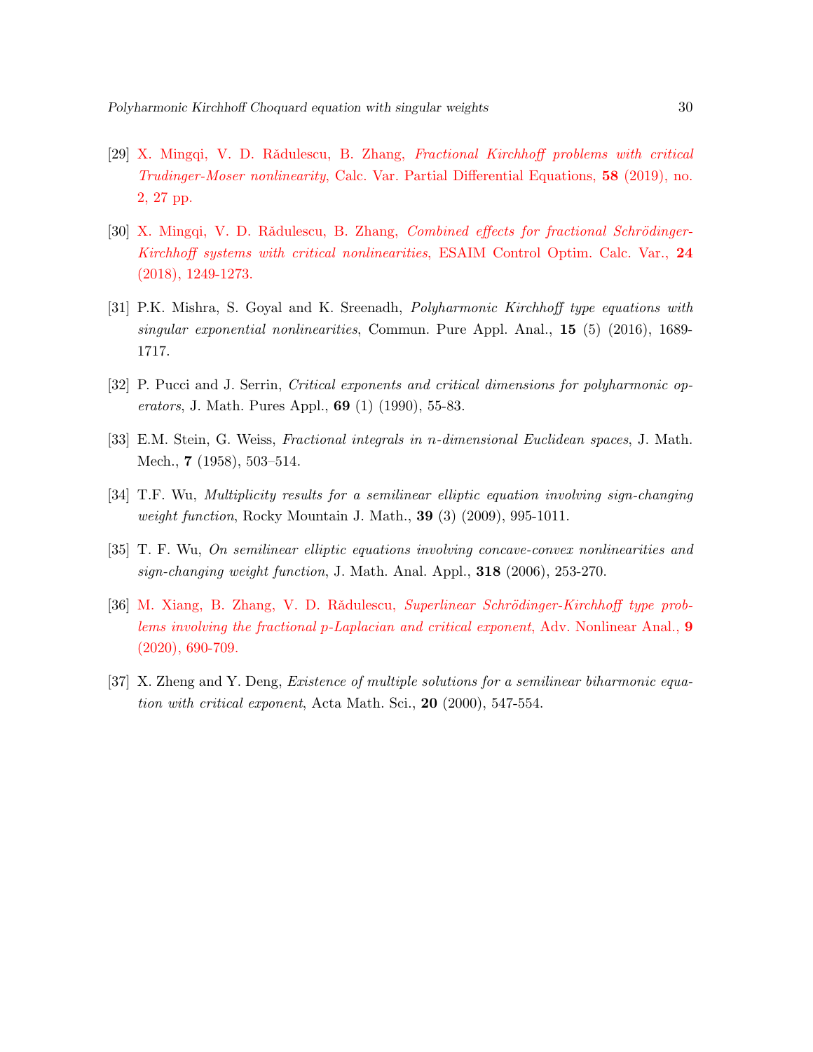[29] X. Mingqi, V. D. Rădulescu, B. Zhang, *Fractional Kirchhoff problems with critical Trudinger-Moser nonlinearity*, Calc. Var. Partial Differential Equations, **58** (2019), no. 2, 27 pp.

[30] X. Mingqi, V. D. Rădulescu, B. Zhang, *Combined effects for fractional Schrödinger-Kirchhoff systems with critical nonlinearities*, ESAIM Control Optim. Calc. Var., **24** (2018), 1249-1273.

[31] P.K. Mishra, S. Goyal and K. Sreenadh, *Polyharmonic Kirchhoff type equations with singular exponential nonlinearities*, Commun. Pure Appl. Anal., **15** (5) (2016), 1689-1717.

[32] P. Pucci and J. Serrin, *Critical exponents and critical dimensions for polyharmonic operators*, J. Math. Pures Appl., **69** (1) (1990), 55-83.

[33] E.M. Stein, G. Weiss, *Fractional integrals in n-dimensional Euclidean spaces*, J. Math. Mech., **7** (1958), 503–514.

[34] T.F. Wu, *Multiplicity results for a semilinear elliptic equation involving sign-changing weight function*, Rocky Mountain J. Math., **39** (3) (2009), 995-1011.

[35] T. F. Wu, *On semilinear elliptic equations involving concave-convex nonlinearities and sign-changing weight function*, J. Math. Anal. Appl., **318** (2006), 253-270.

[36] M. Xiang, B. Zhang, V. D. Rădulescu, *Superlinear Schrödinger-Kirchhoff type problems involving the fractional p-Laplacian and critical exponent*, Adv. Nonlinear Anal., **9** (2020), 690-709.

[37] X. Zheng and Y. Deng, *Existence of multiple solutions for a semilinear biharmonic equation with critical exponent*, Acta Math. Sci., **20** (2000), 547-554.